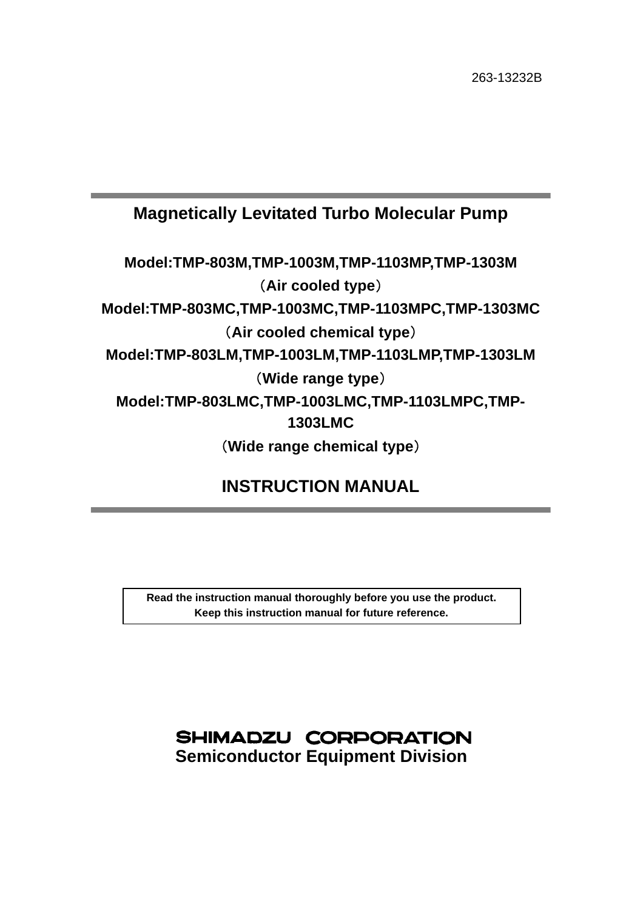263-13232B

# Magnetically Levitated Turbo Molecular Pump

**Model:TMP-803M,TMP-1003M,TMP-1103MP,TMP-1303M**

**（Air cooled type）**

**Model:TMP-803MC,TMP-1003MC,TMP-1103MPC,TMP-1303MC**

**（Air cooled chemical type）**

**Model:TMP-803LM,TMP-1003LM,TMP-1103LMP,TMP-1303LM**

**（Wide range type）**

**Model:TMP-803LMC,TMP-1003LMC,TMP-1103LMPC,TMP-1303LMC**

**（Wide range chemical type）**

# INSTRUCTION MANUAL

**Read the instruction manual thoroughly before you use the product.**
**Keep this instruction manual for future reference.**

**SHIMADZU CORPORATION**
**Semiconductor Equipment Division**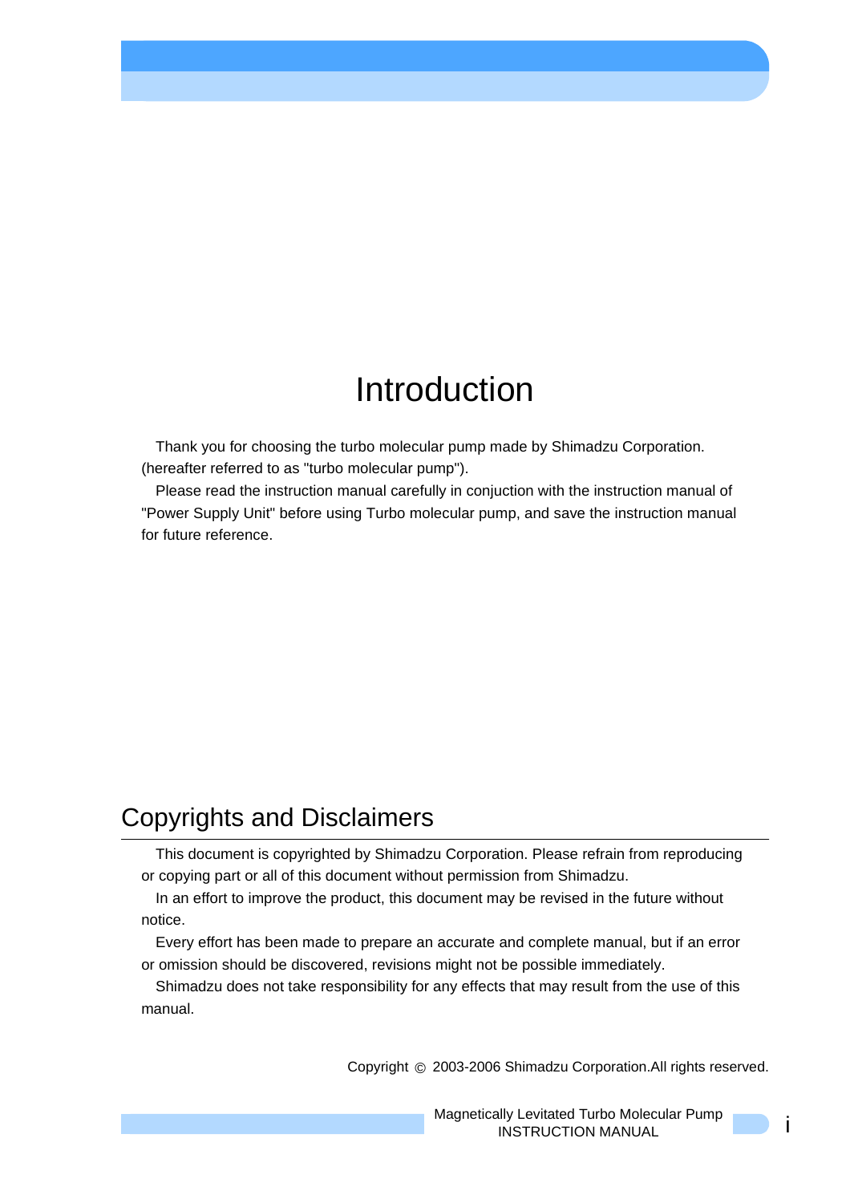# Introduction

Thank you for choosing the turbo molecular pump made by Shimadzu Corporation. (hereafter referred to as "turbo molecular pump").

Please read the instruction manual carefully in conjuction with the instruction manual of "Power Supply Unit" before using Turbo molecular pump, and save the instruction manual for future reference.

## Copyrights and Disclaimers

This document is copyrighted by Shimadzu Corporation. Please refrain from reproducing or copying part or all of this document without permission from Shimadzu.

In an effort to improve the product, this document may be revised in the future without notice.

Every effort has been made to prepare an accurate and complete manual, but if an error or omission should be discovered, revisions might not be possible immediately.

Shimadzu does not take responsibility for any effects that may result from the use of this manual.

Copyright © 2003-2006 Shimadzu Corporation.All rights reserved.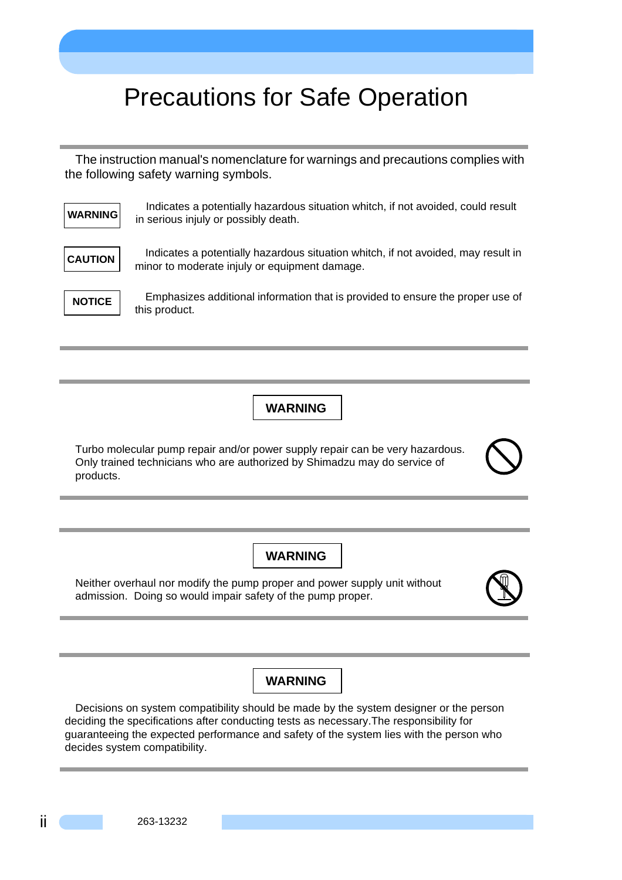# Precautions for Safe Operation

The instruction manual's nomenclature for warnings and precautions complies with the following safety warning symbols.

| | |
|---|---|
| **WARNING** | Indicates a potentially hazardous situation whitch, if not avoided, could result in serious injuly or possibly death. |
| **CAUTION** | Indicates a potentially hazardous situation whitch, if not avoided, may result in minor to moderate injuly or equipment damage. |
| **NOTICE** | Emphasizes additional information that is provided to ensure the proper use of this product. |

**WARNING**

Turbo molecular pump repair and/or power supply repair can be very hazardous. Only trained technicians who are authorized by Shimadzu may do service of products.

**WARNING**

Neither overhaul nor modify the pump proper and power supply unit without admission. Doing so would impair safety of the pump proper.

**WARNING**

Decisions on system compatibility should be made by the system designer or the person deciding the specifications after conducting tests as necessary.The responsibility for guaranteeing the expected performance and safety of the system lies with the person who decides system compatibility.

263-13232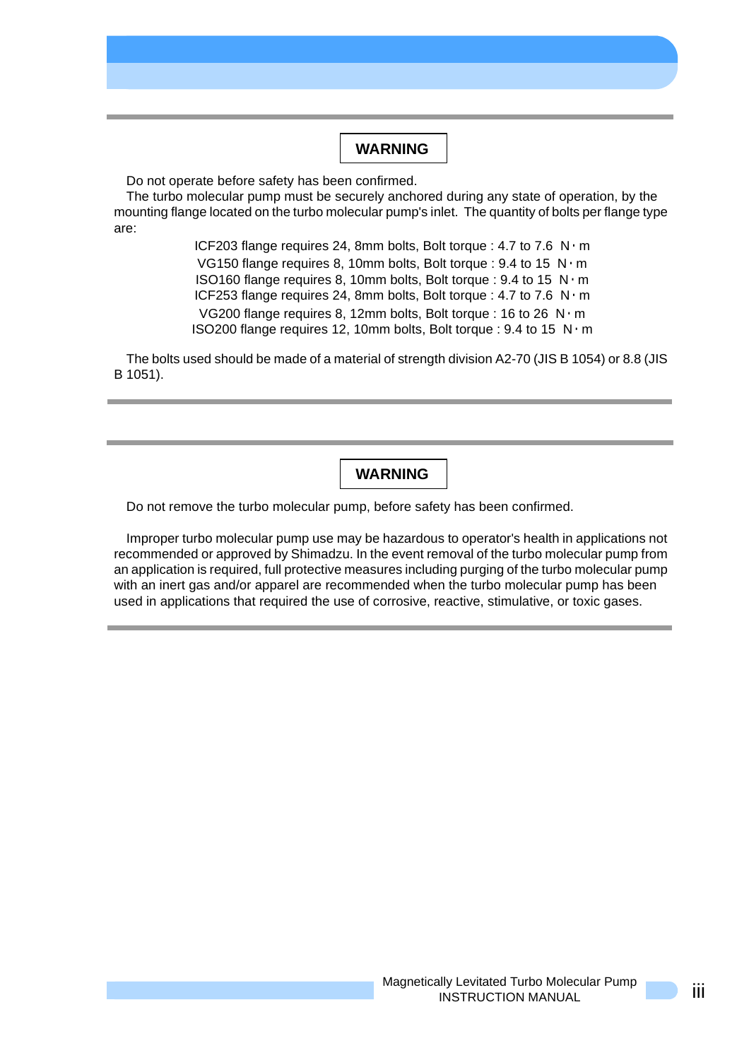**WARNING**

Do not operate before safety has been confirmed.

The turbo molecular pump must be securely anchored during any state of operation, by the mounting flange located on the turbo molecular pump's inlet. The quantity of bolts per flange type are:

ICF203 flange requires 24, 8mm bolts, Bolt torque : 4.7 to 7.6 N・m
VG150 flange requires 8, 10mm bolts, Bolt torque : 9.4 to 15 N・m
ISO160 flange requires 8, 10mm bolts, Bolt torque : 9.4 to 15 N・m
ICF253 flange requires 24, 8mm bolts, Bolt torque : 4.7 to 7.6 N・m
VG200 flange requires 8, 12mm bolts, Bolt torque : 16 to 26 N・m
ISO200 flange requires 12, 10mm bolts, Bolt torque : 9.4 to 15 N・m

The bolts used should be made of a material of strength division A2-70 (JIS B 1054) or 8.8 (JIS B 1051).

---

**WARNING**

Do not remove the turbo molecular pump, before safety has been confirmed.

Improper turbo molecular pump use may be hazardous to operator's health in applications not recommended or approved by Shimadzu. In the event removal of the turbo molecular pump from an application is required, full protective measures including purging of the turbo molecular pump with an inert gas and/or apparel are recommended when the turbo molecular pump has been used in applications that required the use of corrosive, reactive, stimulative, or toxic gases.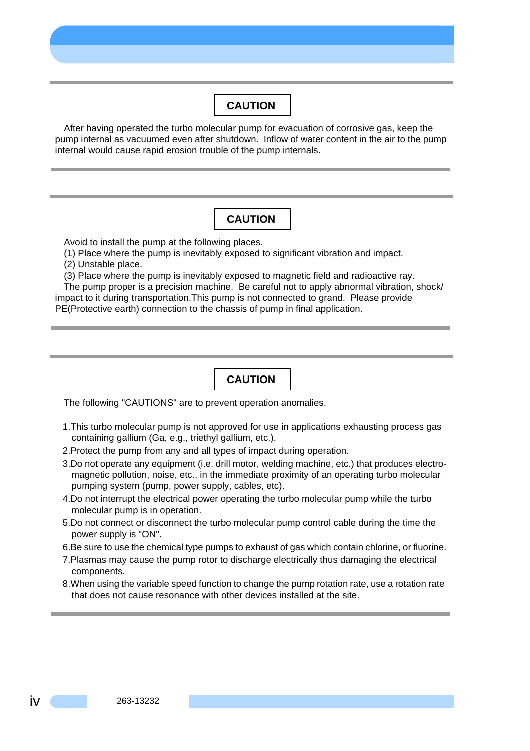**CAUTION**

After having operated the turbo molecular pump for evacuation of corrosive gas, keep the pump internal as vacuumed even after shutdown. Inflow of water content in the air to the pump internal would cause rapid erosion trouble of the pump internals.

---

**CAUTION**

Avoid to install the pump at the following places.
(1) Place where the pump is inevitably exposed to significant vibration and impact.
(2) Unstable place.
(3) Place where the pump is inevitably exposed to magnetic field and radioactive ray.
The pump proper is a precision machine. Be careful not to apply abnormal vibration, shock/ impact to it during transportation.This pump is not connected to grand. Please provide PE(Protective earth) connection to the chassis of pump in final application.

---

**CAUTION**

The following "CAUTIONS" are to prevent operation anomalies.

1. This turbo molecular pump is not approved for use in applications exhausting process gas containing gallium (Ga, e.g., triethyl gallium, etc.).
2. Protect the pump from any and all types of impact during operation.
3. Do not operate any equipment (i.e. drill motor, welding machine, etc.) that produces electro-magnetic pollution, noise, etc., in the immediate proximity of an operating turbo molecular pumping system (pump, power supply, cables, etc).
4. Do not interrupt the electrical power operating the turbo molecular pump while the turbo molecular pump is in operation.
5. Do not connect or disconnect the turbo molecular pump control cable during the time the power supply is "ON".
6. Be sure to use the chemical type pumps to exhaust of gas which contain chlorine, or fluorine.
7. Plasmas may cause the pump rotor to discharge electrically thus damaging the electrical components.
8. When using the variable speed function to change the pump rotation rate, use a rotation rate that does not cause resonance with other devices installed at the site.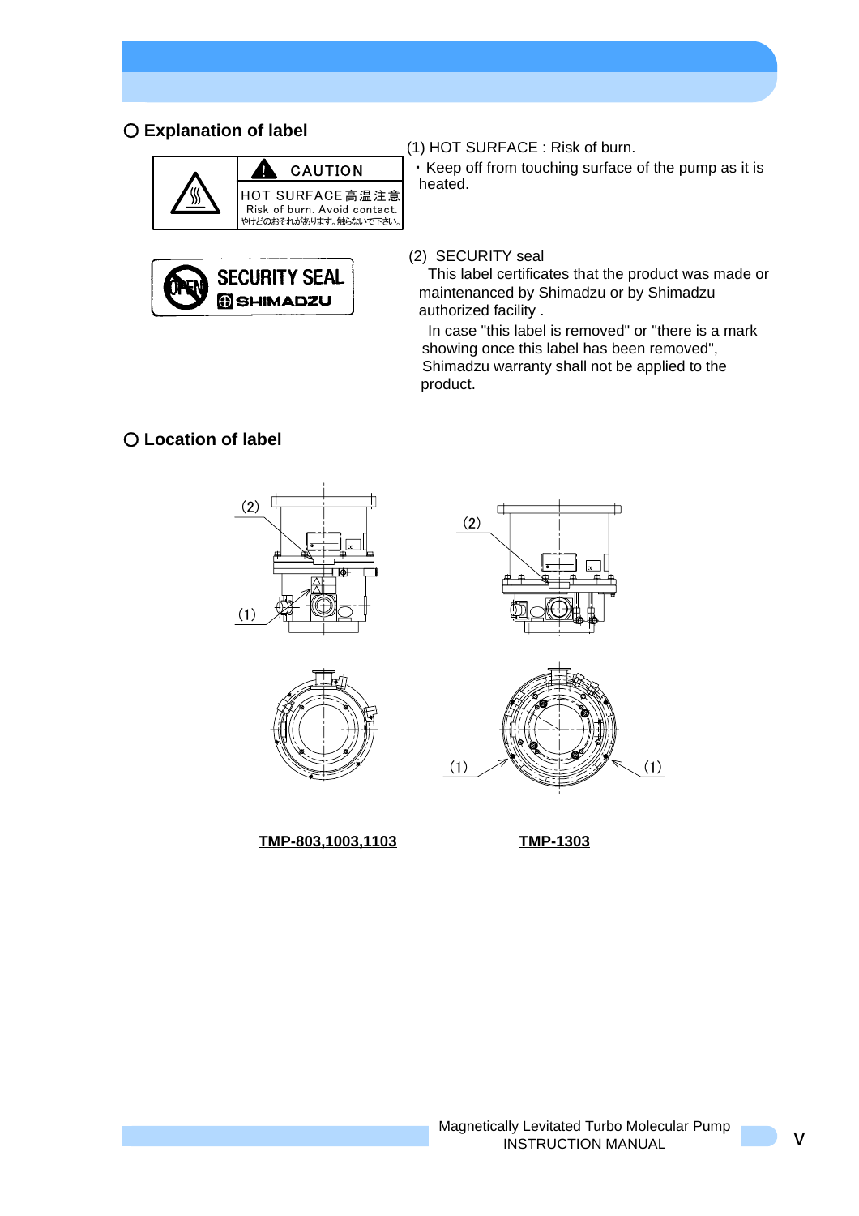## ○ Explanation of label

CAUTION
HOT SURFACE 高温注意
Risk of burn. Avoid contact.
やけどのおそれがあります。触らないで下さい。

(1) HOT SURFACE : Risk of burn.

・Keep off from touching surface of the pump as it is heated.

SECURITY SEAL
SHIMADZU

(2) SECURITY seal

This label certificates that the product was made or maintenanced by Shimadzu or by Shimadzu authorized facility .

In case "this label is removed" or "there is a mark showing once this label has been removed", Shimadzu warranty shall not be applied to the product.

## ○ Location of label

(2)

(1)

(2)

(1)

(1)

**TMP-803,1003,1103**

**TMP-1303**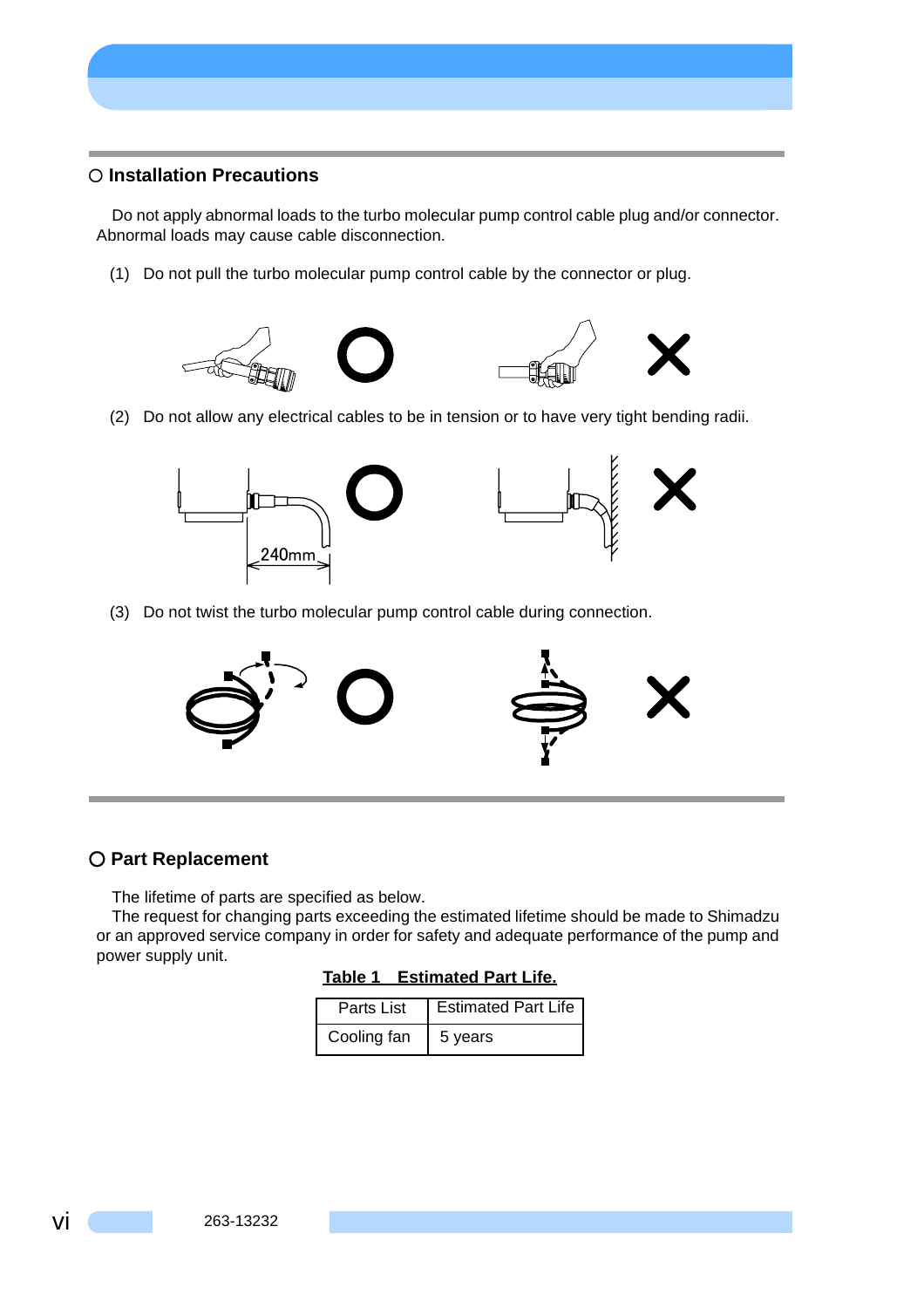## ○ Installation Precautions

Do not apply abnormal loads to the turbo molecular pump control cable plug and/or connector. Abnormal loads may cause cable disconnection.

(1) Do not pull the turbo molecular pump control cable by the connector or plug.

(2) Do not allow any electrical cables to be in tension or to have very tight bending radii.

240mm

(3) Do not twist the turbo molecular pump control cable during connection.

## ○ Part Replacement

The lifetime of parts are specified as below.

The request for changing parts exceeding the estimated lifetime should be made to Shimadzu or an approved service company in order for safety and adequate performance of the pump and power supply unit.

**Table 1 Estimated Part Life.**

| Parts List | Estimated Part Life |
|---|---|
| Cooling fan | 5 years |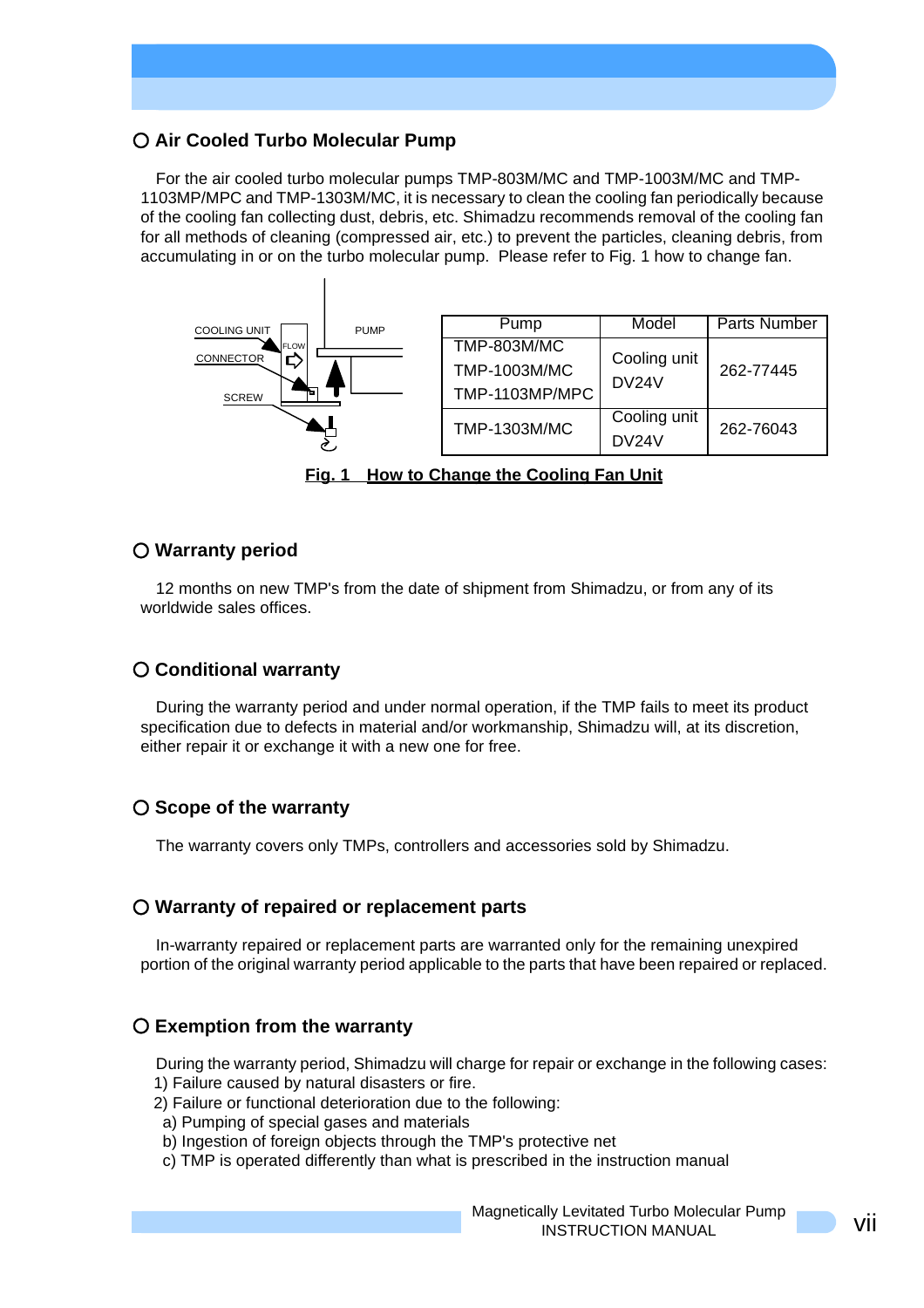## ○ Air Cooled Turbo Molecular Pump

For the air cooled turbo molecular pumps TMP-803M/MC and TMP-1003M/MC and TMP-1103MP/MPC and TMP-1303M/MC, it is necessary to clean the cooling fan periodically because of the cooling fan collecting dust, debris, etc. Shimadzu recommends removal of the cooling fan for all methods of cleaning (compressed air, etc.) to prevent the particles, cleaning debris, from accumulating in or on the turbo molecular pump. Please refer to Fig. 1 how to change fan.

COOLING UNIT, CONNECTOR, SCREW, FLOW, PUMP

| Pump | Model | Parts Number |
|---|---|---|
| TMP-803M/MC<br>TMP-1003M/MC<br>TMP-1103MP/MPC | Cooling unit DV24V | 262-77445 |
| TMP-1303M/MC | Cooling unit DV24V | 262-76043 |

**Fig. 1 How to Change the Cooling Fan Unit**

## ○ Warranty period

12 months on new TMP's from the date of shipment from Shimadzu, or from any of its worldwide sales offices.

## ○ Conditional warranty

During the warranty period and under normal operation, if the TMP fails to meet its product specification due to defects in material and/or workmanship, Shimadzu will, at its discretion, either repair it or exchange it with a new one for free.

## ○ Scope of the warranty

The warranty covers only TMPs, controllers and accessories sold by Shimadzu.

## ○ Warranty of repaired or replacement parts

In-warranty repaired or replacement parts are warranted only for the remaining unexpired portion of the original warranty period applicable to the parts that have been repaired or replaced.

## ○ Exemption from the warranty

During the warranty period, Shimadzu will charge for repair or exchange in the following cases:

1) Failure caused by natural disasters or fire.
2) Failure or functional deterioration due to the following:
   a) Pumping of special gases and materials
   b) Ingestion of foreign objects through the TMP's protective net
   c) TMP is operated differently than what is prescribed in the instruction manual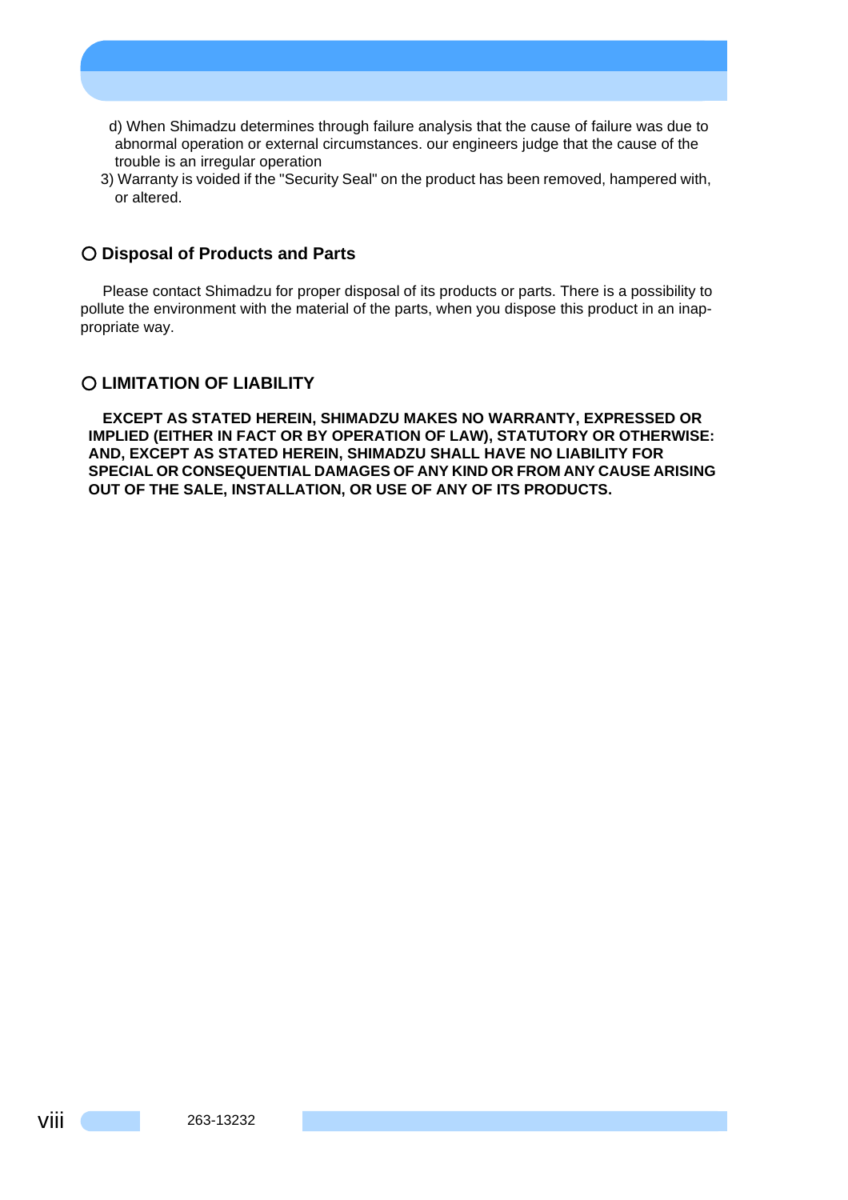d) When Shimadzu determines through failure analysis that the cause of failure was due to abnormal operation or external circumstances. our engineers judge that the cause of the trouble is an irregular operation

3) Warranty is voided if the "Security Seal" on the product has been removed, hampered with, or altered.

## ○ Disposal of Products and Parts

Please contact Shimadzu for proper disposal of its products or parts. There is a possibility to pollute the environment with the material of the parts, when you dispose this product in an inappropriate way.

## ○ LIMITATION OF LIABILITY

**EXCEPT AS STATED HEREIN, SHIMADZU MAKES NO WARRANTY, EXPRESSED OR IMPLIED (EITHER IN FACT OR BY OPERATION OF LAW), STATUTORY OR OTHERWISE: AND, EXCEPT AS STATED HEREIN, SHIMADZU SHALL HAVE NO LIABILITY FOR SPECIAL OR CONSEQUENTIAL DAMAGES OF ANY KIND OR FROM ANY CAUSE ARISING OUT OF THE SALE, INSTALLATION, OR USE OF ANY OF ITS PRODUCTS.**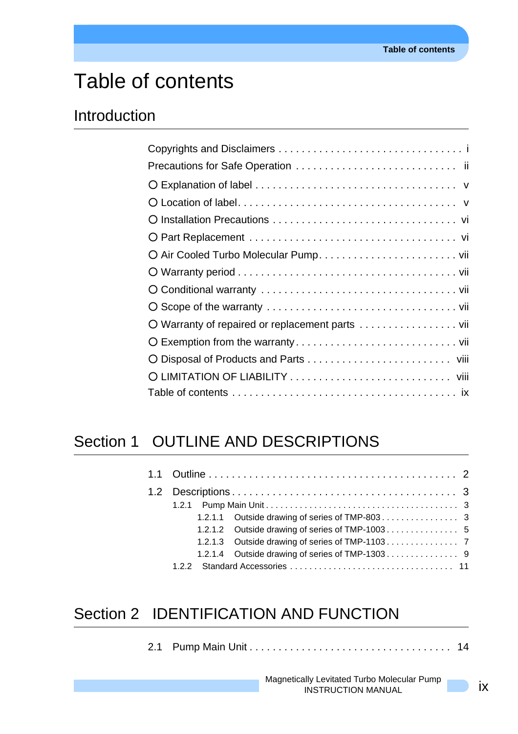# Table of contents

## Introduction

Copyrights and Disclaimers . . . . . . . . . . . . . . . . . . . . . . . . . . . . . . i
Precautions for Safe Operation . . . . . . . . . . . . . . . . . . . . . . . . . . ii
- ○ Explanation of label . . . . . . . . . . . . . . . . . . . . . . . . . . . . . . . . v
- ○ Location of label. . . . . . . . . . . . . . . . . . . . . . . . . . . . . . . . . . . v
- ○ Installation Precautions . . . . . . . . . . . . . . . . . . . . . . . . . . . . vi
- ○ Part Replacement . . . . . . . . . . . . . . . . . . . . . . . . . . . . . . . . . vi
- ○ Air Cooled Turbo Molecular Pump. . . . . . . . . . . . . . . . . . . . . . vii
- ○ Warranty period . . . . . . . . . . . . . . . . . . . . . . . . . . . . . . . . . . vii
- ○ Conditional warranty . . . . . . . . . . . . . . . . . . . . . . . . . . . . . . vii
- ○ Scope of the warranty . . . . . . . . . . . . . . . . . . . . . . . . . . . . . vii
- ○ Warranty of repaired or replacement parts . . . . . . . . . . . . . . . . vii
- ○ Exemption from the warranty. . . . . . . . . . . . . . . . . . . . . . . . . vii
- ○ Disposal of Products and Parts . . . . . . . . . . . . . . . . . . . . . . . viii
- ○ LIMITATION OF LIABILITY . . . . . . . . . . . . . . . . . . . . . . . . . . viii

Table of contents . . . . . . . . . . . . . . . . . . . . . . . . . . . . . . . . . . . . ix

## Section 1 OUTLINE AND DESCRIPTIONS

1.1 Outline . . . . . . . . . . . . . . . . . . . . . . . . . . . . . . . . . . . . . . . . 2
1.2 Descriptions . . . . . . . . . . . . . . . . . . . . . . . . . . . . . . . . . . . . 3
- 1.2.1 Pump Main Unit . . . . . . . . . . . . . . . . . . . . . . . . . . . . . . . 3
  - 1.2.1.1 Outside drawing of series of TMP-803 . . . . . . . . . . . . . . . 3
  - 1.2.1.2 Outside drawing of series of TMP-1003 . . . . . . . . . . . . . . 5
  - 1.2.1.3 Outside drawing of series of TMP-1103 . . . . . . . . . . . . . . 7
  - 1.2.1.4 Outside drawing of series of TMP-1303 . . . . . . . . . . . . . . 9
- 1.2.2 Standard Accessories . . . . . . . . . . . . . . . . . . . . . . . . . . . 11

## Section 2 IDENTIFICATION AND FUNCTION

2.1 Pump Main Unit . . . . . . . . . . . . . . . . . . . . . . . . . . . . . . . . . 14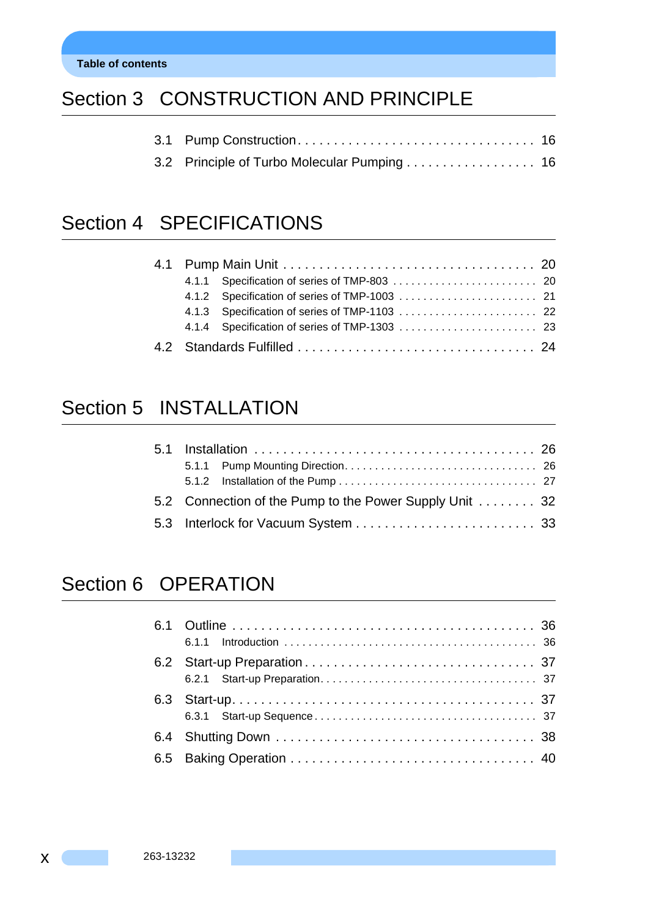## Section 3 CONSTRUCTION AND PRINCIPLE

3.1 Pump Construction . . . . . . . . . . . . . . . . . . . . . . . . . . . . . . . . 16

3.2 Principle of Turbo Molecular Pumping . . . . . . . . . . . . . . . . . . 16

## Section 4 SPECIFICATIONS

4.1 Pump Main Unit . . . . . . . . . . . . . . . . . . . . . . . . . . . . . . . . . . 20

- 4.1.1 Specification of series of TMP-803 . . . . . . . . . . . . . . . . . . . . . . . 20
- 4.1.2 Specification of series of TMP-1003 . . . . . . . . . . . . . . . . . . . . . . 21
- 4.1.3 Specification of series of TMP-1103 . . . . . . . . . . . . . . . . . . . . . . 22
- 4.1.4 Specification of series of TMP-1303 . . . . . . . . . . . . . . . . . . . . . . 23

4.2 Standards Fulfilled . . . . . . . . . . . . . . . . . . . . . . . . . . . . . . . . 24

## Section 5 INSTALLATION

5.1 Installation . . . . . . . . . . . . . . . . . . . . . . . . . . . . . . . . . . . . . 26

- 5.1.1 Pump Mounting Direction . . . . . . . . . . . . . . . . . . . . . . . . . . . . . . 26
- 5.1.2 Installation of the Pump . . . . . . . . . . . . . . . . . . . . . . . . . . . . . . . 27

5.2 Connection of the Pump to the Power Supply Unit . . . . . . . . 32

5.3 Interlock for Vacuum System . . . . . . . . . . . . . . . . . . . . . . . . . 33

## Section 6 OPERATION

6.1 Outline . . . . . . . . . . . . . . . . . . . . . . . . . . . . . . . . . . . . . . . . . 36

- 6.1.1 Introduction . . . . . . . . . . . . . . . . . . . . . . . . . . . . . . . . . . . . . . . 36

6.2 Start-up Preparation . . . . . . . . . . . . . . . . . . . . . . . . . . . . . . . 37

- 6.2.1 Start-up Preparation . . . . . . . . . . . . . . . . . . . . . . . . . . . . . . . . . 37

6.3 Start-up . . . . . . . . . . . . . . . . . . . . . . . . . . . . . . . . . . . . . . . . 37

- 6.3.1 Start-up Sequence . . . . . . . . . . . . . . . . . . . . . . . . . . . . . . . . . . 37

6.4 Shutting Down . . . . . . . . . . . . . . . . . . . . . . . . . . . . . . . . . . . 38

6.5 Baking Operation . . . . . . . . . . . . . . . . . . . . . . . . . . . . . . . . . 40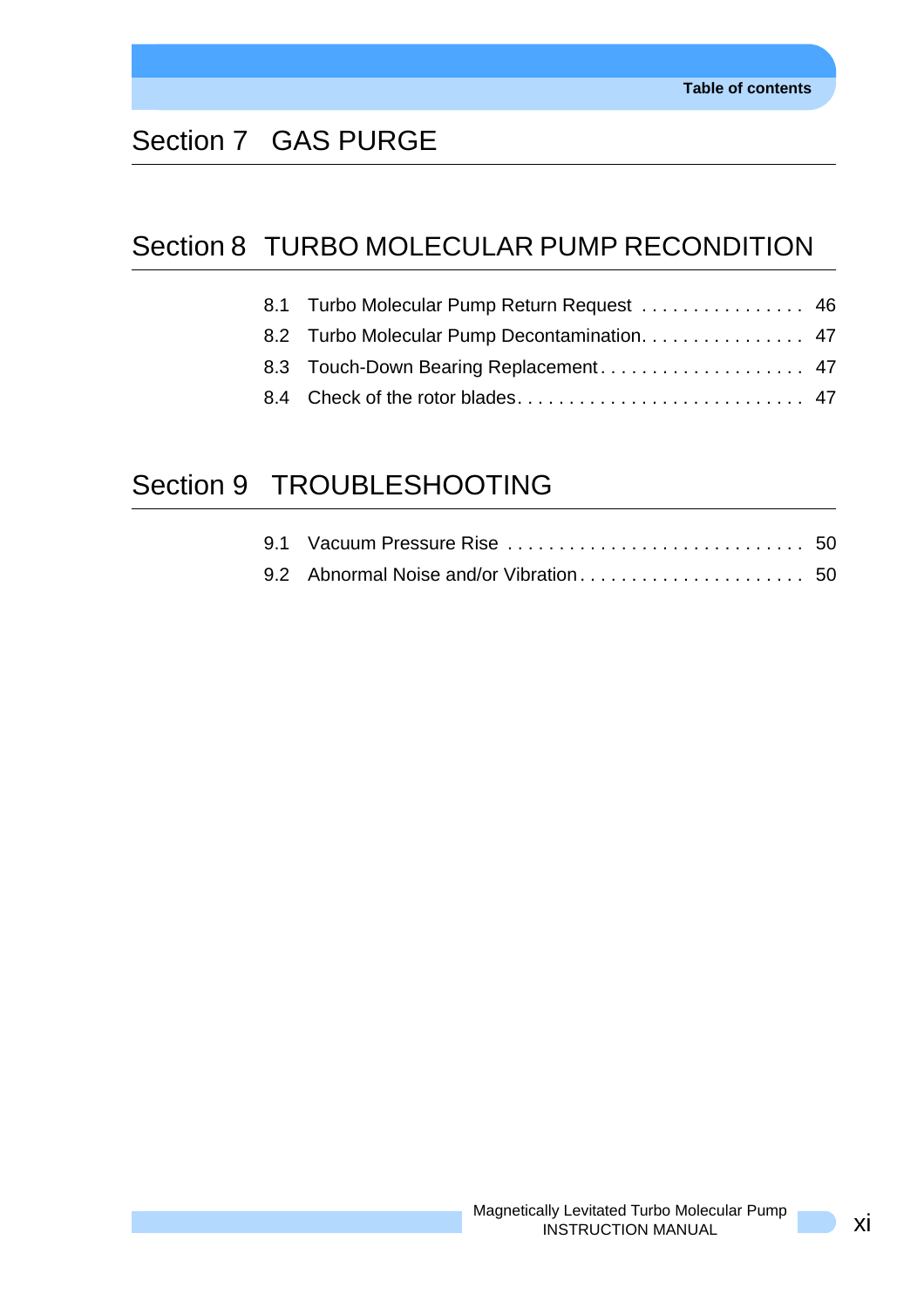## Section 7 GAS PURGE

## Section 8 TURBO MOLECULAR PUMP RECONDITION

8.1 Turbo Molecular Pump Return Request . . . . . . . . . . . . . . . . 46

8.2 Turbo Molecular Pump Decontamination. . . . . . . . . . . . . . . . 47

8.3 Touch-Down Bearing Replacement. . . . . . . . . . . . . . . . . . . . 47

8.4 Check of the rotor blades. . . . . . . . . . . . . . . . . . . . . . . . . . . . 47

## Section 9 TROUBLESHOOTING

9.1 Vacuum Pressure Rise . . . . . . . . . . . . . . . . . . . . . . . . . . . . 50

9.2 Abnormal Noise and/or Vibration. . . . . . . . . . . . . . . . . . . . . . 50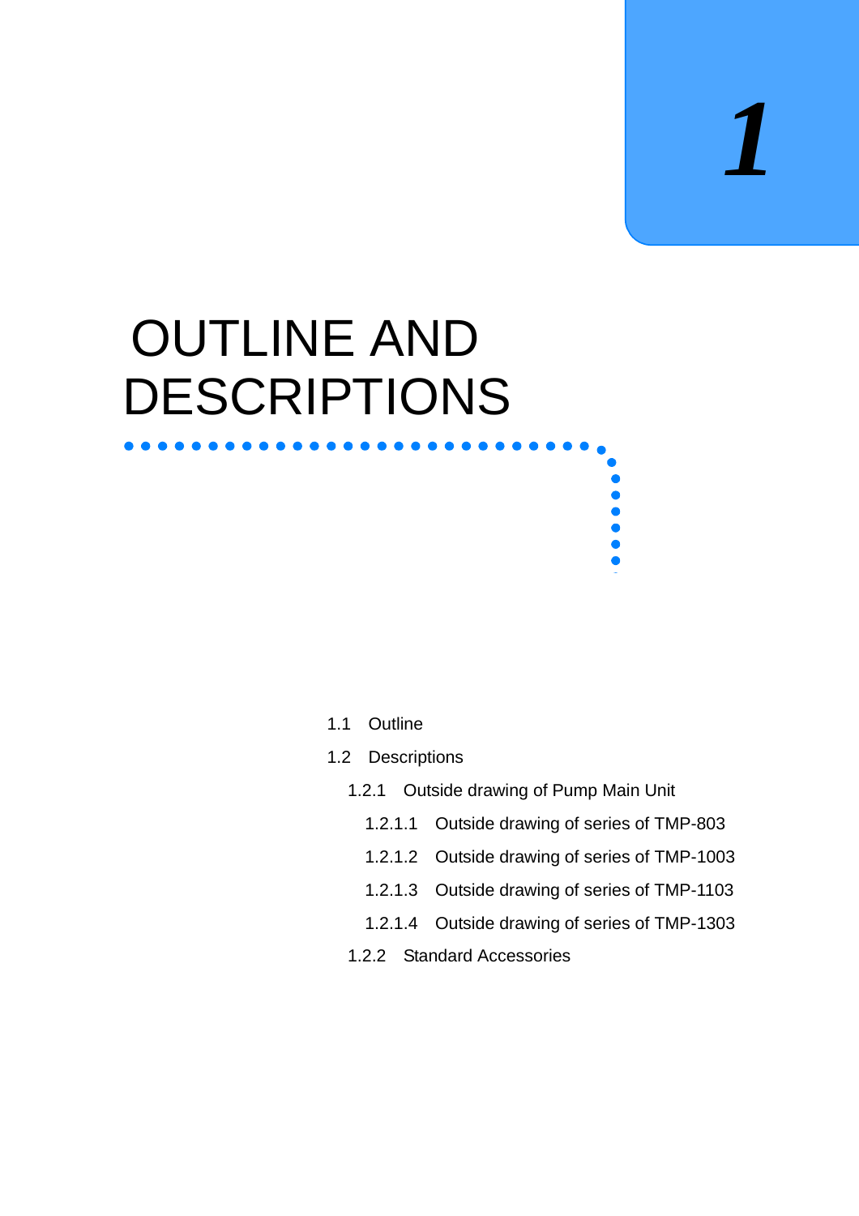# 1

# OUTLINE AND DESCRIPTIONS

- 1.1 Outline
- 1.2 Descriptions
  - 1.2.1 Outside drawing of Pump Main Unit
    - 1.2.1.1 Outside drawing of series of TMP-803
    - 1.2.1.2 Outside drawing of series of TMP-1003
    - 1.2.1.3 Outside drawing of series of TMP-1103
    - 1.2.1.4 Outside drawing of series of TMP-1303
  - 1.2.2 Standard Accessories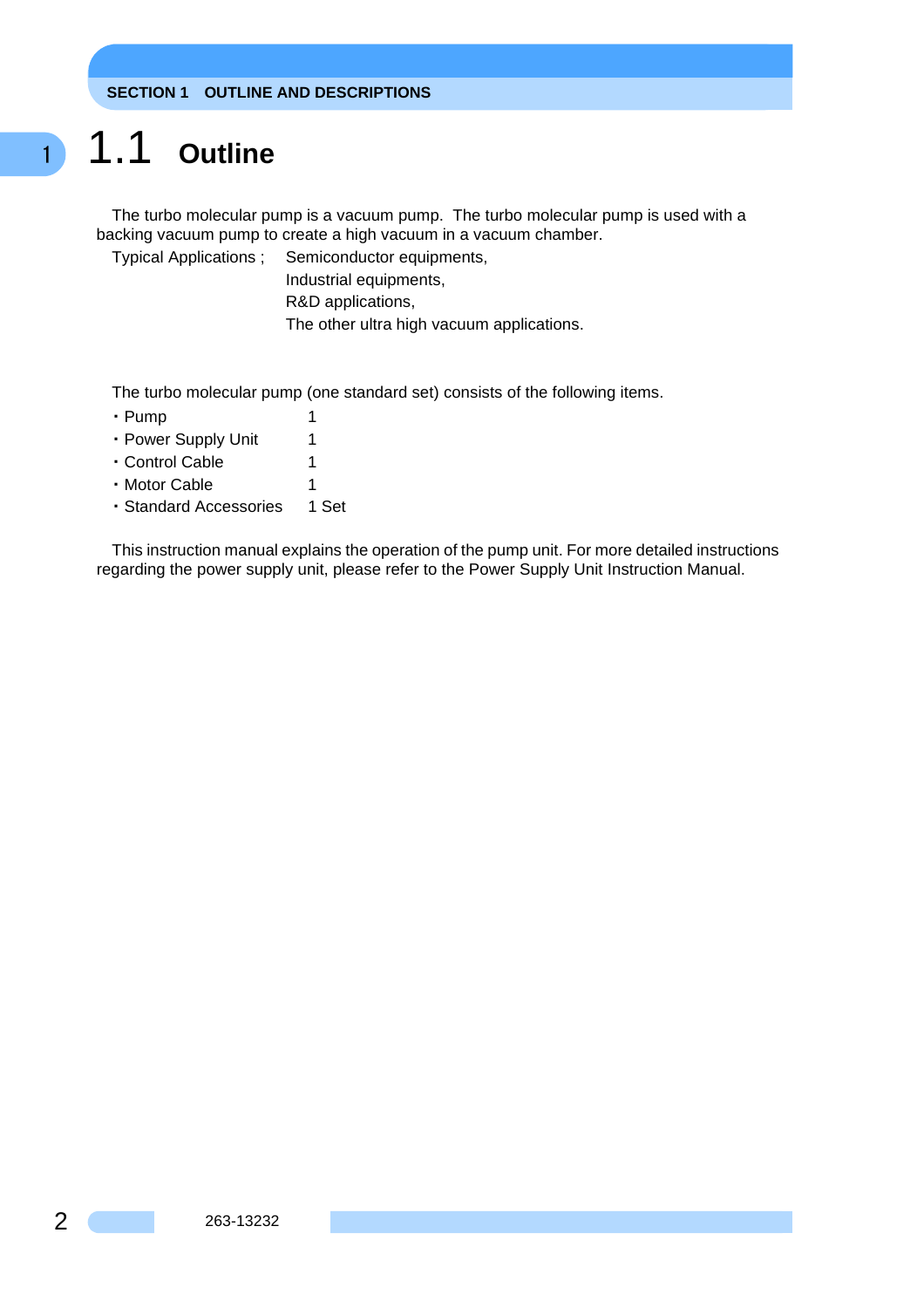## 1.1 Outline

The turbo molecular pump is a vacuum pump. The turbo molecular pump is used with a backing vacuum pump to create a high vacuum in a vacuum chamber.

Typical Applications ; Semiconductor equipments,
Industrial equipments,
R&D applications,
The other ultra high vacuum applications.

The turbo molecular pump (one standard set) consists of the following items.

- Pump 1
- Power Supply Unit 1
- Control Cable 1
- Motor Cable 1
- Standard Accessories 1 Set

This instruction manual explains the operation of the pump unit. For more detailed instructions regarding the power supply unit, please refer to the Power Supply Unit Instruction Manual.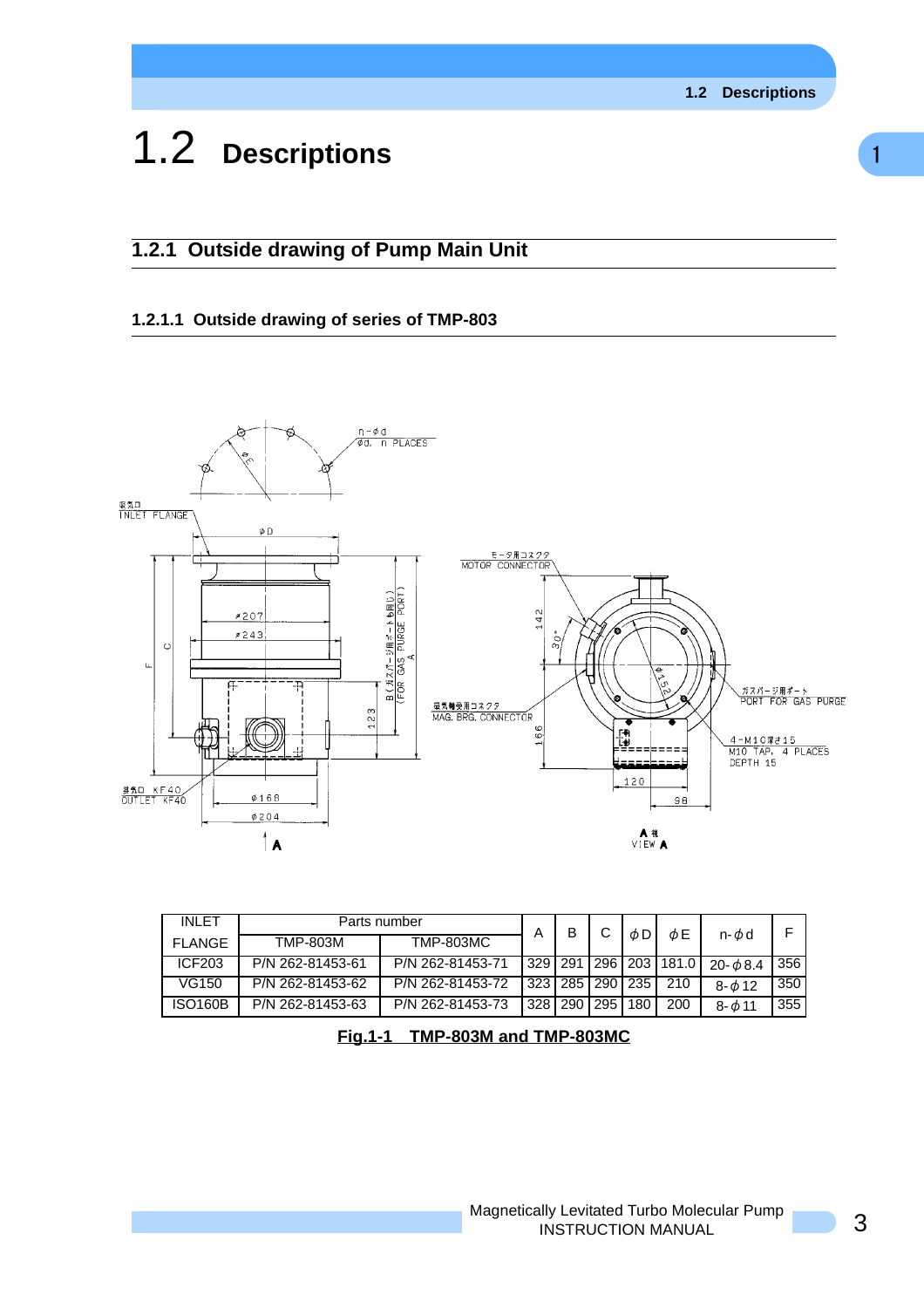# 1.2 Descriptions

## 1.2.1 Outside drawing of Pump Main Unit

### 1.2.1.1 Outside drawing of series of TMP-803

| INLET FLANGE | Parts number | | A | B | C | $\phi$D | $\phi$E | n-$\phi$d | F |
|---|---|---|---|---|---|---|---|---|---|
| | TMP-803M | TMP-803MC | | | | | | | |
| ICF203 | P/N 262-81453-61 | P/N 262-81453-71 | 329 | 291 | 296 | 203 | 181.0 | 20-$\phi$8.4 | 356 |
| VG150 | P/N 262-81453-62 | P/N 262-81453-72 | 323 | 285 | 290 | 235 | 210 | 8-$\phi$12 | 350 |
| ISO160B | P/N 262-81453-63 | P/N 262-81453-73 | 328 | 290 | 295 | 180 | 200 | 8-$\phi$11 | 355 |

**Fig.1-1 TMP-803M and TMP-803MC**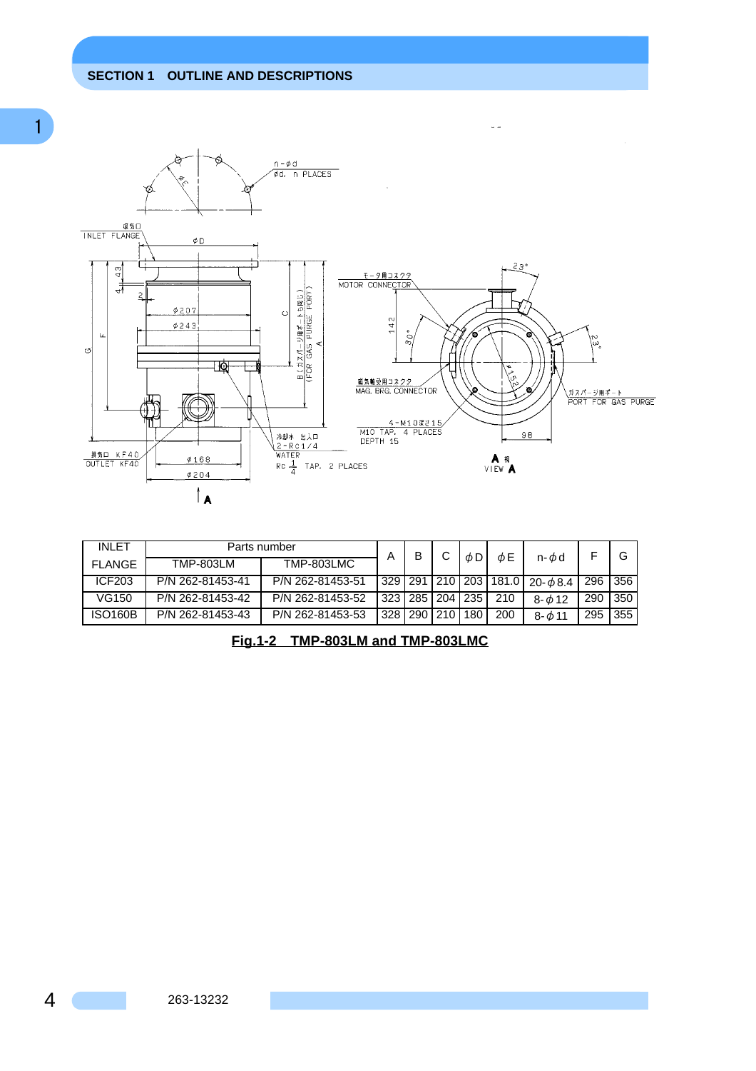## SECTION 1 OUTLINE AND DESCRIPTIONS

| INLET FLANGE | Parts number | | A | B | C | φD | φE | n-φd | F | G |
|---|---|---|---|---|---|---|---|---|---|---|
| | TMP-803LM | TMP-803LMC | | | | | | | | |
| ICF203 | P/N 262-81453-41 | P/N 262-81453-51 | 329 | 291 | 210 | 203 | 181.0 | 20-φ8.4 | 296 | 356 |
| VG150 | P/N 262-81453-42 | P/N 262-81453-52 | 323 | 285 | 204 | 235 | 210 | 8-φ12 | 290 | 350 |
| ISO160B | P/N 262-81453-43 | P/N 262-81453-53 | 328 | 290 | 210 | 180 | 200 | 8-φ11 | 295 | 355 |

**Fig.1-2 TMP-803LM and TMP-803LMC**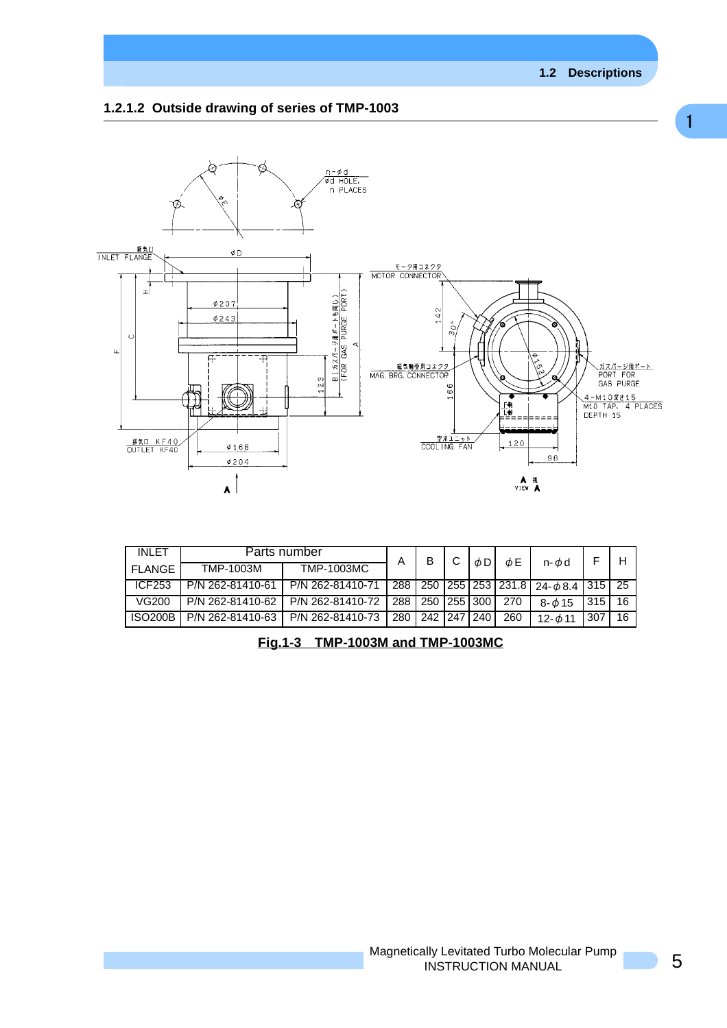### 1.2.1.2 Outside drawing of series of TMP-1003

| INLET FLANGE | Parts number | | A | B | C | φD | φE | n-φd | F | H |
|---|---|---|---|---|---|---|---|---|---|---|
| | TMP-1003M | TMP-1003MC | | | | | | | | |
| ICF253 | P/N 262-81410-61 | P/N 262-81410-71 | 288 | 250 | 255 | 253 | 231.8 | 24-φ8.4 | 315 | 25 |
| VG200 | P/N 262-81410-62 | P/N 262-81410-72 | 288 | 250 | 255 | 300 | 270 | 8-φ15 | 315 | 16 |
| ISO200B | P/N 262-81410-63 | P/N 262-81410-73 | 280 | 242 | 247 | 240 | 260 | 12-φ11 | 307 | 16 |

**Fig.1-3 TMP-1003M and TMP-1003MC**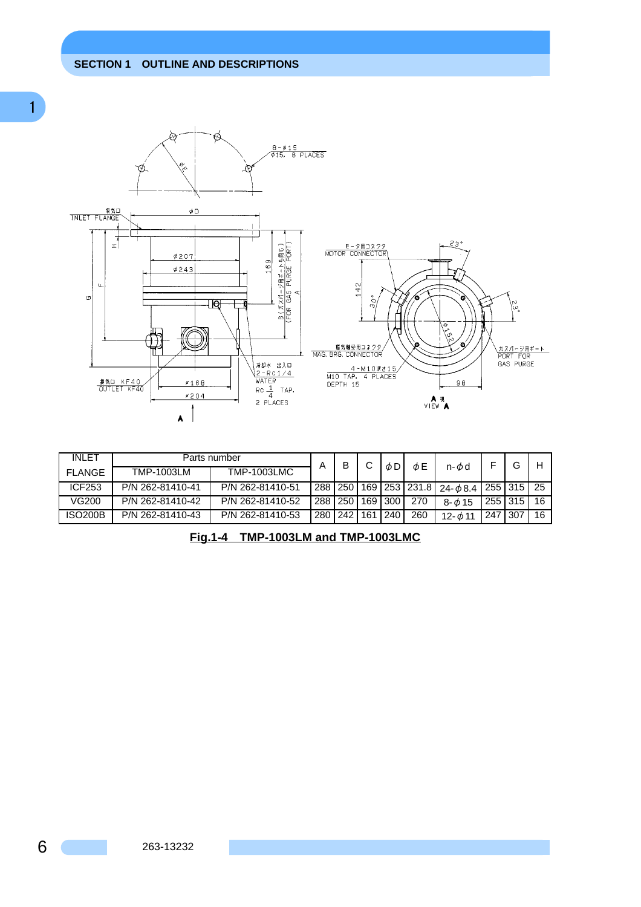| INLET FLANGE | Parts number | | A | B | C | $\phi$D | $\phi$E | n-$\phi$d | F | G | H |
|---|---|---|---|---|---|---|---|---|---|---|---|
| | TMP-1003LM | TMP-1003LMC | | | | | | | | | |
| ICF253 | P/N 262-81410-41 | P/N 262-81410-51 | 288 | 250 | 169 | 253 | 231.8 | 24-$\phi$8.4 | 255 | 315 | 25 |
| VG200 | P/N 262-81410-42 | P/N 262-81410-52 | 288 | 250 | 169 | 300 | 270 | 8-$\phi$15 | 255 | 315 | 16 |
| ISO200B | P/N 262-81410-43 | P/N 262-81410-53 | 280 | 242 | 161 | 240 | 260 | 12-$\phi$11 | 247 | 307 | 16 |

**Fig.1-4 TMP-1003LM and TMP-1003LMC**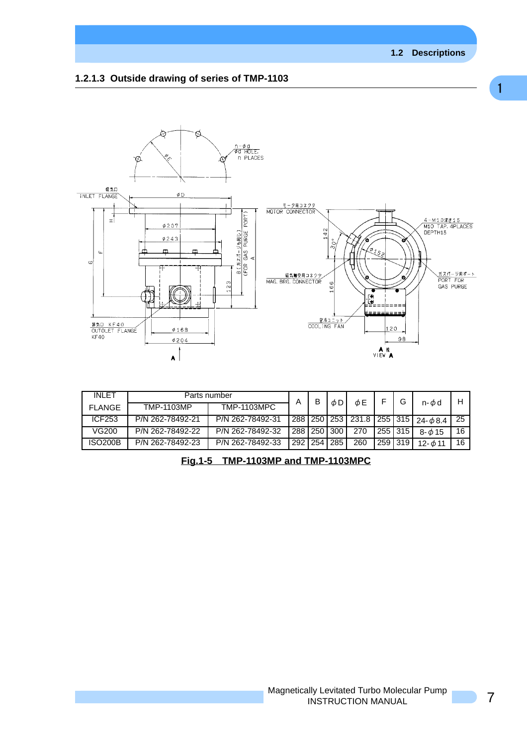### 1.2.1.3 Outside drawing of series of TMP-1103

| INLET FLANGE | Parts number | | A | B | φD | φE | F | G | n-φd | H |
|---|---|---|---|---|---|---|---|---|---|---|
| | TMP-1103MP | TMP-1103MPC | | | | | | | | |
| ICF253 | P/N 262-78492-21 | P/N 262-78492-31 | 288 | 250 | 253 | 231.8 | 255 | 315 | 24-φ8.4 | 25 |
| VG200 | P/N 262-78492-22 | P/N 262-78492-32 | 288 | 250 | 300 | 270 | 255 | 315 | 8-φ15 | 16 |
| ISO200B | P/N 262-78492-23 | P/N 262-78492-33 | 292 | 254 | 285 | 260 | 259 | 319 | 12-φ11 | 16 |

**Fig.1-5 TMP-1103MP and TMP-1103MPC**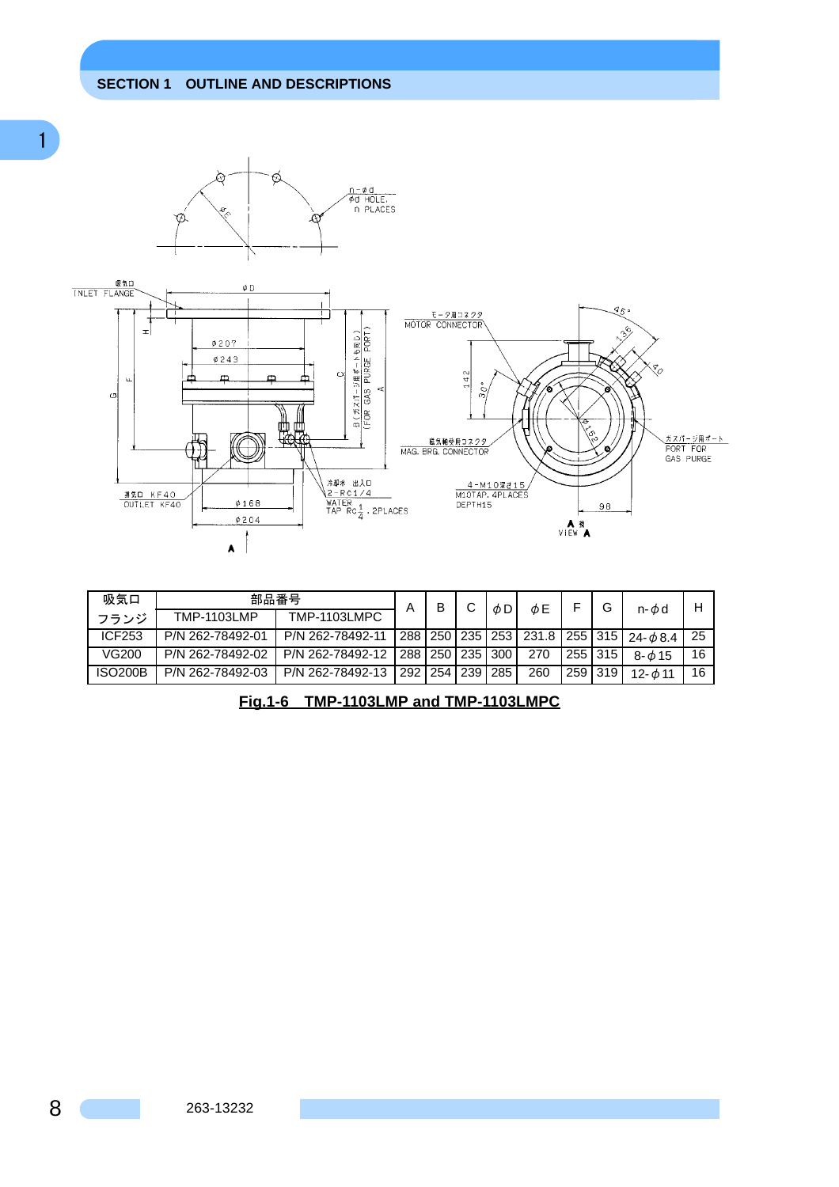| 吸気口 | 部品番号 | | A | B | C | ϕD | ϕE | F | G | n-ϕd | H |
|---|---|---|---|---|---|---|---|---|---|---|---|
| フランジ | TMP-1103LMP | TMP-1103LMPC | | | | | | | | | |
| ICF253 | P/N 262-78492-01 | P/N 262-78492-11 | 288 | 250 | 235 | 253 | 231.8 | 255 | 315 | 24-ϕ8.4 | 25 |
| VG200 | P/N 262-78492-02 | P/N 262-78492-12 | 288 | 250 | 235 | 300 | 270 | 255 | 315 | 8-ϕ15 | 16 |
| ISO200B | P/N 262-78492-03 | P/N 262-78492-13 | 292 | 254 | 239 | 285 | 260 | 259 | 319 | 12-ϕ11 | 16 |

**Fig.1-6 TMP-1103LMP and TMP-1103LMPC**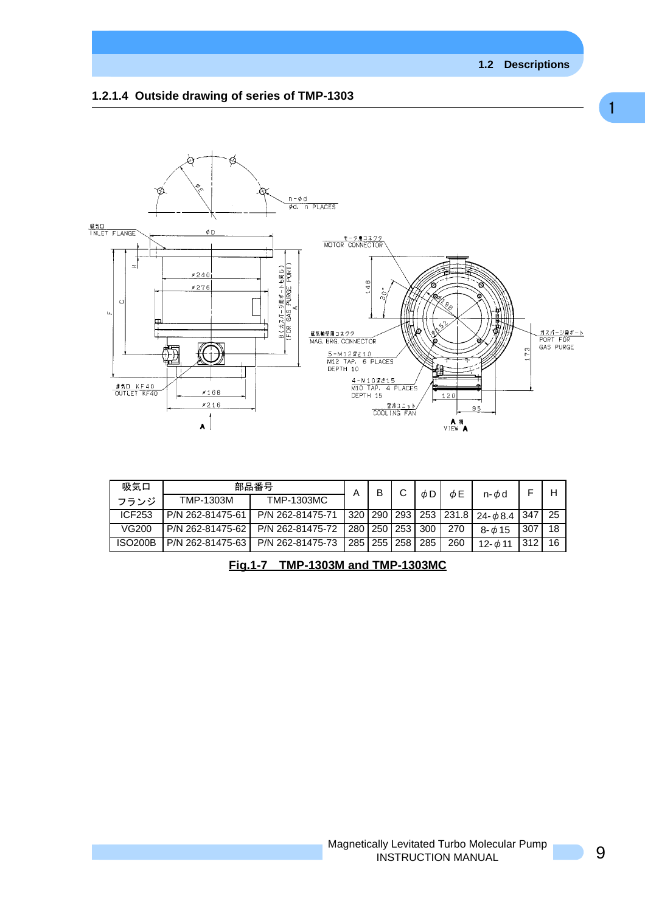### 1.2.1.4 Outside drawing of series of TMP-1303

| 吸気口 フランジ | 部品番号 | | A | B | C | ϕD | ϕE | n-ϕd | F | H |
|---|---|---|---|---|---|---|---|---|---|---|
| | TMP-1303M | TMP-1303MC | | | | | | | | |
| ICF253 | P/N 262-81475-61 | P/N 262-81475-71 | 320 | 290 | 293 | 253 | 231.8 | 24-ϕ8.4 | 347 | 25 |
| VG200 | P/N 262-81475-62 | P/N 262-81475-72 | 280 | 250 | 253 | 300 | 270 | 8-ϕ15 | 307 | 18 |
| ISO200B | P/N 262-81475-63 | P/N 262-81475-73 | 285 | 255 | 258 | 285 | 260 | 12-ϕ11 | 312 | 16 |

**Fig.1-7 TMP-1303M and TMP-1303MC**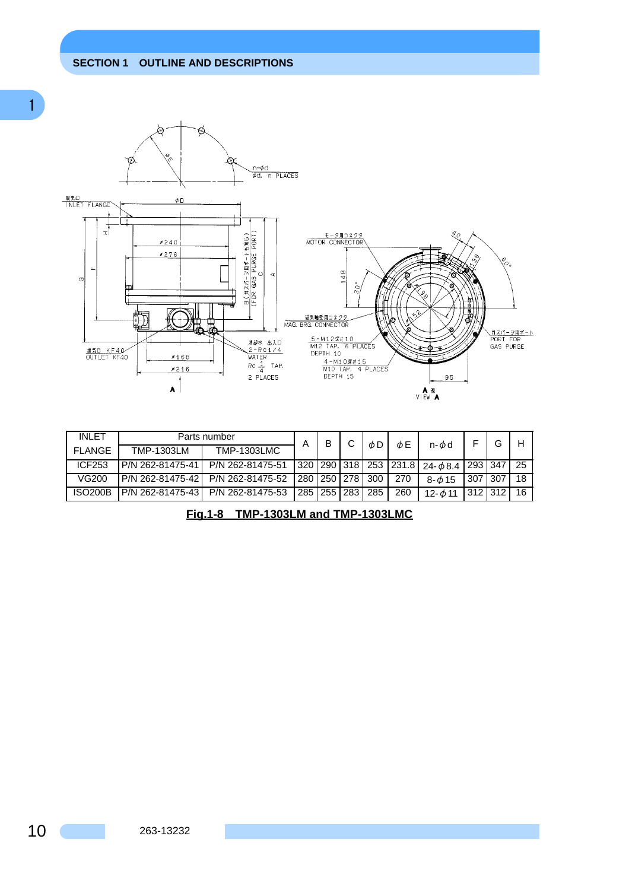| INLET FLANGE | Parts number | | A | B | C | φD | φE | n-φd | F | G | H |
|---|---|---|---|---|---|---|---|---|---|---|---|
| | TMP-1303LM | TMP-1303LMC | | | | | | | | | |
| ICF253 | P/N 262-81475-41 | P/N 262-81475-51 | 320 | 290 | 318 | 253 | 231.8 | 24-φ8.4 | 293 | 347 | 25 |
| VG200 | P/N 262-81475-42 | P/N 262-81475-52 | 280 | 250 | 278 | 300 | 270 | 8-φ15 | 307 | 307 | 18 |
| ISO200B | P/N 262-81475-43 | P/N 262-81475-53 | 285 | 255 | 283 | 285 | 260 | 12-φ11 | 312 | 312 | 16 |

**Fig.1-8 TMP-1303LM and TMP-1303LMC**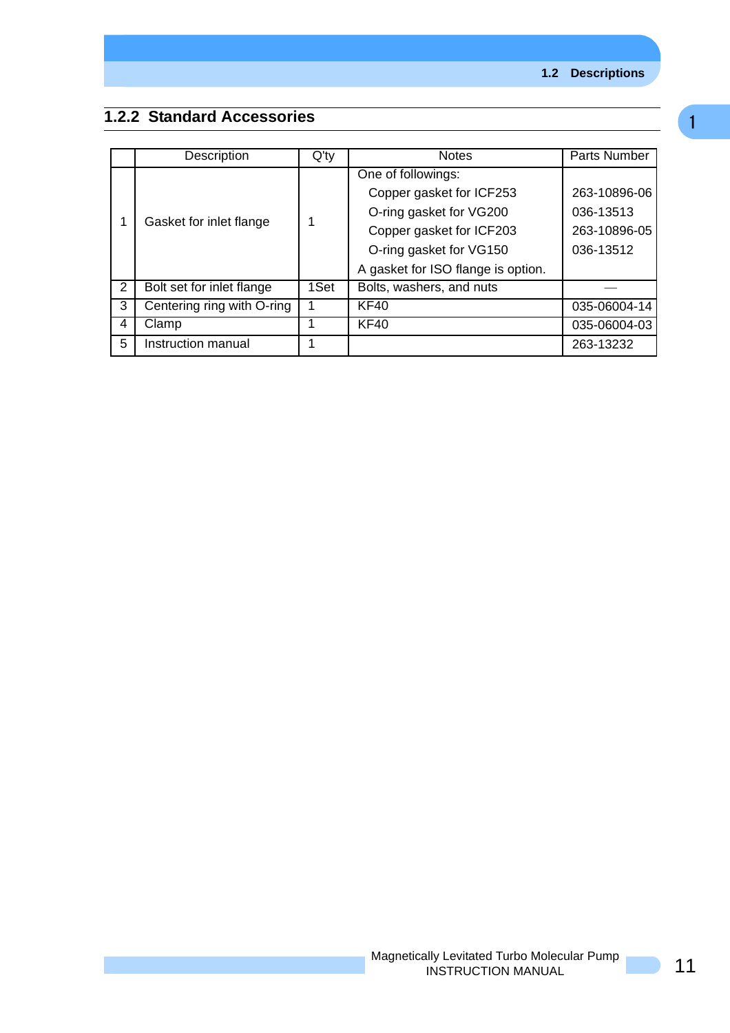### 1.2.2 Standard Accessories

| | Description | Q'ty | Notes | Parts Number |
|---|---|---|---|---|
| 1 | Gasket for inlet flange | 1 | One of followings:<br>Copper gasket for ICF253<br>O-ring gasket for VG200<br>Copper gasket for ICF203<br>O-ring gasket for VG150<br>A gasket for ISO flange is option. | <br>263-10896-06<br>036-13513<br>263-10896-05<br>036-13512 |
| 2 | Bolt set for inlet flange | 1Set | Bolts, washers, and nuts | — |
| 3 | Centering ring with O-ring | 1 | KF40 | 035-06004-14 |
| 4 | Clamp | 1 | KF40 | 035-06004-03 |
| 5 | Instruction manual | 1 | | 263-13232 |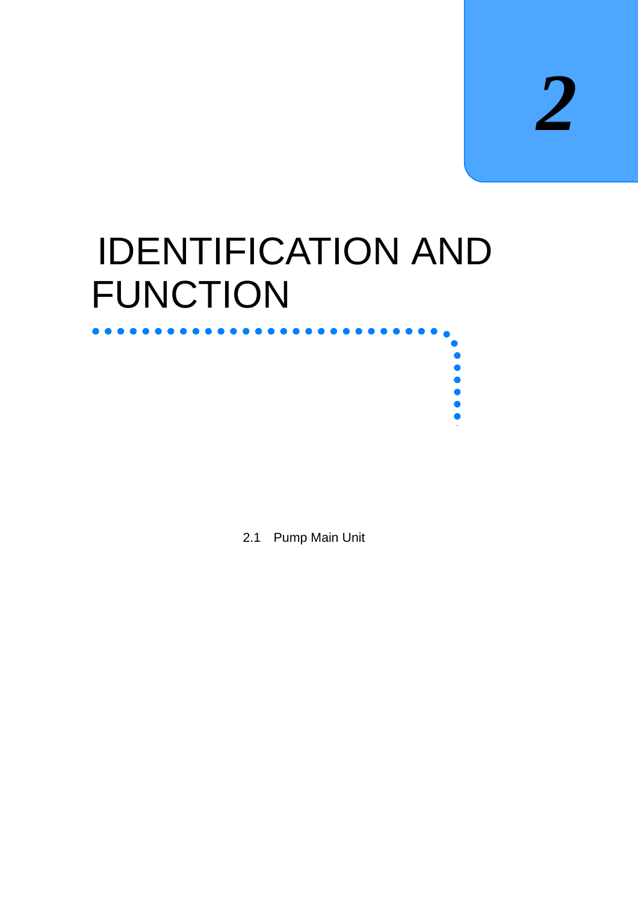# 2

# IDENTIFICATION AND FUNCTION

2.1 Pump Main Unit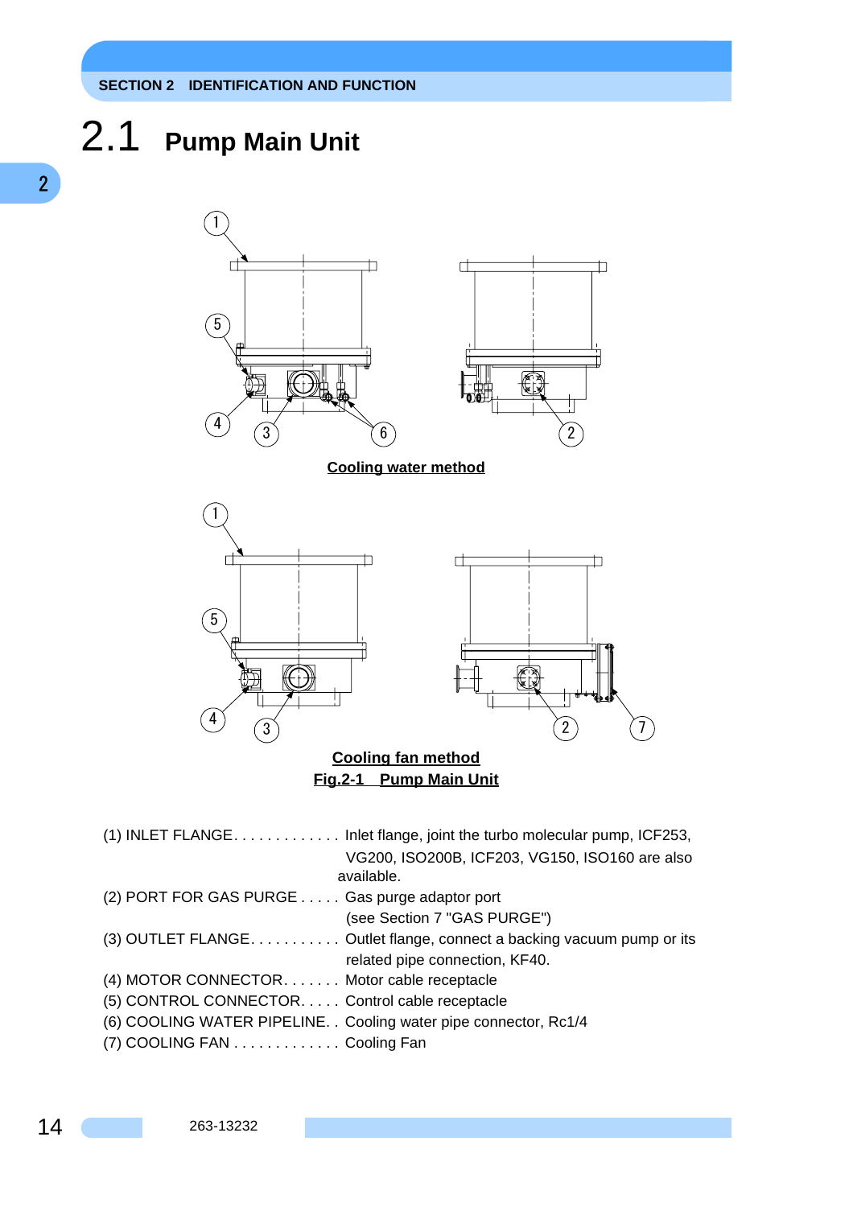## 2.1 Pump Main Unit

Cooling water method

Cooling fan method

Fig.2-1 Pump Main Unit

(1) INLET FLANGE. . . . . . . . . . . . . Inlet flange, joint the turbo molecular pump, ICF253, VG200, ISO200B, ICF203, VG150, ISO160 are also available.

(2) PORT FOR GAS PURGE . . . . . Gas purge adaptor port (see Section 7 "GAS PURGE")

(3) OUTLET FLANGE. . . . . . . . . . . Outlet flange, connect a backing vacuum pump or its related pipe connection, KF40.

(4) MOTOR CONNECTOR. . . . . . . Motor cable receptacle

(5) CONTROL CONNECTOR. . . . . Control cable receptacle

(6) COOLING WATER PIPELINE. . Cooling water pipe connector, Rc1/4

(7) COOLING FAN . . . . . . . . . . . . . Cooling Fan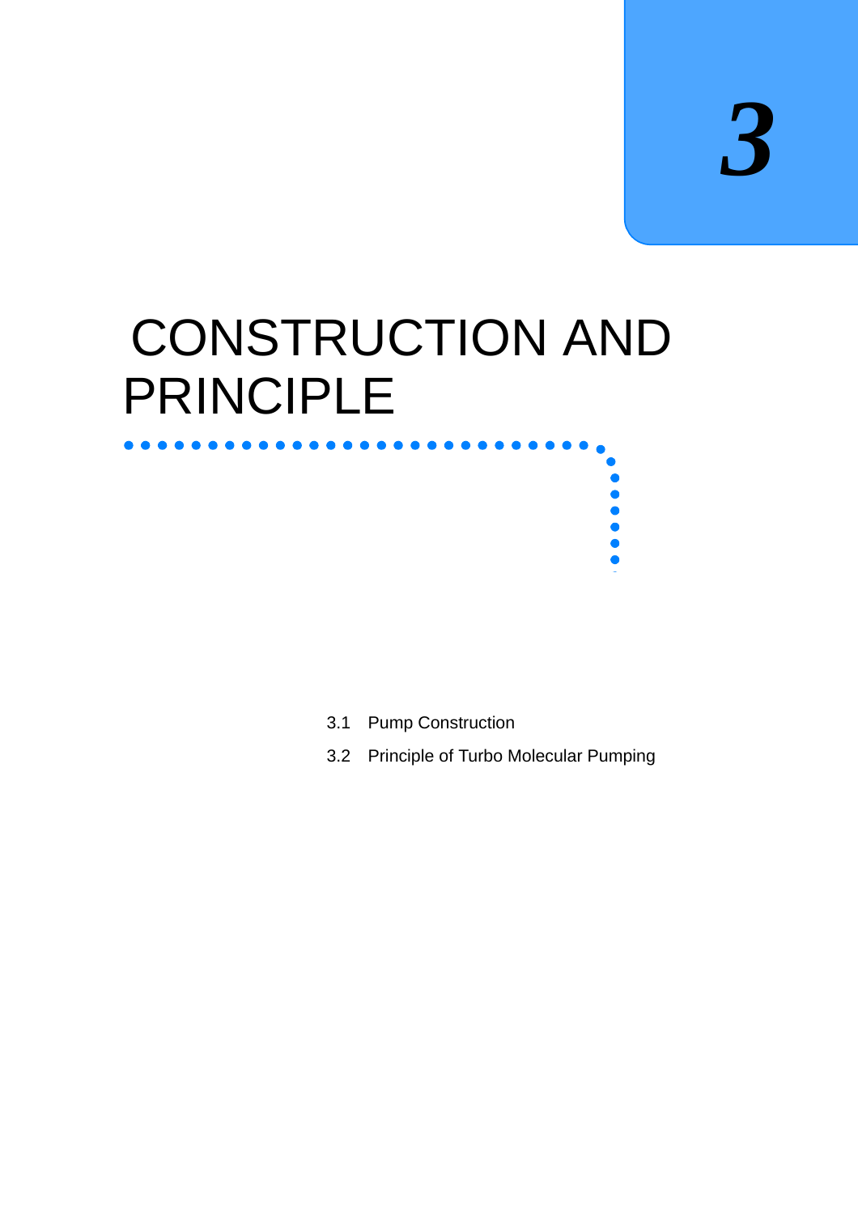# 3

# CONSTRUCTION AND PRINCIPLE

3.1 Pump Construction

3.2 Principle of Turbo Molecular Pumping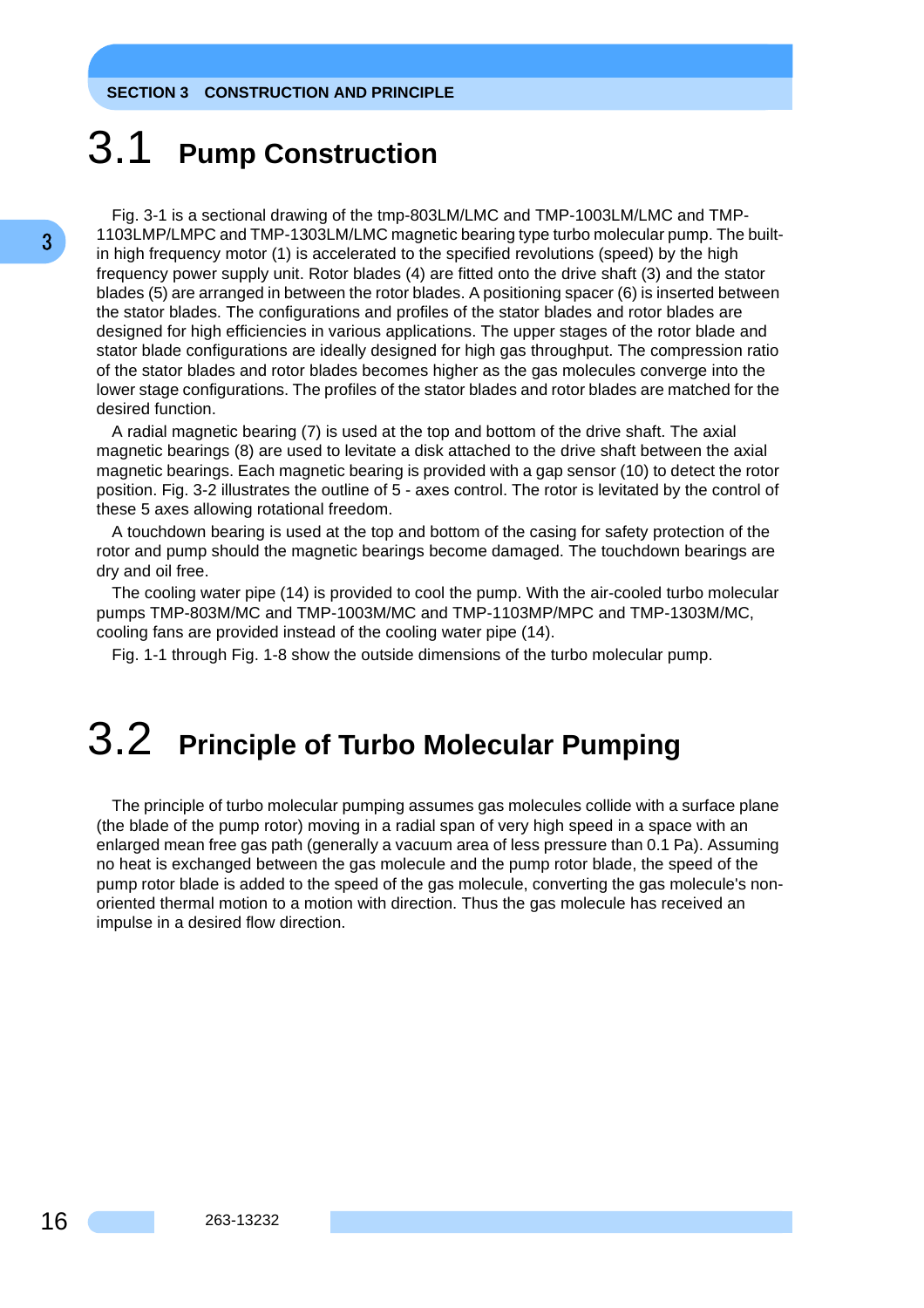## 3.1 Pump Construction

Fig. 3-1 is a sectional drawing of the tmp-803LM/LMC and TMP-1003LM/LMC and TMP-1103LMP/LMPC and TMP-1303LM/LMC magnetic bearing type turbo molecular pump. The built-in high frequency motor (1) is accelerated to the specified revolutions (speed) by the high frequency power supply unit. Rotor blades (4) are fitted onto the drive shaft (3) and the stator blades (5) are arranged in between the rotor blades. A positioning spacer (6) is inserted between the stator blades. The configurations and profiles of the stator blades and rotor blades are designed for high efficiencies in various applications. The upper stages of the rotor blade and stator blade configurations are ideally designed for high gas throughput. The compression ratio of the stator blades and rotor blades becomes higher as the gas molecules converge into the lower stage configurations. The profiles of the stator blades and rotor blades are matched for the desired function.

A radial magnetic bearing (7) is used at the top and bottom of the drive shaft. The axial magnetic bearings (8) are used to levitate a disk attached to the drive shaft between the axial magnetic bearings. Each magnetic bearing is provided with a gap sensor (10) to detect the rotor position. Fig. 3-2 illustrates the outline of 5 - axes control. The rotor is levitated by the control of these 5 axes allowing rotational freedom.

A touchdown bearing is used at the top and bottom of the casing for safety protection of the rotor and pump should the magnetic bearings become damaged. The touchdown bearings are dry and oil free.

The cooling water pipe (14) is provided to cool the pump. With the air-cooled turbo molecular pumps TMP-803M/MC and TMP-1003M/MC and TMP-1103MP/MPC and TMP-1303M/MC, cooling fans are provided instead of the cooling water pipe (14).

Fig. 1-1 through Fig. 1-8 show the outside dimensions of the turbo molecular pump.

## 3.2 Principle of Turbo Molecular Pumping

The principle of turbo molecular pumping assumes gas molecules collide with a surface plane (the blade of the pump rotor) moving in a radial span of very high speed in a space with an enlarged mean free gas path (generally a vacuum area of less pressure than 0.1 Pa). Assuming no heat is exchanged between the gas molecule and the pump rotor blade, the speed of the pump rotor blade is added to the speed of the gas molecule, converting the gas molecule's non-oriented thermal motion to a motion with direction. Thus the gas molecule has received an impulse in a desired flow direction.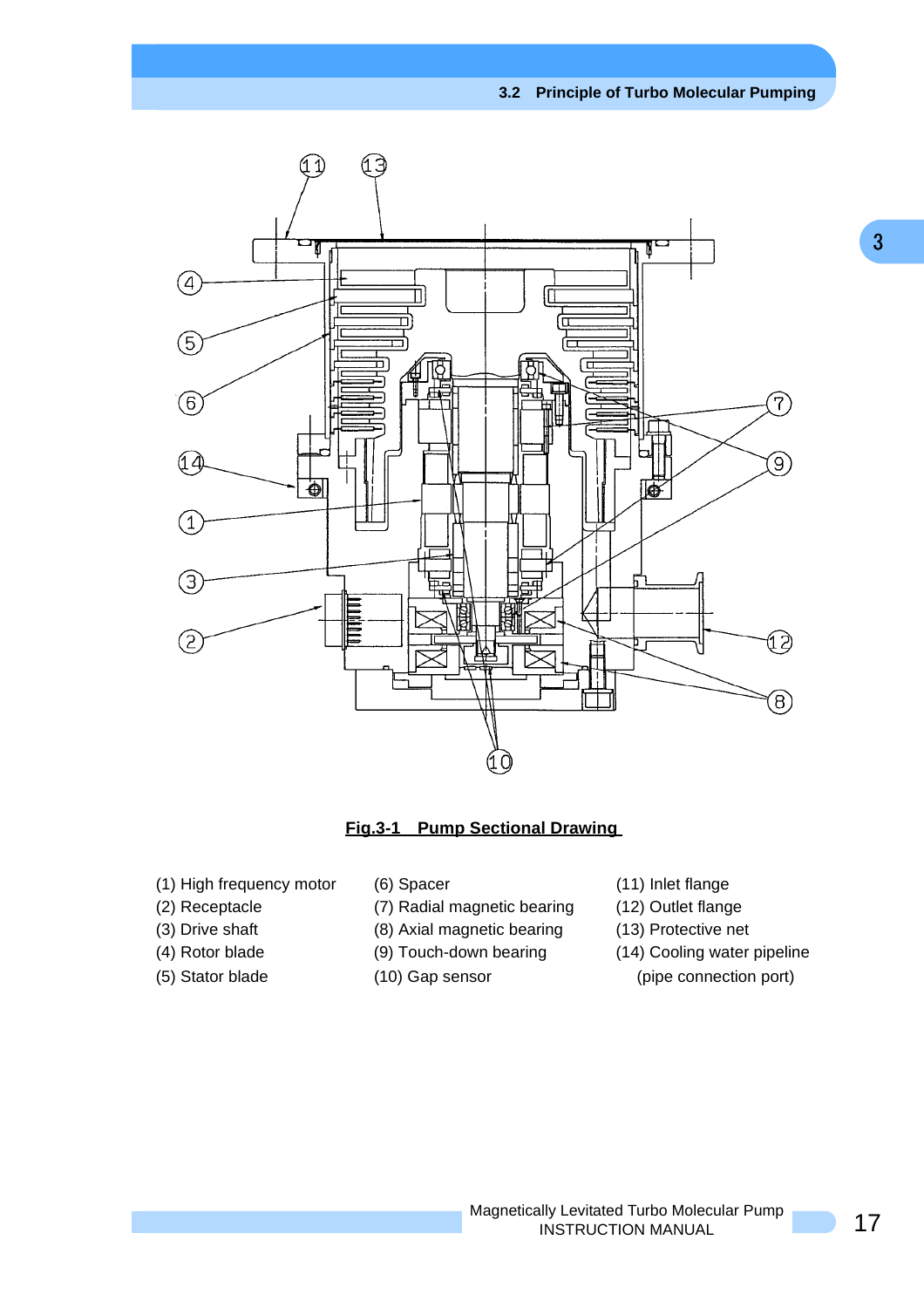**Fig.3-1 Pump Sectional Drawing**

(1) High frequency motor
(2) Receptacle
(3) Drive shaft
(4) Rotor blade
(5) Stator blade
(6) Spacer
(7) Radial magnetic bearing
(8) Axial magnetic bearing
(9) Touch-down bearing
(10) Gap sensor
(11) Inlet flange
(12) Outlet flange
(13) Protective net
(14) Cooling water pipeline (pipe connection port)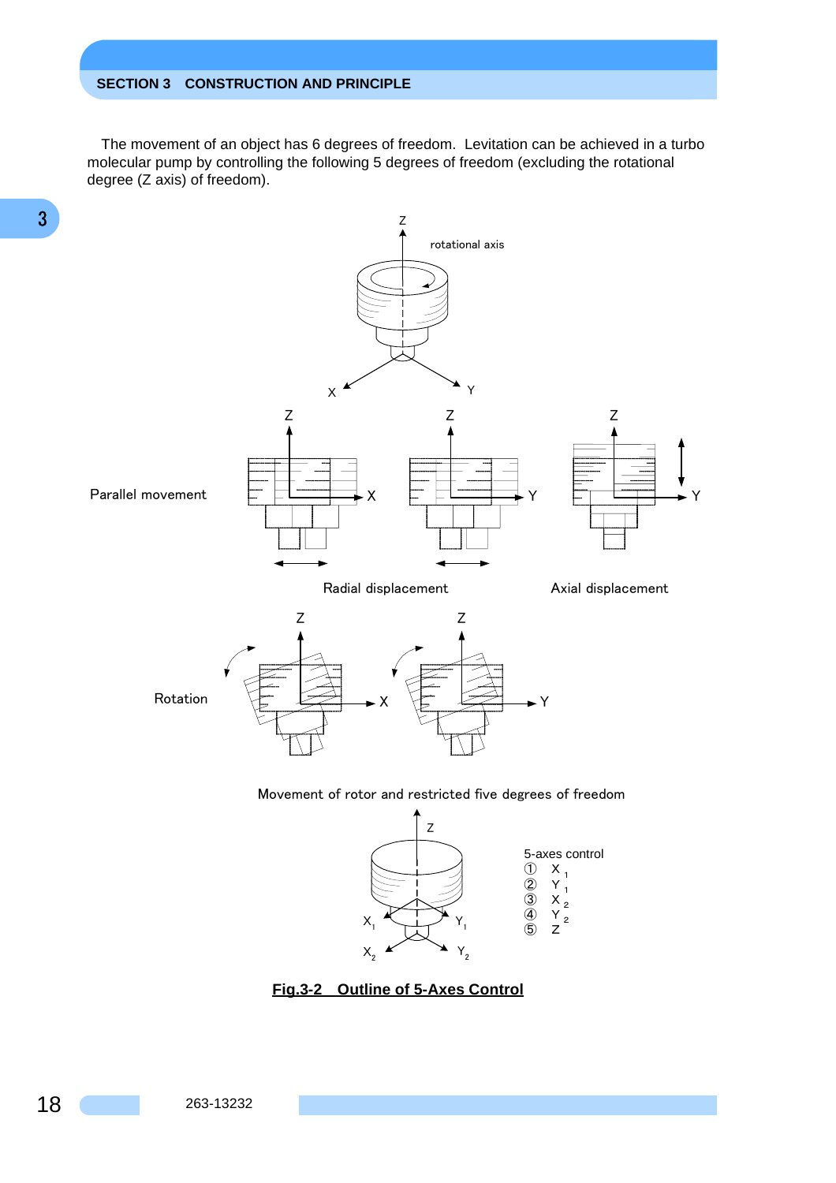The movement of an object has 6 degrees of freedom. Levitation can be achieved in a turbo molecular pump by controlling the following 5 degrees of freedom (excluding the rotational degree (Z axis) of freedom).

Z

rotational axis

X Y

Parallel movement

Z X Z Y Z Y

Radial displacement

Axial displacement

Rotation

Z X Z Y

Movement of rotor and restricted five degrees of freedom

Z

$X_1$ $Y_1$

$X_2$ $Y_2$

5-axes control
① $X_1$
② $Y_1$
③ $X_2$
④ $Y_2$
⑤ Z

**Fig.3-2 Outline of 5-Axes Control**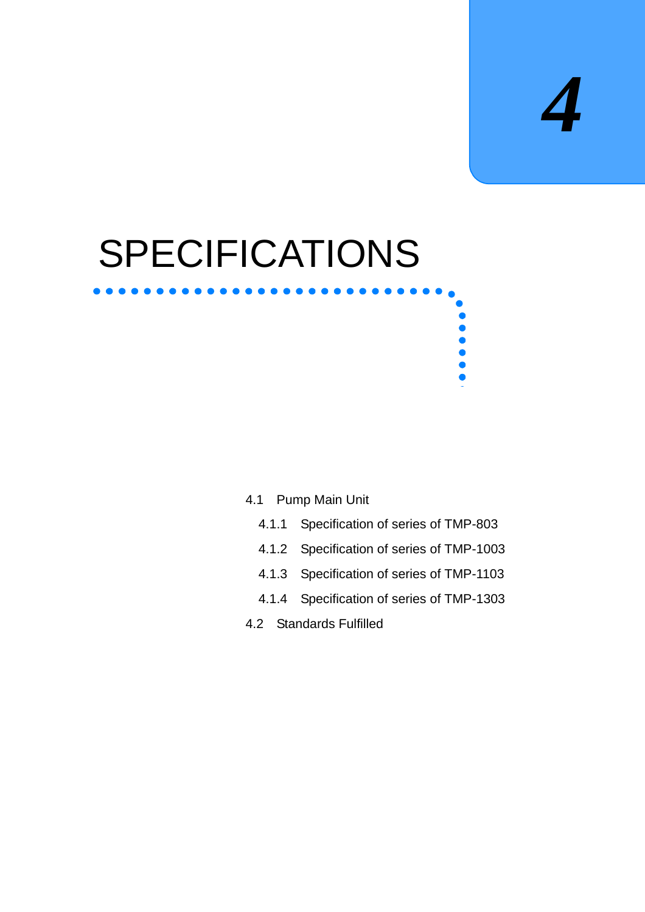# 4

# SPECIFICATIONS

4.1 Pump Main Unit

- 4.1.1 Specification of series of TMP-803
- 4.1.2 Specification of series of TMP-1003
- 4.1.3 Specification of series of TMP-1103
- 4.1.4 Specification of series of TMP-1303

4.2 Standards Fulfilled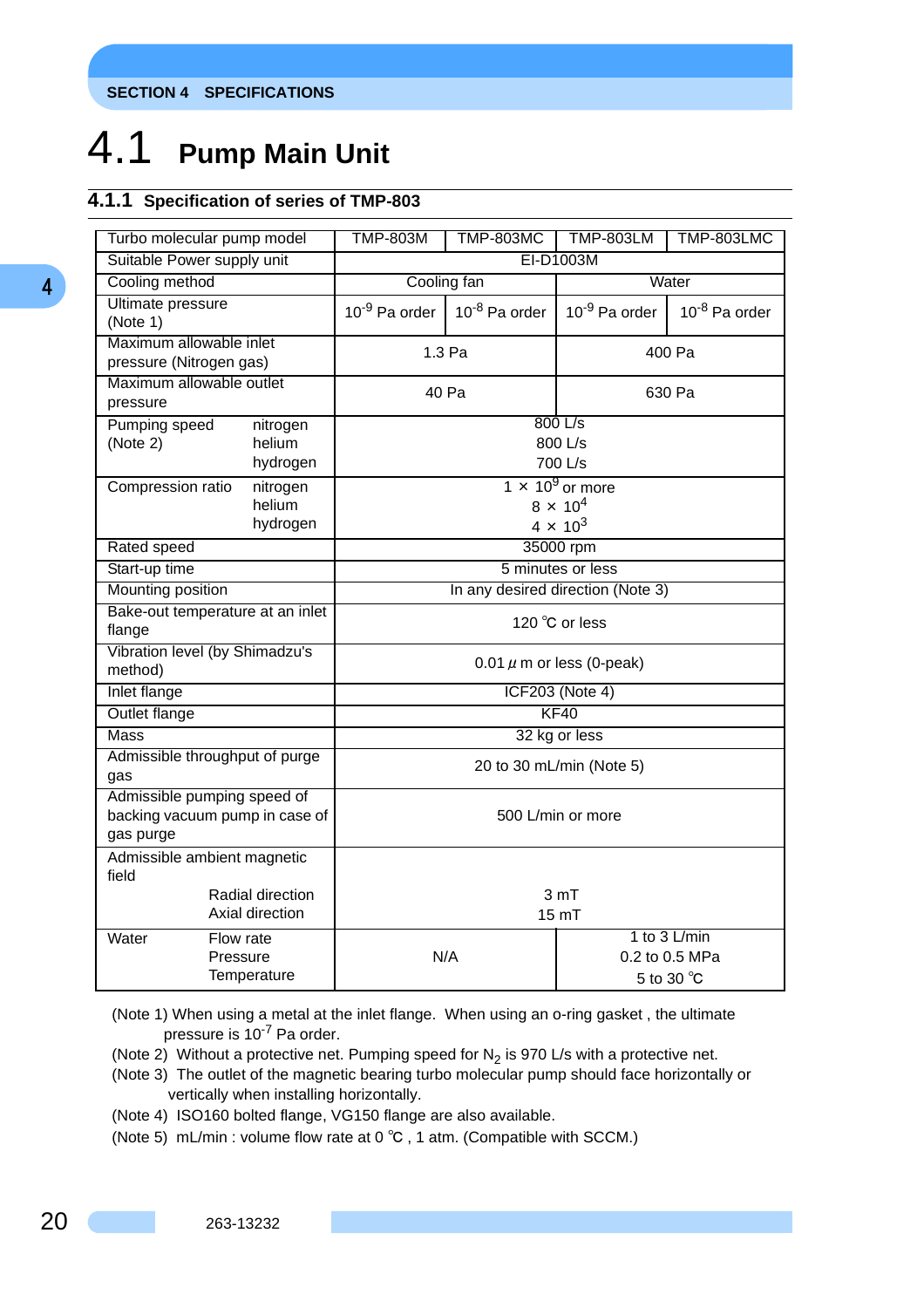## 4.1 Pump Main Unit

### 4.1.1 Specification of series of TMP-803

| Turbo molecular pump model | | TMP-803M | TMP-803MC | TMP-803LM | TMP-803LMC |
|---|---|---|---|---|---|
| Suitable Power supply unit | | EI-D1003M | | | |
| Cooling method | | Cooling fan | | Water | |
| Ultimate pressure (Note 1) | | $10^{-9}$ Pa order | $10^{-8}$ Pa order | $10^{-9}$ Pa order | $10^{-8}$ Pa order |
| Maximum allowable inlet pressure (Nitrogen gas) | | 1.3 Pa | | 400 Pa | |
| Maximum allowable outlet pressure | | 40 Pa | | 630 Pa | |
| Pumping speed (Note 2) | nitrogen<br>helium<br>hydrogen | 800 L/s<br>800 L/s<br>700 L/s | | | |
| Compression ratio | nitrogen<br>helium<br>hydrogen | $1 \times 10^9$ or more<br>$8 \times 10^4$<br>$4 \times 10^3$ | | | |
| Rated speed | | 35000 rpm | | | |
| Start-up time | | 5 minutes or less | | | |
| Mounting position | | In any desired direction (Note 3) | | | |
| Bake-out temperature at an inlet flange | | 120 ℃ or less | | | |
| Vibration level (by Shimadzu's method) | | 0.01 μm or less (0-peak) | | | |
| Inlet flange | | ICF203 (Note 4) | | | |
| Outlet flange | | KF40 | | | |
| Mass | | 32 kg or less | | | |
| Admissible throughput of purge gas | | 20 to 30 mL/min (Note 5) | | | |
| Admissible pumping speed of backing vacuum pump in case of gas purge | | 500 L/min or more | | | |
| Admissible ambient magnetic field | Radial direction<br>Axial direction | 3 mT<br>15 mT | | | |
| Water | Flow rate<br>Pressure<br>Temperature | N/A | | 1 to 3 L/min<br>0.2 to 0.5 MPa<br>5 to 30 ℃ | |

(Note 1) When using a metal at the inlet flange. When using an o-ring gasket , the ultimate pressure is $10^{-7}$ Pa order.

(Note 2) Without a protective net. Pumping speed for $N_2$ is 970 L/s with a protective net.

(Note 3) The outlet of the magnetic bearing turbo molecular pump should face horizontally or vertically when installing horizontally.

(Note 4) ISO160 bolted flange, VG150 flange are also available.

(Note 5) mL/min : volume flow rate at 0 ℃ , 1 atm. (Compatible with SCCM.)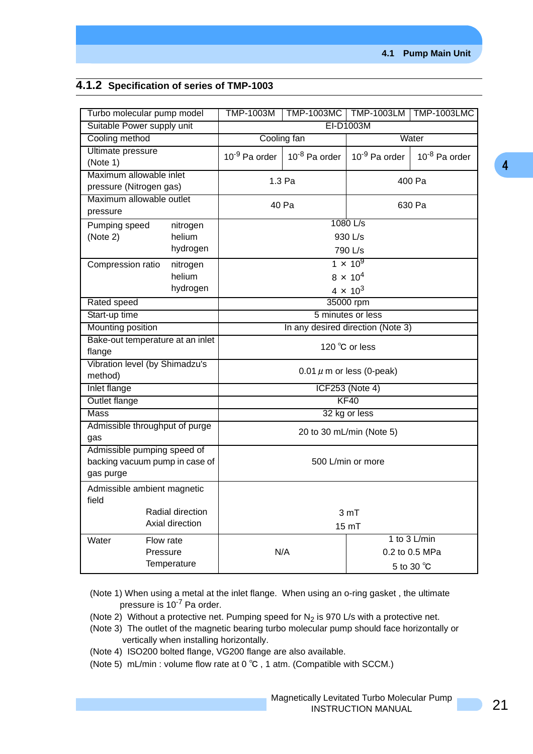### 4.1.2 Specification of series of TMP-1003

| Turbo molecular pump model | | TMP-1003M | TMP-1003MC | TMP-1003LM | TMP-1003LMC |
|---|---|---|---|---|---|
| Suitable Power supply unit | | EI-D1003M | | | |
| Cooling method | | Cooling fan | | Water | |
| Ultimate pressure (Note 1) | | $10^{-9}$ Pa order | $10^{-8}$ Pa order | $10^{-9}$ Pa order | $10^{-8}$ Pa order |
| Maximum allowable inlet pressure (Nitrogen gas) | | 1.3 Pa | | 400 Pa | |
| Maximum allowable outlet pressure | | 40 Pa | | 630 Pa | |
| Pumping speed (Note 2) | nitrogen | 1080 L/s | | | |
| | helium | 930 L/s | | | |
| | hydrogen | 790 L/s | | | |
| Compression ratio | nitrogen | $1 \times 10^{9}$ | | | |
| | helium | $8 \times 10^{4}$ | | | |
| | hydrogen | $4 \times 10^{3}$ | | | |
| Rated speed | | 35000 rpm | | | |
| Start-up time | | 5 minutes or less | | | |
| Mounting position | | In any desired direction (Note 3) | | | |
| Bake-out temperature at an inlet flange | | 120 ℃ or less | | | |
| Vibration level (by Shimadzu's method) | | 0.01 μm or less (0-peak) | | | |
| Inlet flange | | ICF253 (Note 4) | | | |
| Outlet flange | | KF40 | | | |
| Mass | | 32 kg or less | | | |
| Admissible throughput of purge gas | | 20 to 30 mL/min (Note 5) | | | |
| Admissible pumping speed of backing vacuum pump in case of gas purge | | 500 L/min or more | | | |
| Admissible ambient magnetic field | Radial direction | 3 mT | | | |
| | Axial direction | 15 mT | | | |
| Water | Flow rate | N/A | | 1 to 3 L/min | |
| | Pressure | | | 0.2 to 0.5 MPa | |
| | Temperature | | | 5 to 30 ℃ | |

(Note 1) When using a metal at the inlet flange. When using an o-ring gasket , the ultimate pressure is $10^{-7}$ Pa order.

(Note 2) Without a protective net. Pumping speed for $N_2$ is 970 L/s with a protective net.

(Note 3) The outlet of the magnetic bearing turbo molecular pump should face horizontally or vertically when installing horizontally.

(Note 4) ISO200 bolted flange, VG200 flange are also available.

(Note 5) mL/min : volume flow rate at 0 ℃ , 1 atm. (Compatible with SCCM.)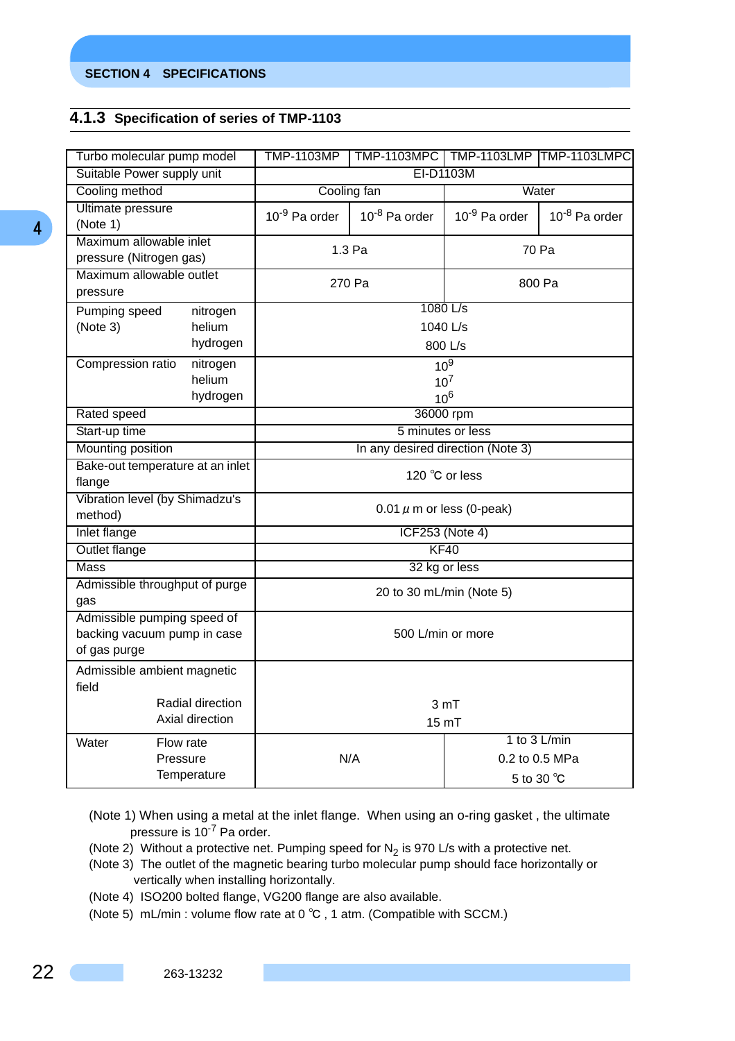## 4.1.3 Specification of series of TMP-1103

| Turbo molecular pump model | | TMP-1103MP | TMP-1103MPC | TMP-1103LMP | TMP-1103LMPC |
|---|---|---|---|---|---|
| Suitable Power supply unit | | EI-D1103M | | | |
| Cooling method | | Cooling fan | | Water | |
| Ultimate pressure (Note 1) | | $10^{-9}$ Pa order | $10^{-8}$ Pa order | $10^{-9}$ Pa order | $10^{-8}$ Pa order |
| Maximum allowable inlet pressure (Nitrogen gas) | | 1.3 Pa | | 70 Pa | |
| Maximum allowable outlet pressure | | 270 Pa | | 800 Pa | |
| Pumping speed (Note 3) | nitrogen<br>helium<br>hydrogen | 1080 L/s<br>1040 L/s<br>800 L/s | | | |
| Compression ratio | nitrogen<br>helium<br>hydrogen | $10^9$<br>$10^7$<br>$10^6$ | | | |
| Rated speed | | 36000 rpm | | | |
| Start-up time | | 5 minutes or less | | | |
| Mounting position | | In any desired direction (Note 3) | | | |
| Bake-out temperature at an inlet flange | | 120 ℃ or less | | | |
| Vibration level (by Shimadzu's method) | | 0.01 $\mu$ m or less (0-peak) | | | |
| Inlet flange | | ICF253 (Note 4) | | | |
| Outlet flange | | KF40 | | | |
| Mass | | 32 kg or less | | | |
| Admissible throughput of purge gas | | 20 to 30 mL/min (Note 5) | | | |
| Admissible pumping speed of backing vacuum pump in case of gas purge | | 500 L/min or more | | | |
| Admissible ambient magnetic field | Radial direction<br>Axial direction | 3 mT<br>15 mT | | | |
| Water | Flow rate<br>Pressure<br>Temperature | N/A | | 1 to 3 L/min<br>0.2 to 0.5 MPa<br>5 to 30 ℃ | |

(Note 1) When using a metal at the inlet flange. When using an o-ring gasket , the ultimate pressure is $10^{-7}$ Pa order.

(Note 2) Without a protective net. Pumping speed for $N_2$ is 970 L/s with a protective net.

(Note 3) The outlet of the magnetic bearing turbo molecular pump should face horizontally or vertically when installing horizontally.

(Note 4) ISO200 bolted flange, VG200 flange are also available.

(Note 5) mL/min : volume flow rate at 0 ℃ , 1 atm. (Compatible with SCCM.)

263-13232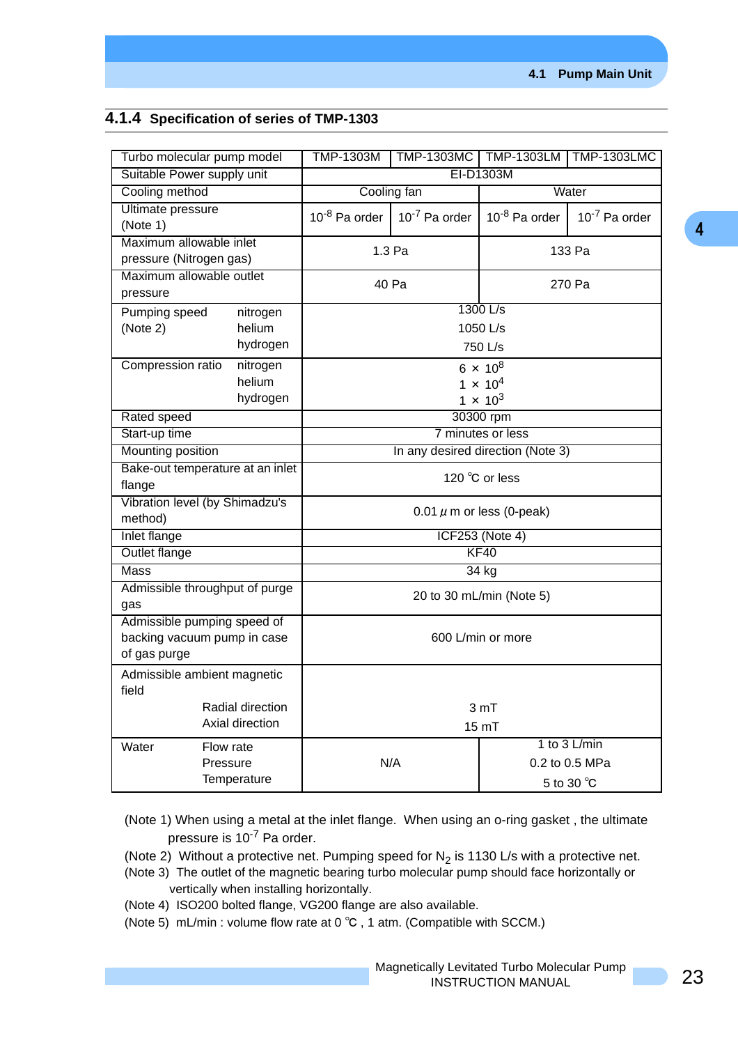### 4.1.4 Specification of series of TMP-1303

| Turbo molecular pump model | TMP-1303M | TMP-1303MC | TMP-1303LM | TMP-1303LMC |
|---|---|---|---|---|
| Suitable Power supply unit | EI-D1303M | | | |
| Cooling method | Cooling fan | | Water | |
| Ultimate pressure (Note 1) | $10^{-8}$ Pa order | $10^{-7}$ Pa order | $10^{-8}$ Pa order | $10^{-7}$ Pa order |
| Maximum allowable inlet pressure (Nitrogen gas) | 1.3 Pa | | 133 Pa | |
| Maximum allowable outlet pressure | 40 Pa | | 270 Pa | |
| Pumping speed (Note 2) nitrogen / helium / hydrogen | 1300 L/s<br>1050 L/s<br>750 L/s | | | |
| Compression ratio nitrogen / helium / hydrogen | $6 \times 10^{8}$<br>$1 \times 10^{4}$<br>$1 \times 10^{3}$ | | | |
| Rated speed | 30300 rpm | | | |
| Start-up time | 7 minutes or less | | | |
| Mounting position | In any desired direction (Note 3) | | | |
| Bake-out temperature at an inlet flange | 120 ℃ or less | | | |
| Vibration level (by Shimadzu's method) | 0.01 μm or less (0-peak) | | | |
| Inlet flange | ICF253 (Note 4) | | | |
| Outlet flange | KF40 | | | |
| Mass | 34 kg | | | |
| Admissible throughput of purge gas | 20 to 30 mL/min (Note 5) | | | |
| Admissible pumping speed of backing vacuum pump in case of gas purge | 600 L/min or more | | | |
| Admissible ambient magnetic field<br>Radial direction<br>Axial direction | 3 mT<br>15 mT | | | |
| Water Flow rate / Pressure / Temperature | N/A | | 1 to 3 L/min<br>0.2 to 0.5 MPa<br>5 to 30 ℃ | |

(Note 1) When using a metal at the inlet flange. When using an o-ring gasket , the ultimate pressure is $10^{-7}$ Pa order.

(Note 2) Without a protective net. Pumping speed for $N_2$ is 1130 L/s with a protective net.

(Note 3) The outlet of the magnetic bearing turbo molecular pump should face horizontally or vertically when installing horizontally.

(Note 4) ISO200 bolted flange, VG200 flange are also available.

(Note 5) mL/min : volume flow rate at 0 ℃ , 1 atm. (Compatible with SCCM.)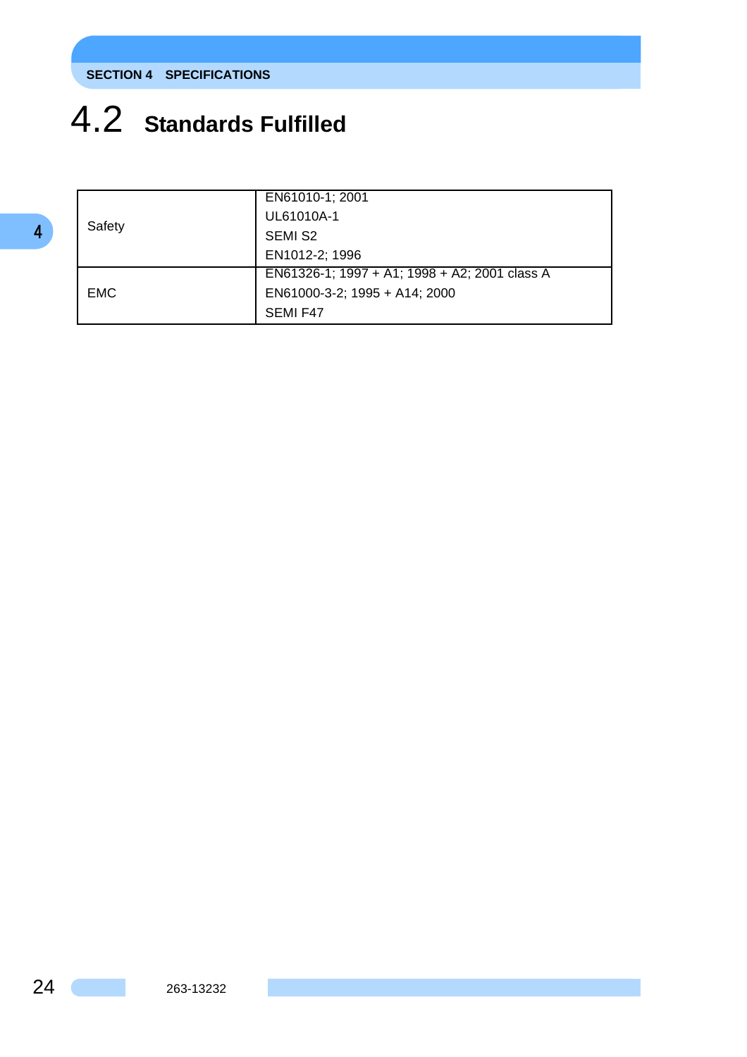## 4.2 Standards Fulfilled

| | |
|---|---|
| Safety | EN61010-1; 2001<br>UL61010A-1<br>SEMI S2<br>EN1012-2; 1996 |
| EMC | EN61326-1; 1997 + A1; 1998 + A2; 2001 class A<br>EN61000-3-2; 1995 + A14; 2000<br>SEMI F47 |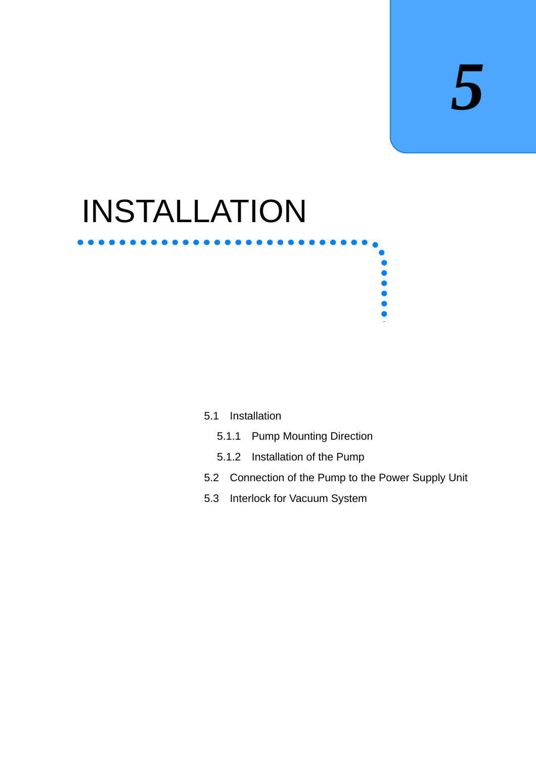# 5

# INSTALLATION

5.1 Installation

- 5.1.1 Pump Mounting Direction
- 5.1.2 Installation of the Pump

5.2 Connection of the Pump to the Power Supply Unit

5.3 Interlock for Vacuum System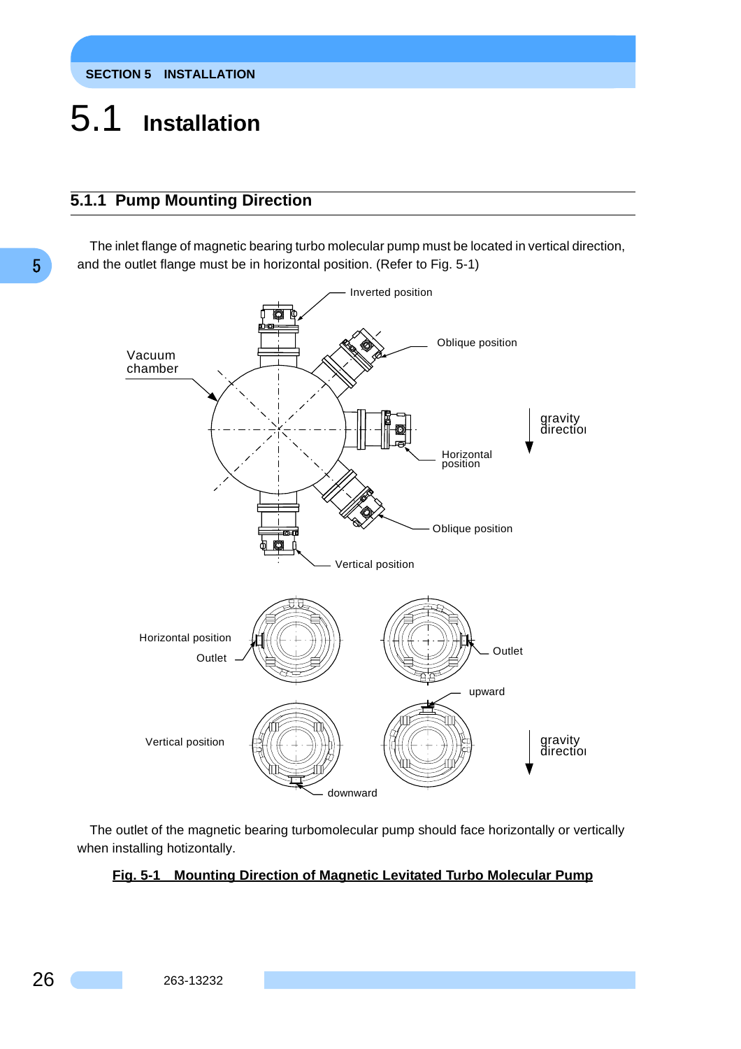# 5.1 Installation

## 5.1.1 Pump Mounting Direction

The inlet flange of magnetic bearing turbo molecular pump must be located in vertical direction, and the outlet flange must be in horizontal position. (Refer to Fig. 5-1)

The outlet of the magnetic bearing turbomolecular pump should face horizontally or vertically when installing hotizontally.

**Fig. 5-1 Mounting Direction of Magnetic Levitated Turbo Molecular Pump**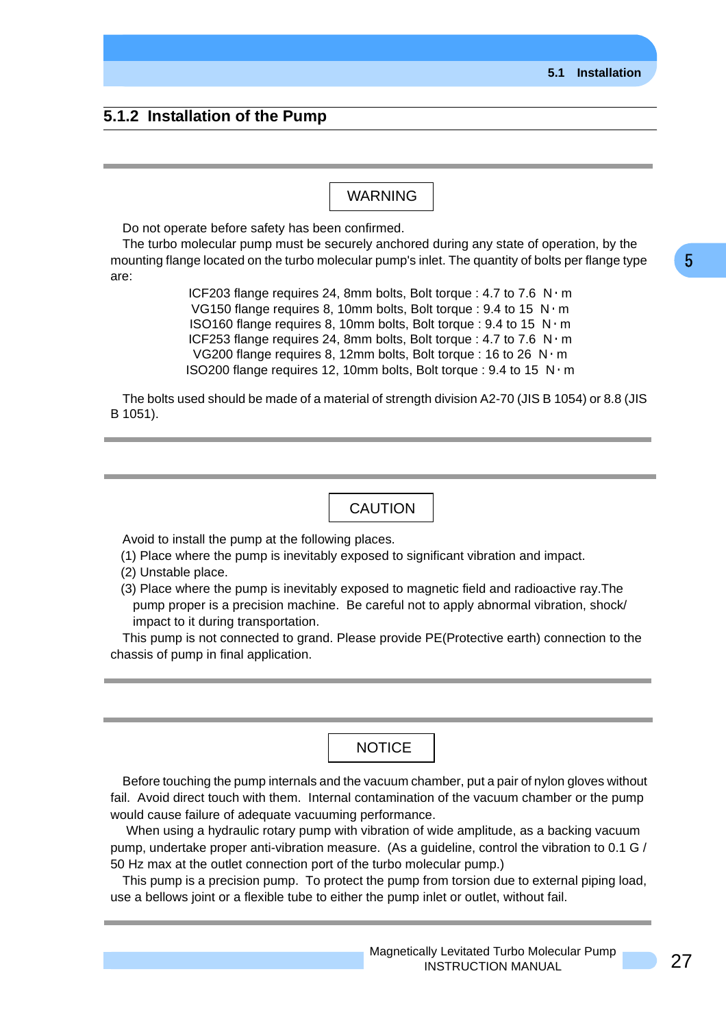### 5.1.2 Installation of the Pump

**WARNING**

Do not operate before safety has been confirmed.

The turbo molecular pump must be securely anchored during any state of operation, by the mounting flange located on the turbo molecular pump's inlet. The quantity of bolts per flange type are:

ICF203 flange requires 24, 8mm bolts, Bolt torque : 4.7 to 7.6 N・m
VG150 flange requires 8, 10mm bolts, Bolt torque : 9.4 to 15 N・m
ISO160 flange requires 8, 10mm bolts, Bolt torque : 9.4 to 15 N・m
ICF253 flange requires 24, 8mm bolts, Bolt torque : 4.7 to 7.6 N・m
VG200 flange requires 8, 12mm bolts, Bolt torque : 16 to 26 N・m
ISO200 flange requires 12, 10mm bolts, Bolt torque : 9.4 to 15 N・m

The bolts used should be made of a material of strength division A2-70 (JIS B 1054) or 8.8 (JIS B 1051).

**CAUTION**

Avoid to install the pump at the following places.

(1) Place where the pump is inevitably exposed to significant vibration and impact.
(2) Unstable place.
(3) Place where the pump is inevitably exposed to magnetic field and radioactive ray.The pump proper is a precision machine. Be careful not to apply abnormal vibration, shock/ impact to it during transportation.

This pump is not connected to grand. Please provide PE(Protective earth) connection to the chassis of pump in final application.

**NOTICE**

Before touching the pump internals and the vacuum chamber, put a pair of nylon gloves without fail. Avoid direct touch with them. Internal contamination of the vacuum chamber or the pump would cause failure of adequate vacuuming performance.

When using a hydraulic rotary pump with vibration of wide amplitude, as a backing vacuum pump, undertake proper anti-vibration measure. (As a guideline, control the vibration to 0.1 G / 50 Hz max at the outlet connection port of the turbo molecular pump.)

This pump is a precision pump. To protect the pump from torsion due to external piping load, use a bellows joint or a flexible tube to either the pump inlet or outlet, without fail.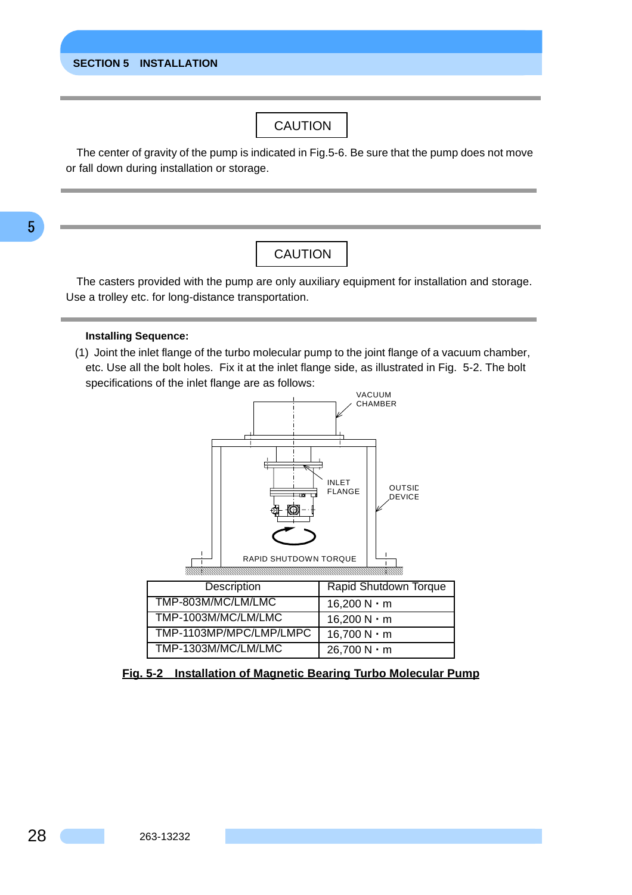CAUTION

The center of gravity of the pump is indicated in Fig.5-6. Be sure that the pump does not move or fall down during installation or storage.

CAUTION

The casters provided with the pump are only auxiliary equipment for installation and storage. Use a trolley etc. for long-distance transportation.

**Installing Sequence:**

(1) Joint the inlet flange of the turbo molecular pump to the joint flange of a vacuum chamber, etc. Use all the bolt holes. Fix it at the inlet flange side, as illustrated in Fig. 5-2. The bolt specifications of the inlet flange are as follows:

VACUUM CHAMBER

INLET FLANGE

OUTSIDE DEVICE

RAPID SHUTDOWN TORQUE

| Description | Rapid Shutdown Torque |
|---|---|
| TMP-803M/MC/LM/LMC | 16,200 N・m |
| TMP-1003M/MC/LM/LMC | 16,200 N・m |
| TMP-1103MP/MPC/LMP/LMPC | 16,700 N・m |
| TMP-1303M/MC/LM/LMC | 26,700 N・m |

**Fig. 5-2 Installation of Magnetic Bearing Turbo Molecular Pump**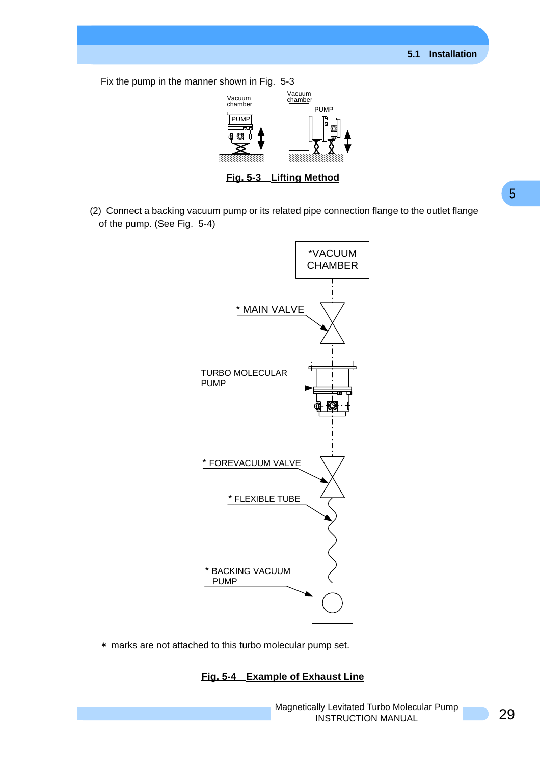Fix the pump in the manner shown in Fig. 5-3

Fig. 5-3 Lifting Method

(2) Connect a backing vacuum pump or its related pipe connection flange to the outlet flange of the pump. (See Fig. 5-4)

∗ marks are not attached to this turbo molecular pump set.

Fig. 5-4 Example of Exhaust Line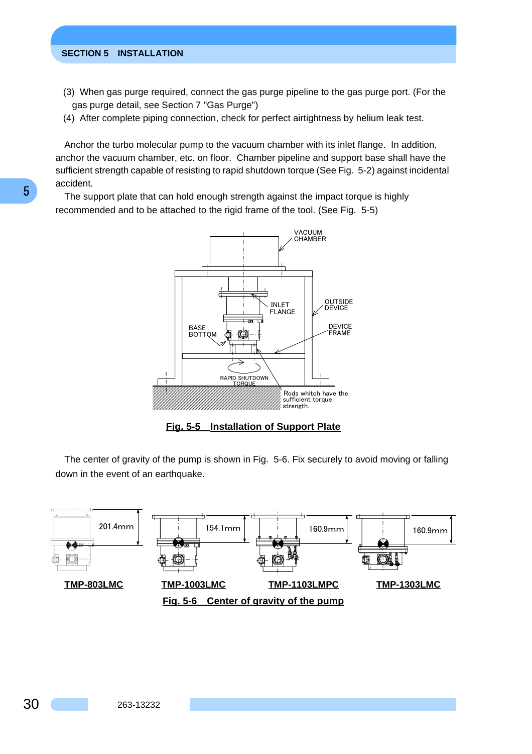(3) When gas purge required, connect the gas purge pipeline to the gas purge port. (For the gas purge detail, see Section 7 "Gas Purge")

(4) After complete piping connection, check for perfect airtightness by helium leak test.

Anchor the turbo molecular pump to the vacuum chamber with its inlet flange. In addition, anchor the vacuum chamber, etc. on floor. Chamber pipeline and support base shall have the sufficient strength capable of resisting to rapid shutdown torque (See Fig. 5-2) against incidental accident.

The support plate that can hold enough strength against the impact torque is highly recommended and to be attached to the rigid frame of the tool. (See Fig. 5-5)

VACUUM CHAMBER

INLET FLANGE

OUTSIDE DEVICE

DEVICE FRAME

BASE BOTTOM

RAPID SHUTDOWN TORQUE

Rods whitch have the sufficient torque strength.

**Fig. 5-5 Installation of Support Plate**

The center of gravity of the pump is shown in Fig. 5-6. Fix securely to avoid moving or falling down in the event of an earthquake.

| TMP-803LMC | TMP-1003LMC | TMP-1103LMPC | TMP-1303LMC |
| --- | --- | --- | --- |
| 201.4mm | 154.1mm | 160.9mm | 160.9mm |

**Fig. 5-6 Center of gravity of the pump**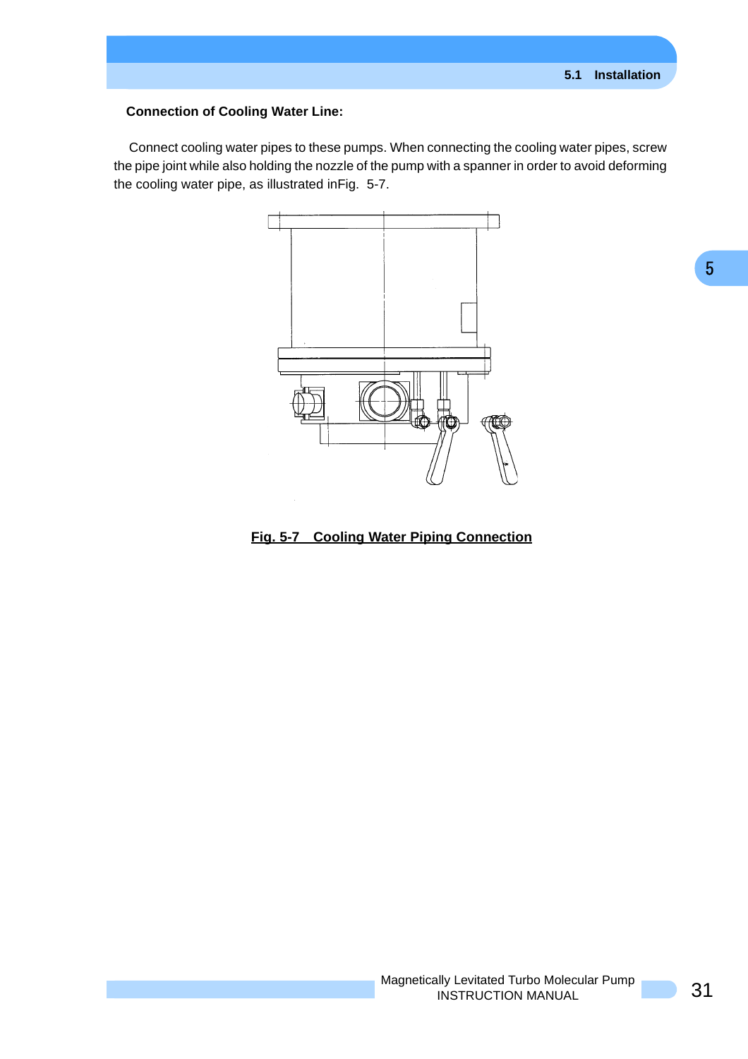**Connection of Cooling Water Line:**

Connect cooling water pipes to these pumps. When connecting the cooling water pipes, screw the pipe joint while also holding the nozzle of the pump with a spanner in order to avoid deforming the cooling water pipe, as illustrated inFig. 5-7.

**Fig. 5-7 Cooling Water Piping Connection**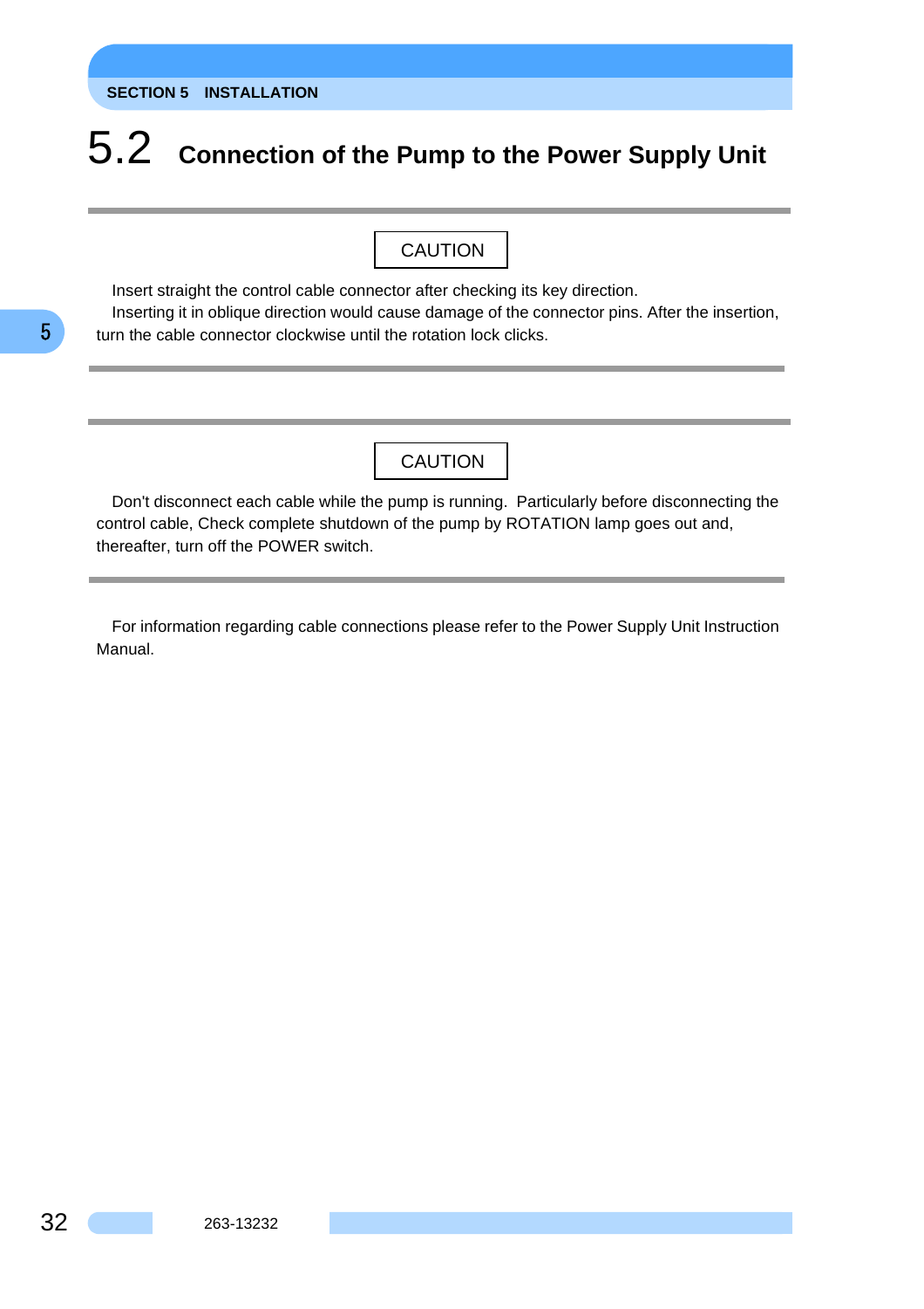# 5.2 Connection of the Pump to the Power Supply Unit

---

CAUTION

Insert straight the control cable connector after checking its key direction.
Inserting it in oblique direction would cause damage of the connector pins. After the insertion, turn the cable connector clockwise until the rotation lock clicks.

---

---

CAUTION

Don't disconnect each cable while the pump is running.  Particularly before disconnecting the control cable, Check complete shutdown of the pump by ROTATION lamp goes out and, thereafter, turn off the POWER switch.

---

For information regarding cable connections please refer to the Power Supply Unit Instruction Manual.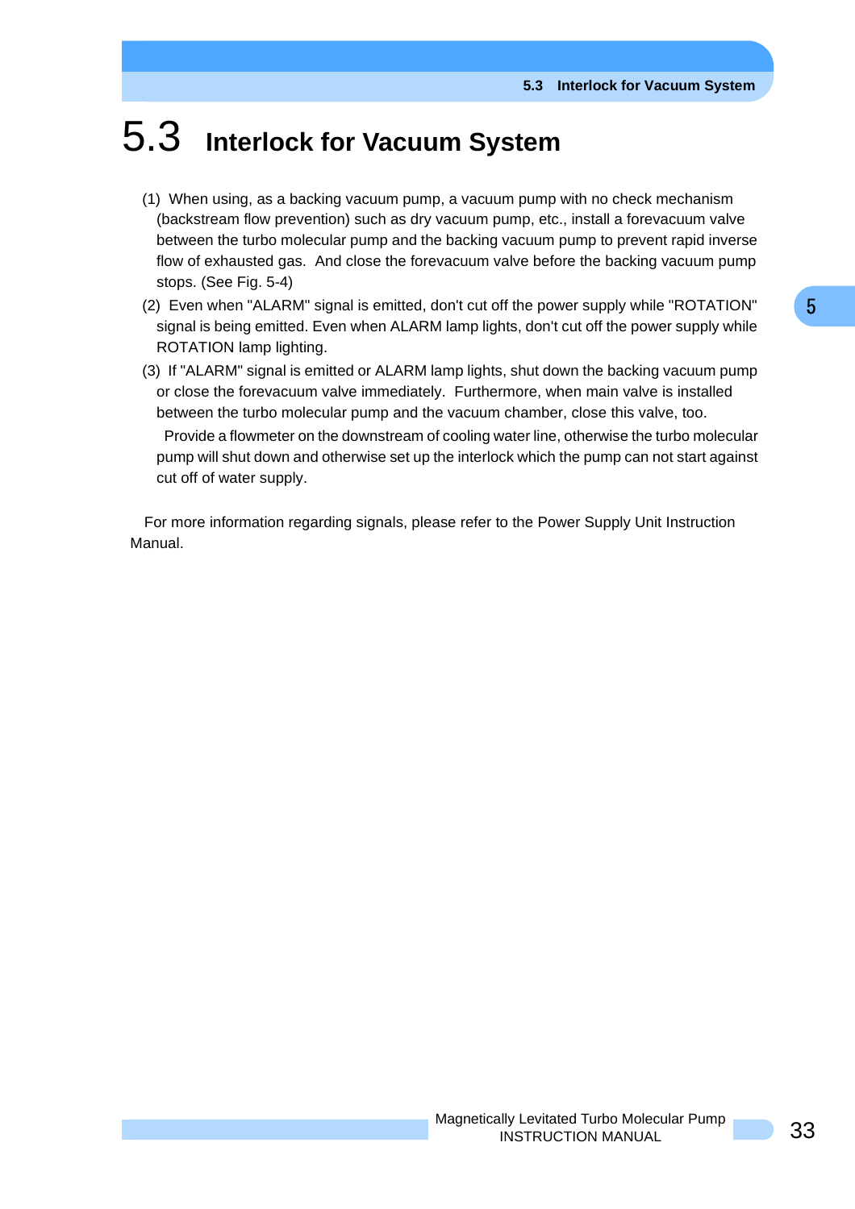# 5.3 Interlock for Vacuum System

(1) When using, as a backing vacuum pump, a vacuum pump with no check mechanism (backstream flow prevention) such as dry vacuum pump, etc., install a forevacuum valve between the turbo molecular pump and the backing vacuum pump to prevent rapid inverse flow of exhausted gas. And close the forevacuum valve before the backing vacuum pump stops. (See Fig. 5-4)

(2) Even when "ALARM" signal is emitted, don't cut off the power supply while "ROTATION" signal is being emitted. Even when ALARM lamp lights, don't cut off the power supply while ROTATION lamp lighting.

(3) If "ALARM" signal is emitted or ALARM lamp lights, shut down the backing vacuum pump or close the forevacuum valve immediately. Furthermore, when main valve is installed between the turbo molecular pump and the vacuum chamber, close this valve, too.

Provide a flowmeter on the downstream of cooling water line, otherwise the turbo molecular pump will shut down and otherwise set up the interlock which the pump can not start against cut off of water supply.

For more information regarding signals, please refer to the Power Supply Unit Instruction Manual.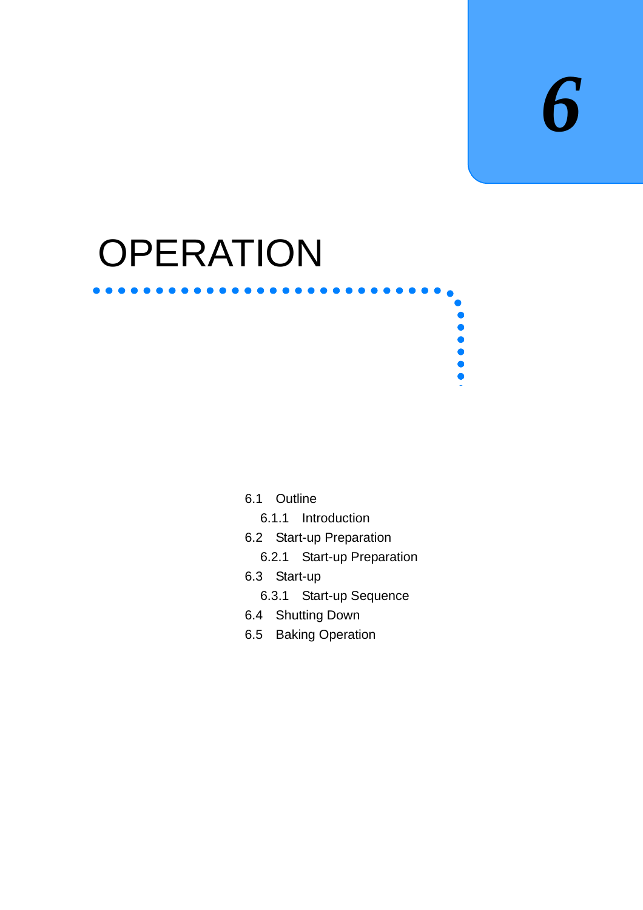# 6

# OPERATION

- 6.1 Outline
  - 6.1.1 Introduction
- 6.2 Start-up Preparation
  - 6.2.1 Start-up Preparation
- 6.3 Start-up
  - 6.3.1 Start-up Sequence
- 6.4 Shutting Down
- 6.5 Baking Operation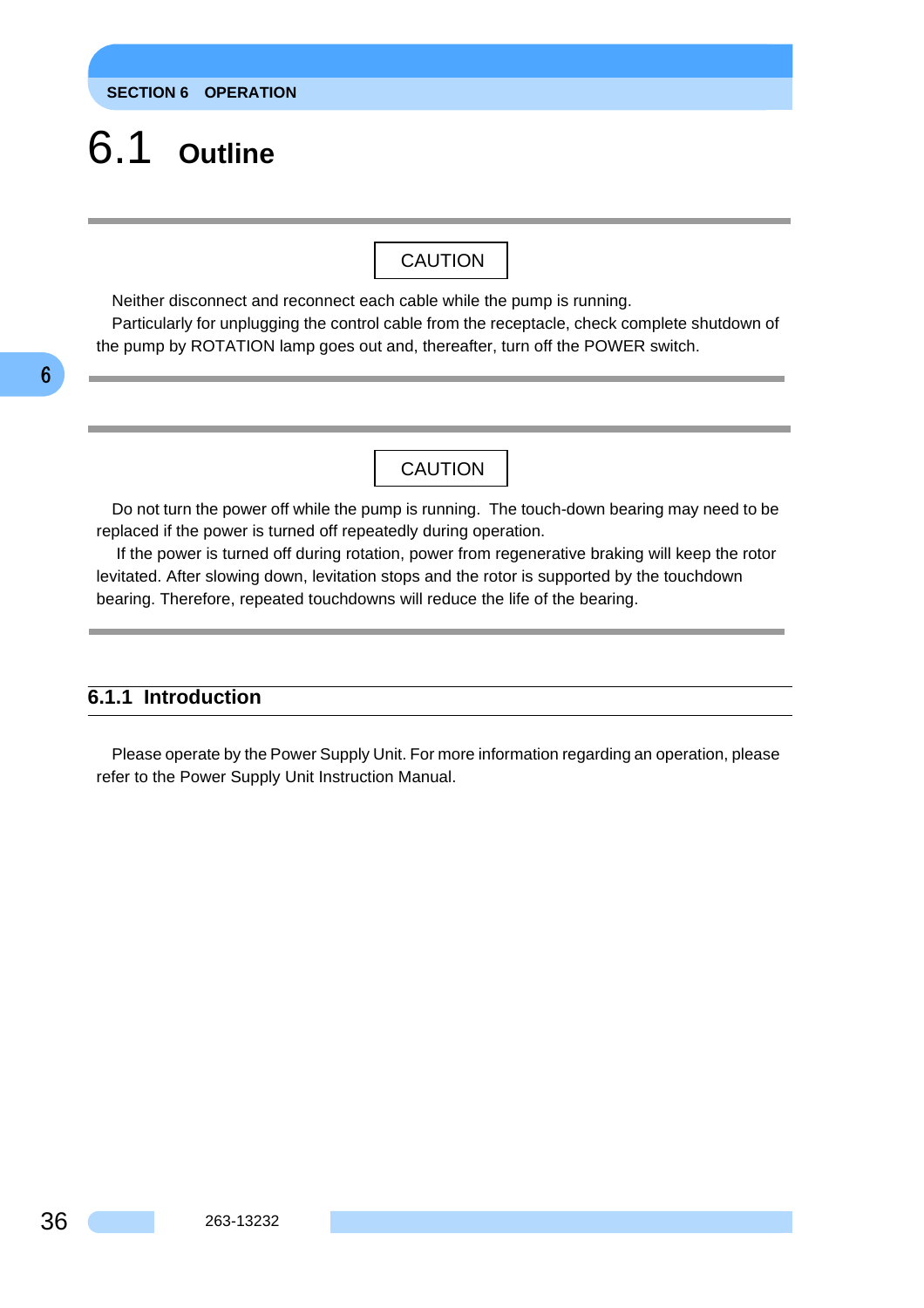# 6.1 Outline

**CAUTION**

Neither disconnect and reconnect each cable while the pump is running.

Particularly for unplugging the control cable from the receptacle, check complete shutdown of the pump by ROTATION lamp goes out and, thereafter, turn off the POWER switch.

---

**CAUTION**

Do not turn the power off while the pump is running. The touch-down bearing may need to be replaced if the power is turned off repeatedly during operation.

If the power is turned off during rotation, power from regenerative braking will keep the rotor levitated. After slowing down, levitation stops and the rotor is supported by the touchdown bearing. Therefore, repeated touchdowns will reduce the life of the bearing.

---

## 6.1.1 Introduction

Please operate by the Power Supply Unit. For more information regarding an operation, please refer to the Power Supply Unit Instruction Manual.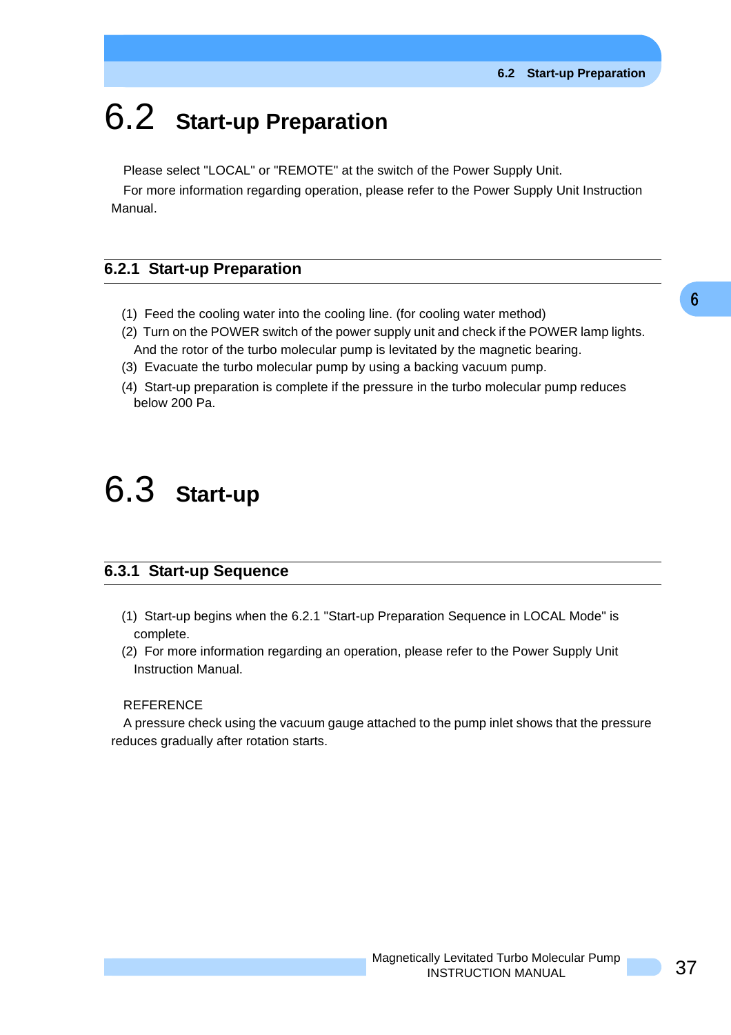# 6.2 Start-up Preparation

Please select "LOCAL" or "REMOTE" at the switch of the Power Supply Unit.

For more information regarding operation, please refer to the Power Supply Unit Instruction Manual.

## 6.2.1 Start-up Preparation

(1) Feed the cooling water into the cooling line. (for cooling water method)

(2) Turn on the POWER switch of the power supply unit and check if the POWER lamp lights. And the rotor of the turbo molecular pump is levitated by the magnetic bearing.

(3) Evacuate the turbo molecular pump by using a backing vacuum pump.

(4) Start-up preparation is complete if the pressure in the turbo molecular pump reduces below 200 Pa.

# 6.3 Start-up

## 6.3.1 Start-up Sequence

(1) Start-up begins when the 6.2.1 "Start-up Preparation Sequence in LOCAL Mode" is complete.

(2) For more information regarding an operation, please refer to the Power Supply Unit Instruction Manual.

REFERENCE

A pressure check using the vacuum gauge attached to the pump inlet shows that the pressure reduces gradually after rotation starts.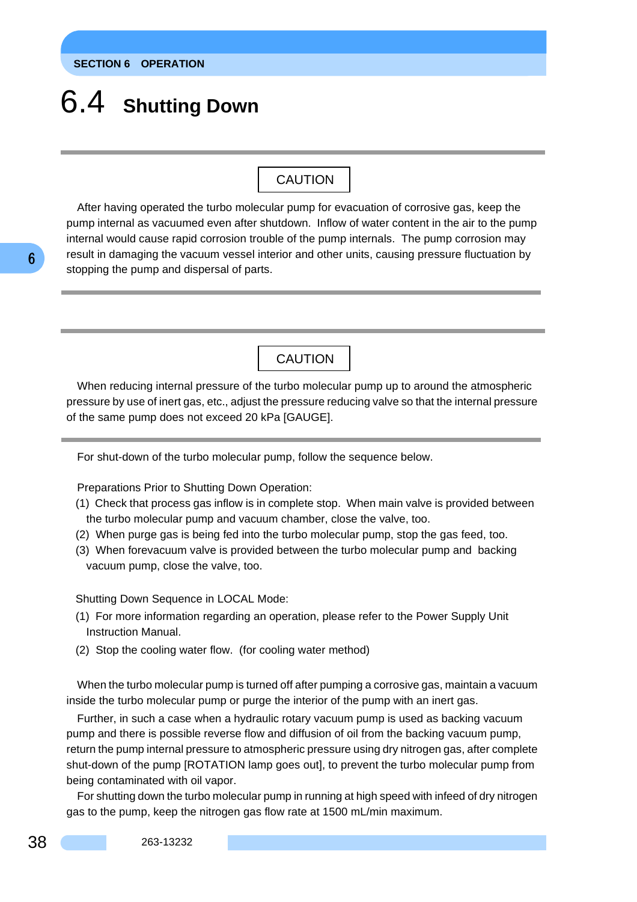## 6.4 Shutting Down

CAUTION

After having operated the turbo molecular pump for evacuation of corrosive gas, keep the pump internal as vacuumed even after shutdown. Inflow of water content in the air to the pump internal would cause rapid corrosion trouble of the pump internals. The pump corrosion may result in damaging the vacuum vessel interior and other units, causing pressure fluctuation by stopping the pump and dispersal of parts.

CAUTION

When reducing internal pressure of the turbo molecular pump up to around the atmospheric pressure by use of inert gas, etc., adjust the pressure reducing valve so that the internal pressure of the same pump does not exceed 20 kPa [GAUGE].

For shut-down of the turbo molecular pump, follow the sequence below.

Preparations Prior to Shutting Down Operation:

(1) Check that process gas inflow is in complete stop. When main valve is provided between the turbo molecular pump and vacuum chamber, close the valve, too.

(2) When purge gas is being fed into the turbo molecular pump, stop the gas feed, too.

(3) When forevacuum valve is provided between the turbo molecular pump and backing vacuum pump, close the valve, too.

Shutting Down Sequence in LOCAL Mode:

(1) For more information regarding an operation, please refer to the Power Supply Unit Instruction Manual.

(2) Stop the cooling water flow. (for cooling water method)

When the turbo molecular pump is turned off after pumping a corrosive gas, maintain a vacuum inside the turbo molecular pump or purge the interior of the pump with an inert gas.

Further, in such a case when a hydraulic rotary vacuum pump is used as backing vacuum pump and there is possible reverse flow and diffusion of oil from the backing vacuum pump, return the pump internal pressure to atmospheric pressure using dry nitrogen gas, after complete shut-down of the pump [ROTATION lamp goes out], to prevent the turbo molecular pump from being contaminated with oil vapor.

For shutting down the turbo molecular pump in running at high speed with infeed of dry nitrogen gas to the pump, keep the nitrogen gas flow rate at 1500 mL/min maximum.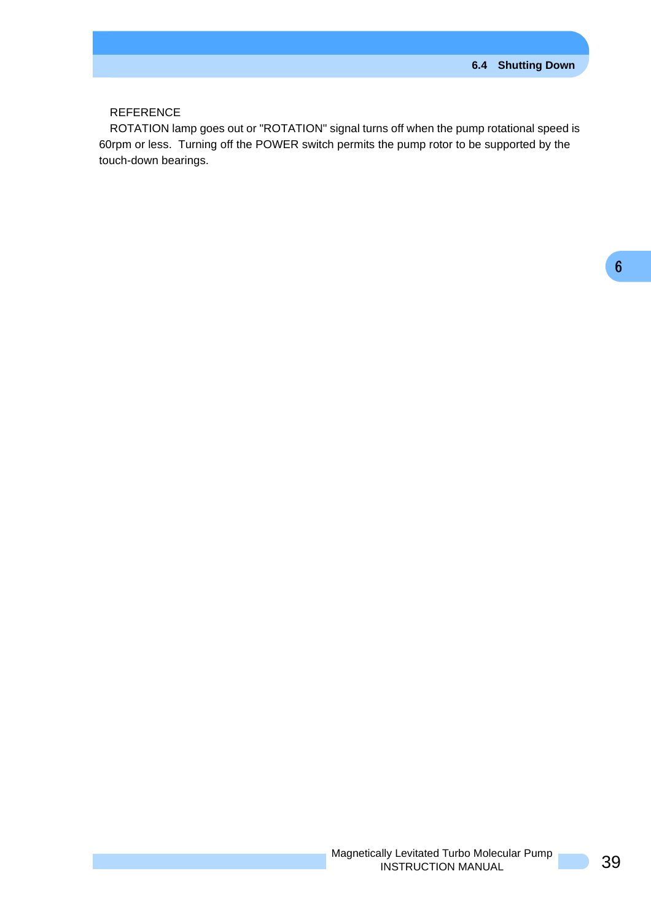REFERENCE

ROTATION lamp goes out or "ROTATION" signal turns off when the pump rotational speed is 60rpm or less. Turning off the POWER switch permits the pump rotor to be supported by the touch-down bearings.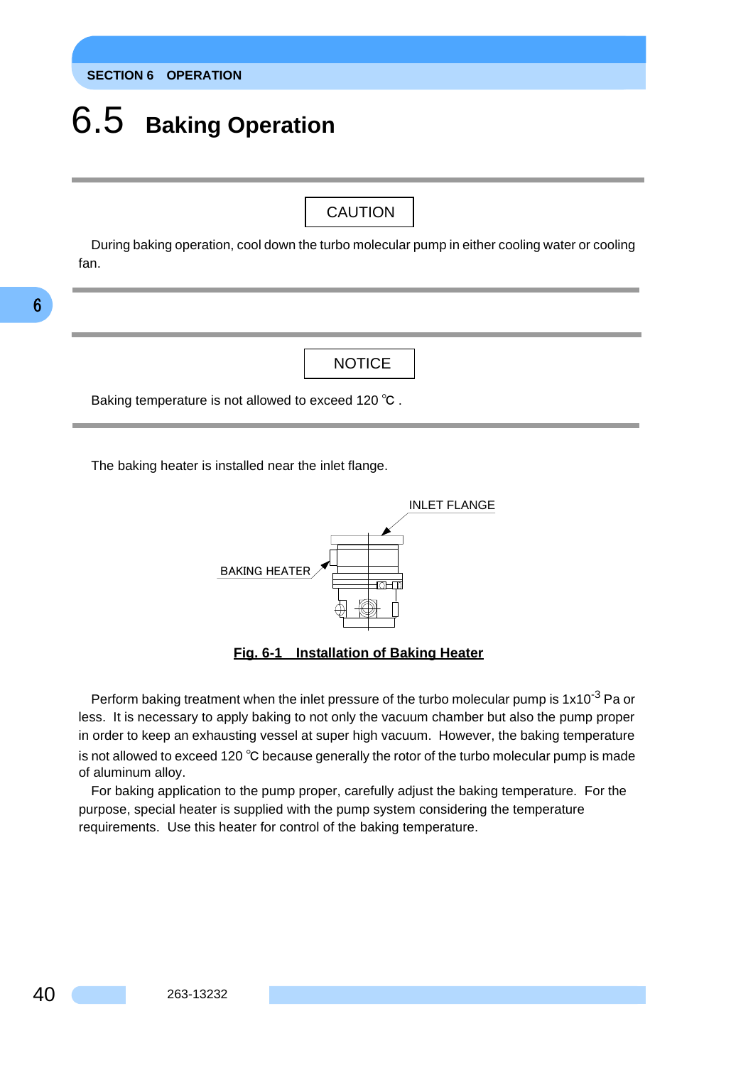## 6.5 Baking Operation

CAUTION

During baking operation, cool down the turbo molecular pump in either cooling water or cooling fan.

NOTICE

Baking temperature is not allowed to exceed 120 ℃ .

The baking heater is installed near the inlet flange.

INLET FLANGE

BAKING HEATER

**Fig. 6-1 Installation of Baking Heater**

Perform baking treatment when the inlet pressure of the turbo molecular pump is $1 \times 10^{-3}$ Pa or less. It is necessary to apply baking to not only the vacuum chamber but also the pump proper in order to keep an exhausting vessel at super high vacuum. However, the baking temperature is not allowed to exceed 120 ℃ because generally the rotor of the turbo molecular pump is made of aluminum alloy.

For baking application to the pump proper, carefully adjust the baking temperature. For the purpose, special heater is supplied with the pump system considering the temperature requirements. Use this heater for control of the baking temperature.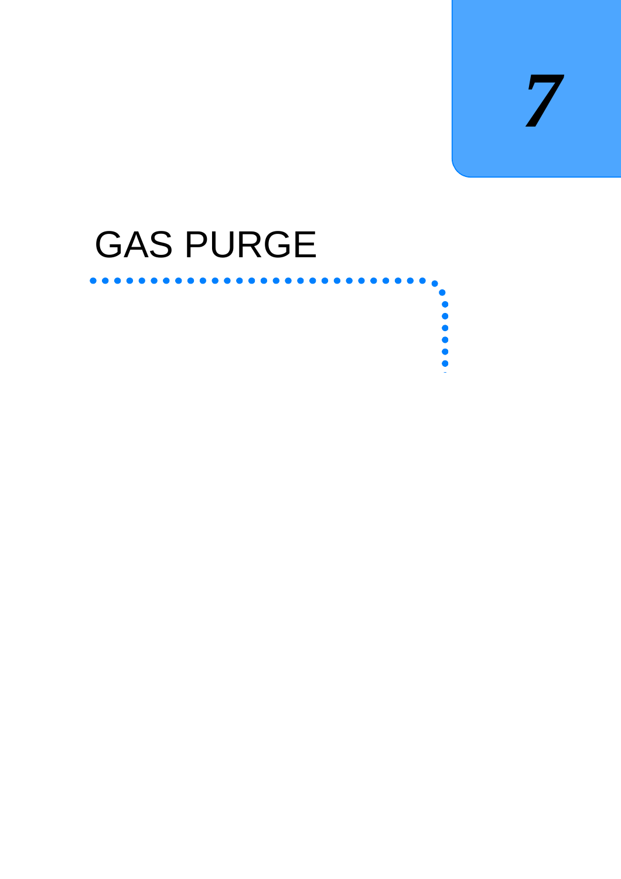# 7

# GAS PURGE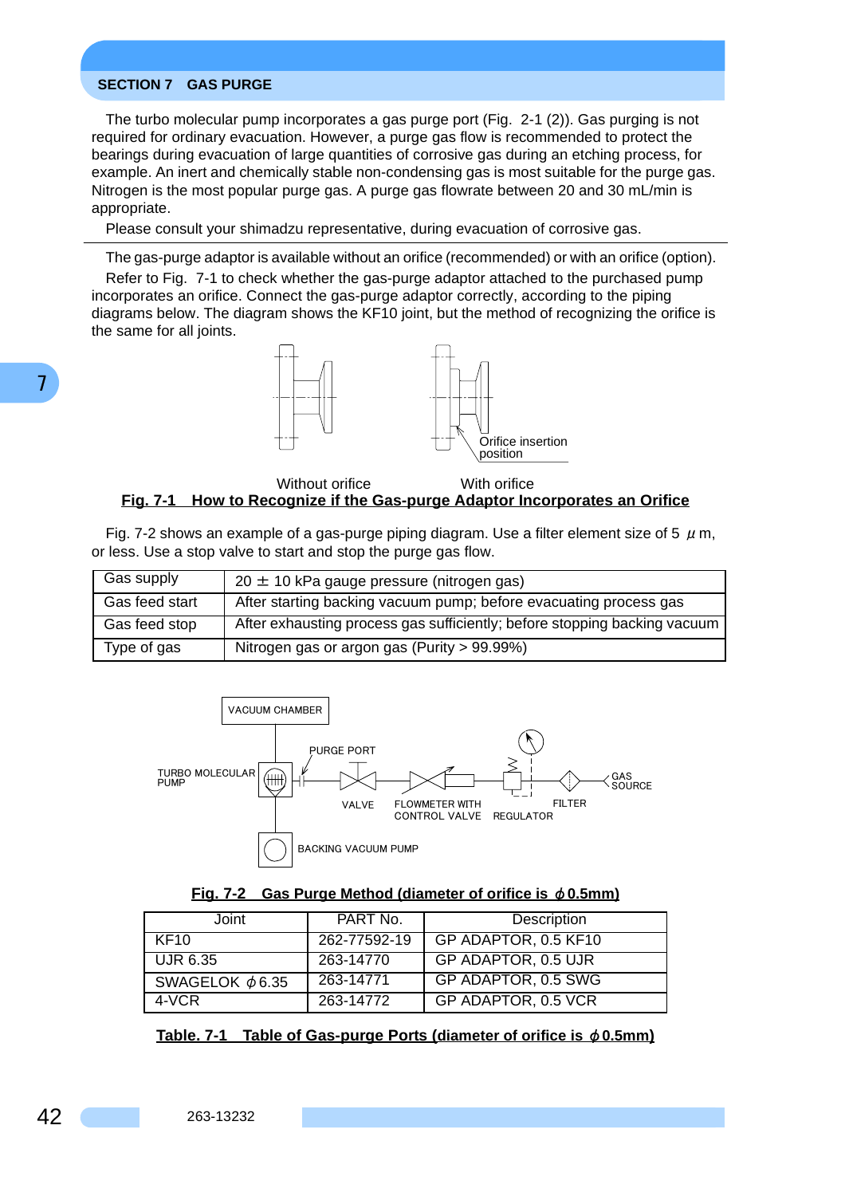## SECTION 7 GAS PURGE

The turbo molecular pump incorporates a gas purge port (Fig. 2-1 (2)). Gas purging is not required for ordinary evacuation. However, a purge gas flow is recommended to protect the bearings during evacuation of large quantities of corrosive gas during an etching process, for example. An inert and chemically stable non-condensing gas is most suitable for the purge gas. Nitrogen is the most popular purge gas. A purge gas flowrate between 20 and 30 mL/min is appropriate.

Please consult your shimadzu representative, during evacuation of corrosive gas.

---

The gas-purge adaptor is available without an orifice (recommended) or with an orifice (option).

Refer to Fig. 7-1 to check whether the gas-purge adaptor attached to the purchased pump incorporates an orifice. Connect the gas-purge adaptor correctly, according to the piping diagrams below. The diagram shows the KF10 joint, but the method of recognizing the orifice is the same for all joints.

Orifice insertion position

Without orifice With orifice

**Fig. 7-1 How to Recognize if the Gas-purge Adaptor Incorporates an Orifice**

Fig. 7-2 shows an example of a gas-purge piping diagram. Use a filter element size of 5 $\mu$m, or less. Use a stop valve to start and stop the purge gas flow.

| | |
|---|---|
| Gas supply | 20 ± 10 kPa gauge pressure (nitrogen gas) |
| Gas feed start | After starting backing vacuum pump; before evacuating process gas |
| Gas feed stop | After exhausting process gas sufficiently; before stopping backing vacuum |
| Type of gas | Nitrogen gas or argon gas (Purity > 99.99%) |

VACUUM CHAMBER

TURBO MOLECULAR PUMP

PURGE PORT

VALVE

FLOWMETER WITH CONTROL VALVE

REGULATOR

FILTER

GAS SOURCE

BACKING VACUUM PUMP

**Fig. 7-2 Gas Purge Method (diameter of orifice is $\phi$0.5mm)**

| Joint | PART No. | Description |
|---|---|---|
| KF10 | 262-77592-19 | GP ADAPTOR, 0.5 KF10 |
| UJR 6.35 | 263-14770 | GP ADAPTOR, 0.5 UJR |
| SWAGELOK $\phi$6.35 | 263-14771 | GP ADAPTOR, 0.5 SWG |
| 4-VCR | 263-14772 | GP ADAPTOR, 0.5 VCR |

**Table. 7-1 Table of Gas-purge Ports (diameter of orifice is $\phi$0.5mm)**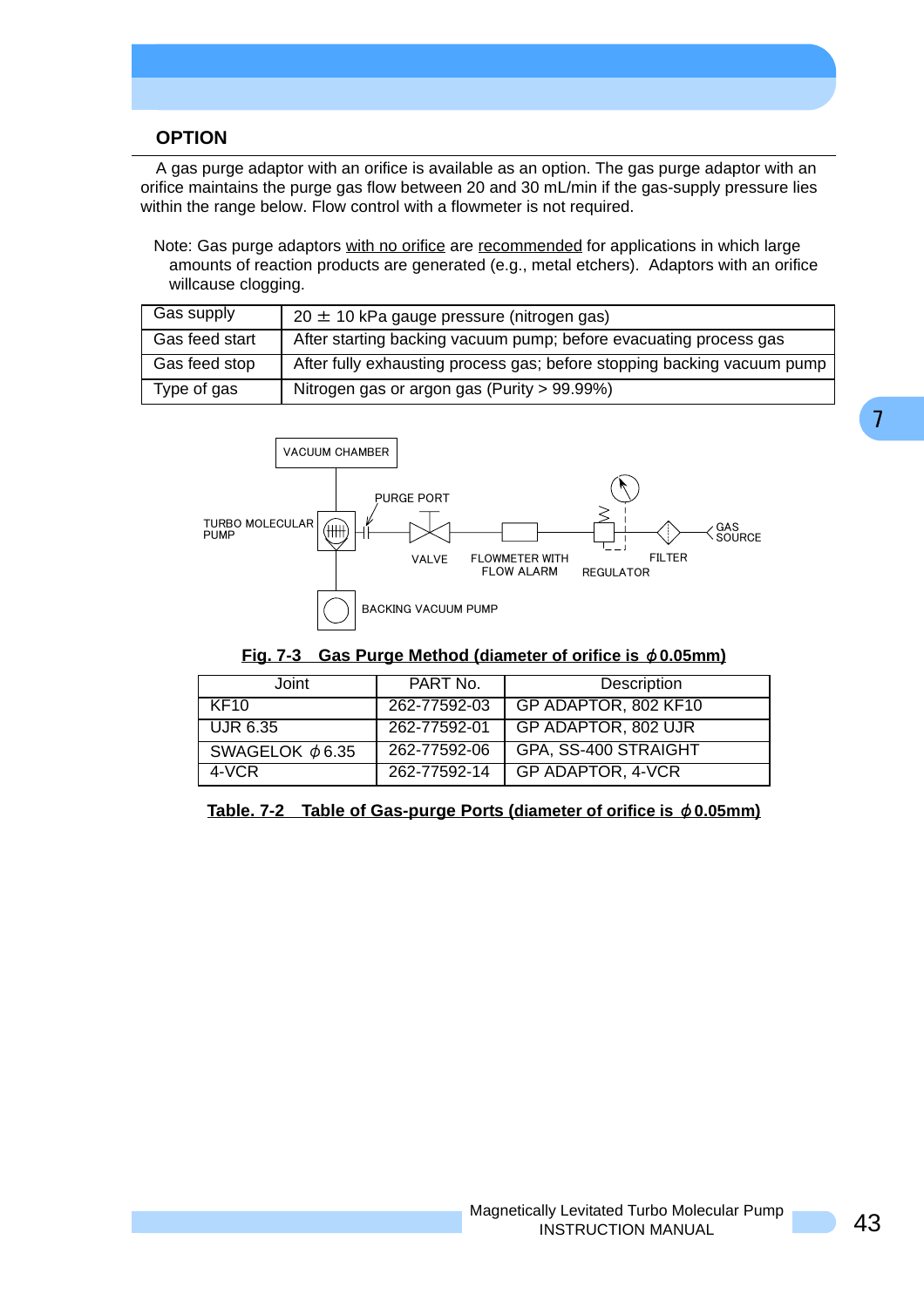## OPTION

A gas purge adaptor with an orifice is available as an option. The gas purge adaptor with an orifice maintains the purge gas flow between 20 and 30 mL/min if the gas-supply pressure lies within the range below. Flow control with a flowmeter is not required.

Note: Gas purge adaptors with no orifice are recommended for applications in which large amounts of reaction products are generated (e.g., metal etchers). Adaptors with an orifice willcause clogging.

| Gas supply | 20 ± 10 kPa gauge pressure (nitrogen gas) |
|---|---|
| Gas feed start | After starting backing vacuum pump; before evacuating process gas |
| Gas feed stop | After fully exhausting process gas; before stopping backing vacuum pump |
| Type of gas | Nitrogen gas or argon gas (Purity > 99.99%) |

VACUUM CHAMBER
TURBO MOLECULAR PUMP
PURGE PORT
VALVE
FLOWMETER WITH FLOW ALARM
REGULATOR
FILTER
GAS SOURCE
BACKING VACUUM PUMP

**Fig. 7-3 Gas Purge Method (diameter of orifice is ϕ0.05mm)**

| Joint | PART No. | Description |
|---|---|---|
| KF10 | 262-77592-03 | GP ADAPTOR, 802 KF10 |
| UJR 6.35 | 262-77592-01 | GP ADAPTOR, 802 UJR |
| SWAGELOK ϕ6.35 | 262-77592-06 | GPA, SS-400 STRAIGHT |
| 4-VCR | 262-77592-14 | GP ADAPTOR, 4-VCR |

**Table. 7-2 Table of Gas-purge Ports (diameter of orifice is ϕ0.05mm)**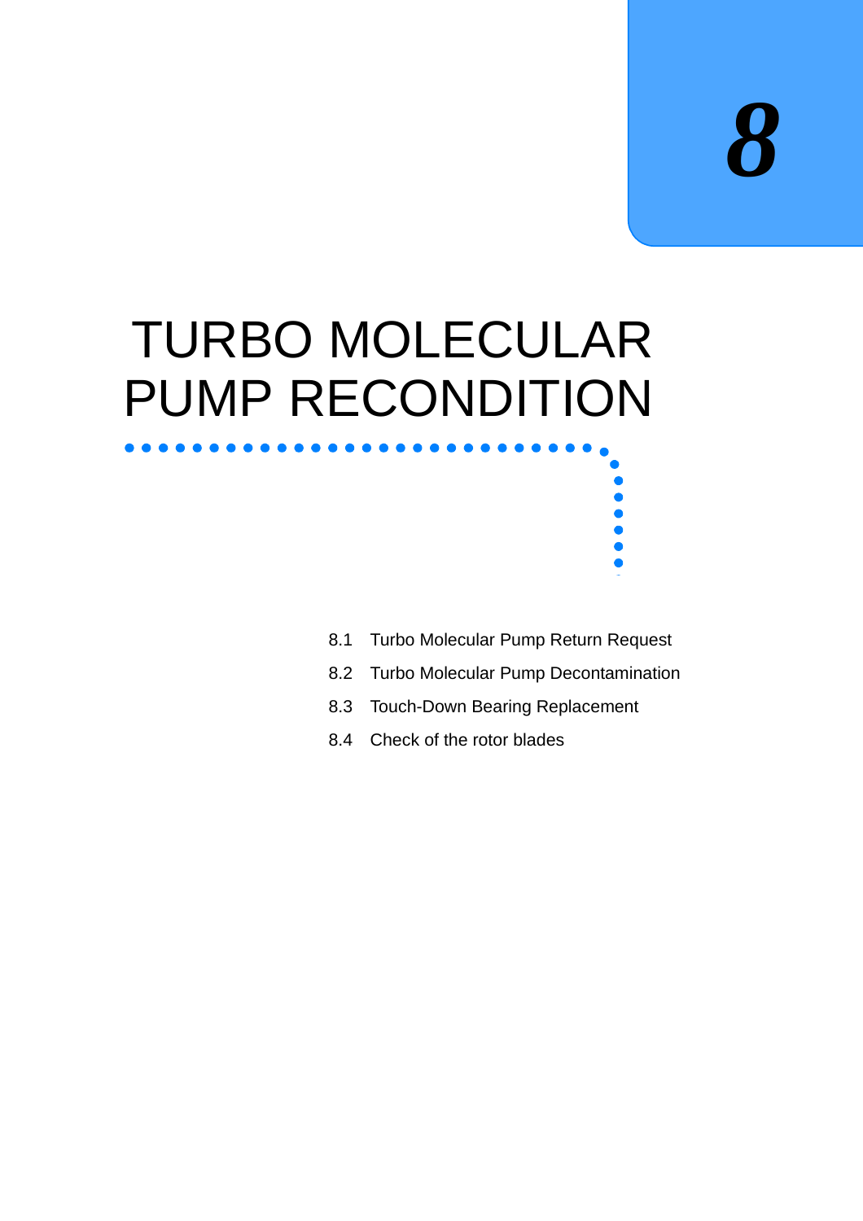# 8

# TURBO MOLECULAR PUMP RECONDITION

8.1 Turbo Molecular Pump Return Request

8.2 Turbo Molecular Pump Decontamination

8.3 Touch-Down Bearing Replacement

8.4 Check of the rotor blades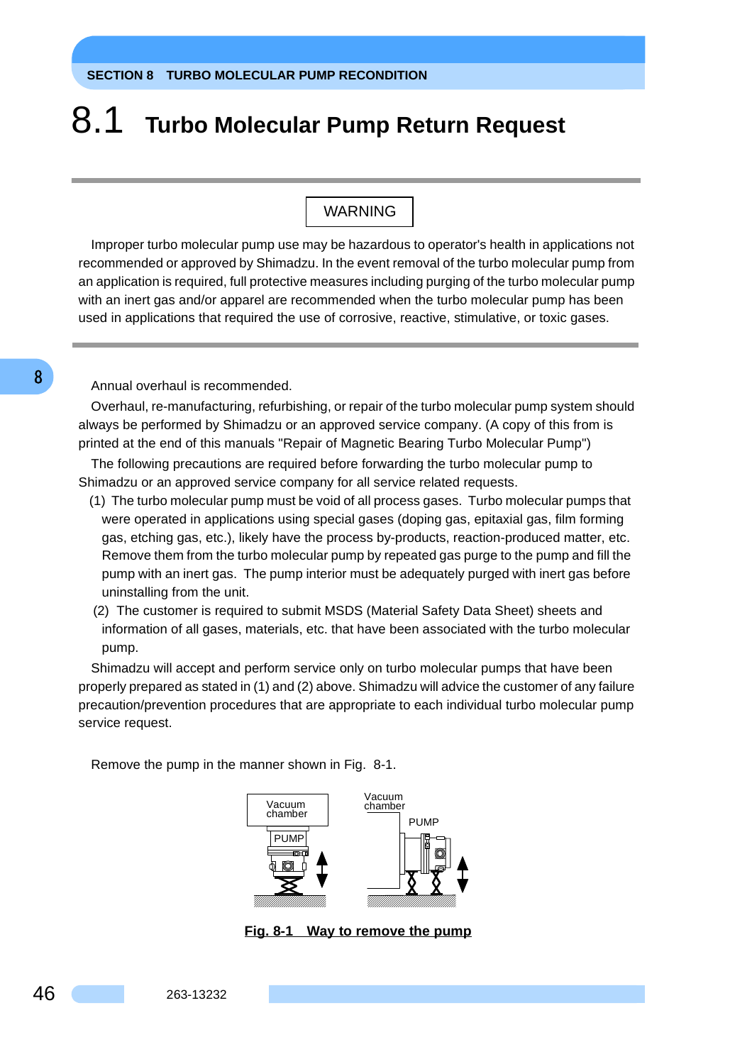# 8.1 Turbo Molecular Pump Return Request

**WARNING**

Improper turbo molecular pump use may be hazardous to operator's health in applications not recommended or approved by Shimadzu. In the event removal of the turbo molecular pump from an application is required, full protective measures including purging of the turbo molecular pump with an inert gas and/or apparel are recommended when the turbo molecular pump has been used in applications that required the use of corrosive, reactive, stimulative, or toxic gases.

---

Annual overhaul is recommended.

Overhaul, re-manufacturing, refurbishing, or repair of the turbo molecular pump system should always be performed by Shimadzu or an approved service company. (A copy of this from is printed at the end of this manuals "Repair of Magnetic Bearing Turbo Molecular Pump")

The following precautions are required before forwarding the turbo molecular pump to Shimadzu or an approved service company for all service related requests.

(1) The turbo molecular pump must be void of all process gases. Turbo molecular pumps that were operated in applications using special gases (doping gas, epitaxial gas, film forming gas, etching gas, etc.), likely have the process by-products, reaction-produced matter, etc. Remove them from the turbo molecular pump by repeated gas purge to the pump and fill the pump with an inert gas. The pump interior must be adequately purged with inert gas before uninstalling from the unit.

(2) The customer is required to submit MSDS (Material Safety Data Sheet) sheets and information of all gases, materials, etc. that have been associated with the turbo molecular pump.

Shimadzu will accept and perform service only on turbo molecular pumps that have been properly prepared as stated in (1) and (2) above. Shimadzu will advice the customer of any failure precaution/prevention procedures that are appropriate to each individual turbo molecular pump service request.

Remove the pump in the manner shown in Fig. 8-1.

Vacuum chamber

PUMP

Vacuum chamber

PUMP

**Fig. 8-1 Way to remove the pump**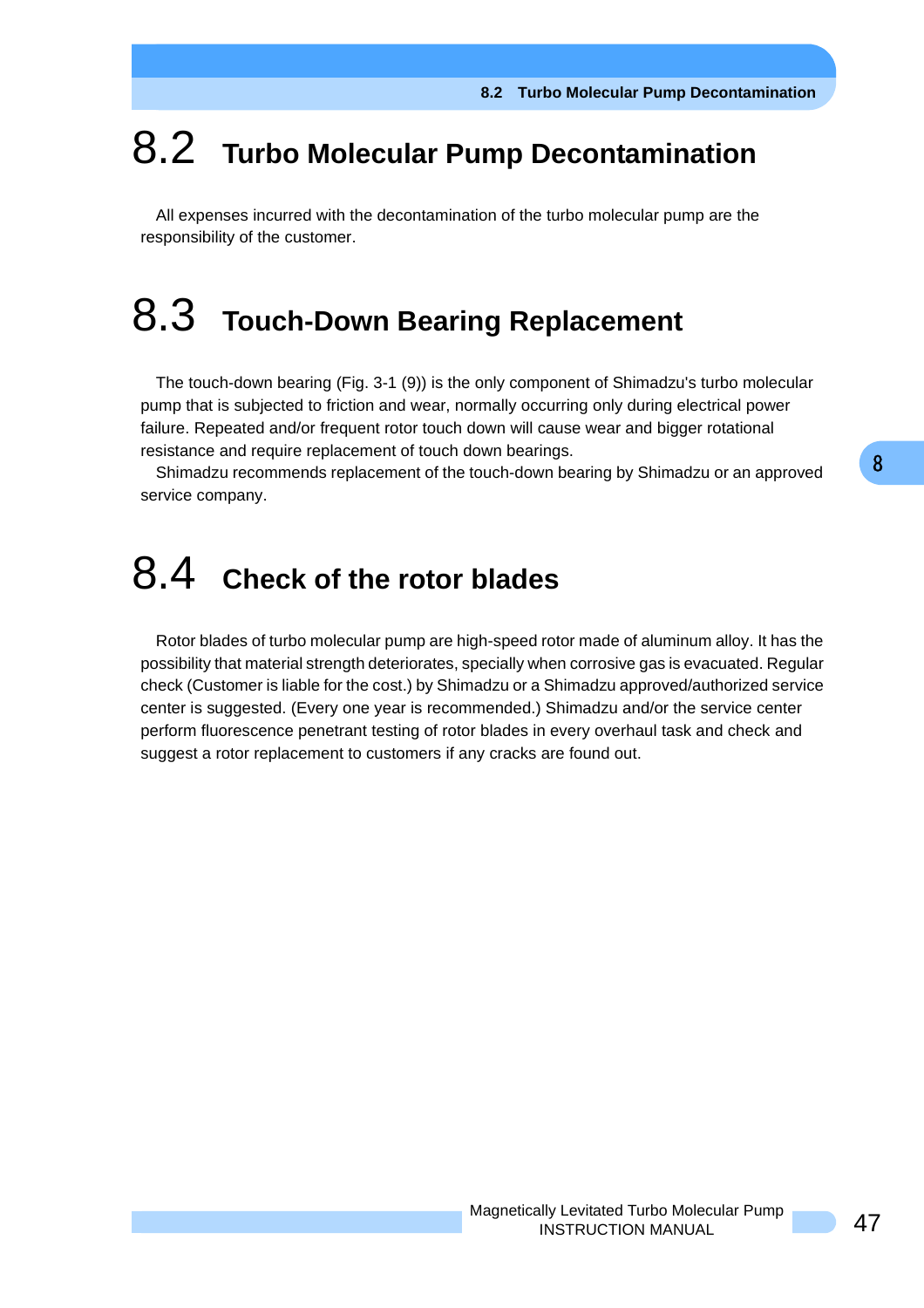## 8.2 Turbo Molecular Pump Decontamination

All expenses incurred with the decontamination of the turbo molecular pump are the responsibility of the customer.

## 8.3 Touch-Down Bearing Replacement

The touch-down bearing (Fig. 3-1 (9)) is the only component of Shimadzu's turbo molecular pump that is subjected to friction and wear, normally occurring only during electrical power failure. Repeated and/or frequent rotor touch down will cause wear and bigger rotational resistance and require replacement of touch down bearings.

Shimadzu recommends replacement of the touch-down bearing by Shimadzu or an approved service company.

## 8.4 Check of the rotor blades

Rotor blades of turbo molecular pump are high-speed rotor made of aluminum alloy. It has the possibility that material strength deteriorates, specially when corrosive gas is evacuated. Regular check (Customer is liable for the cost.) by Shimadzu or a Shimadzu approved/authorized service center is suggested. (Every one year is recommended.) Shimadzu and/or the service center perform fluorescence penetrant testing of rotor blades in every overhaul task and check and suggest a rotor replacement to customers if any cracks are found out.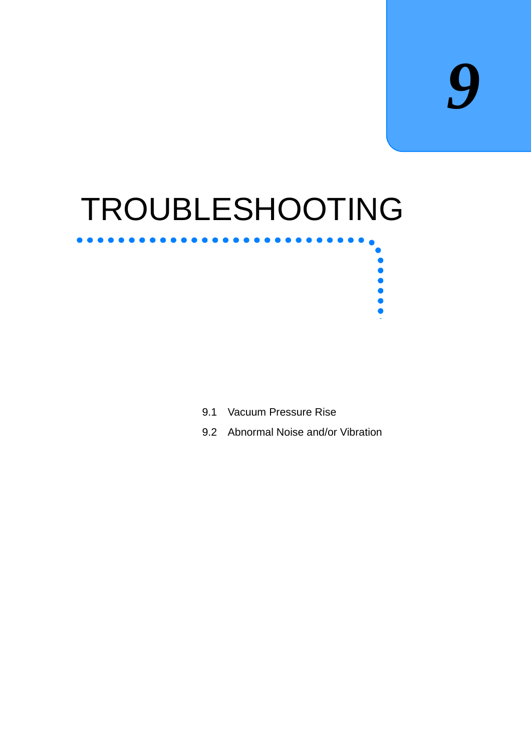# 9

# TROUBLESHOOTING

9.1 Vacuum Pressure Rise

9.2 Abnormal Noise and/or Vibration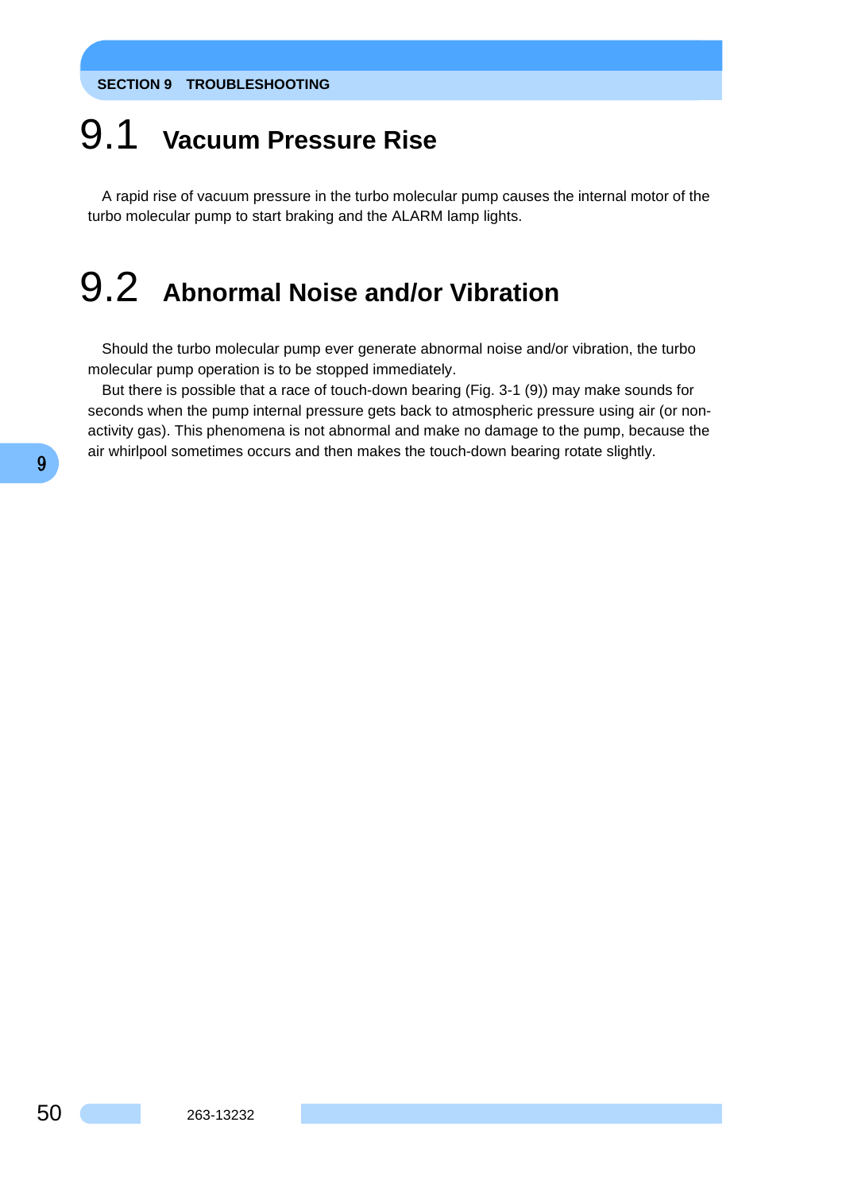## 9.1 Vacuum Pressure Rise

A rapid rise of vacuum pressure in the turbo molecular pump causes the internal motor of the turbo molecular pump to start braking and the ALARM lamp lights.

## 9.2 Abnormal Noise and/or Vibration

Should the turbo molecular pump ever generate abnormal noise and/or vibration, the turbo molecular pump operation is to be stopped immediately.

But there is possible that a race of touch-down bearing (Fig. 3-1 (9)) may make sounds for seconds when the pump internal pressure gets back to atmospheric pressure using air (or non-activity gas). This phenomena is not abnormal and make no damage to the pump, because the air whirlpool sometimes occurs and then makes the touch-down bearing rotate slightly.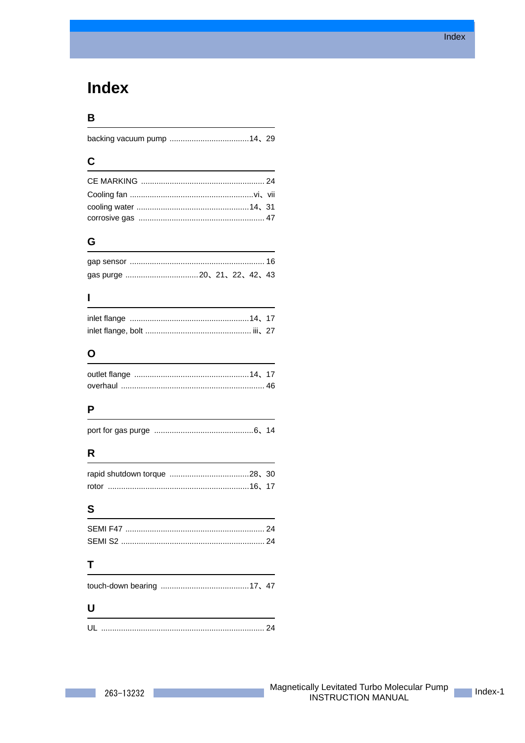# Index

## B

backing vacuum pump ....................................14、29

## C

CE MARKING ........................................................ 24
Cooling fan ........................................................vi、vii
cooling water ...................................................14、31
corrosive gas ......................................................... 47

## G

gap sensor ............................................................ 16
gas purge .................................20、21、22、42、43

## I

inlet flange ......................................................14、17
inlet flange, bolt ................................................ iii、27

## O

outlet flange ....................................................14、17
overhaul ................................................................ 46

## P

port for gas purge .............................................6、14

## R

rapid shutdown torque ....................................28、30
rotor ...............................................................16、17

## S

SEMI F47 ............................................................... 24
SEMI S2 ................................................................ 24

## T

touch-down bearing ........................................17、47

## U

UL ......................................................................... 24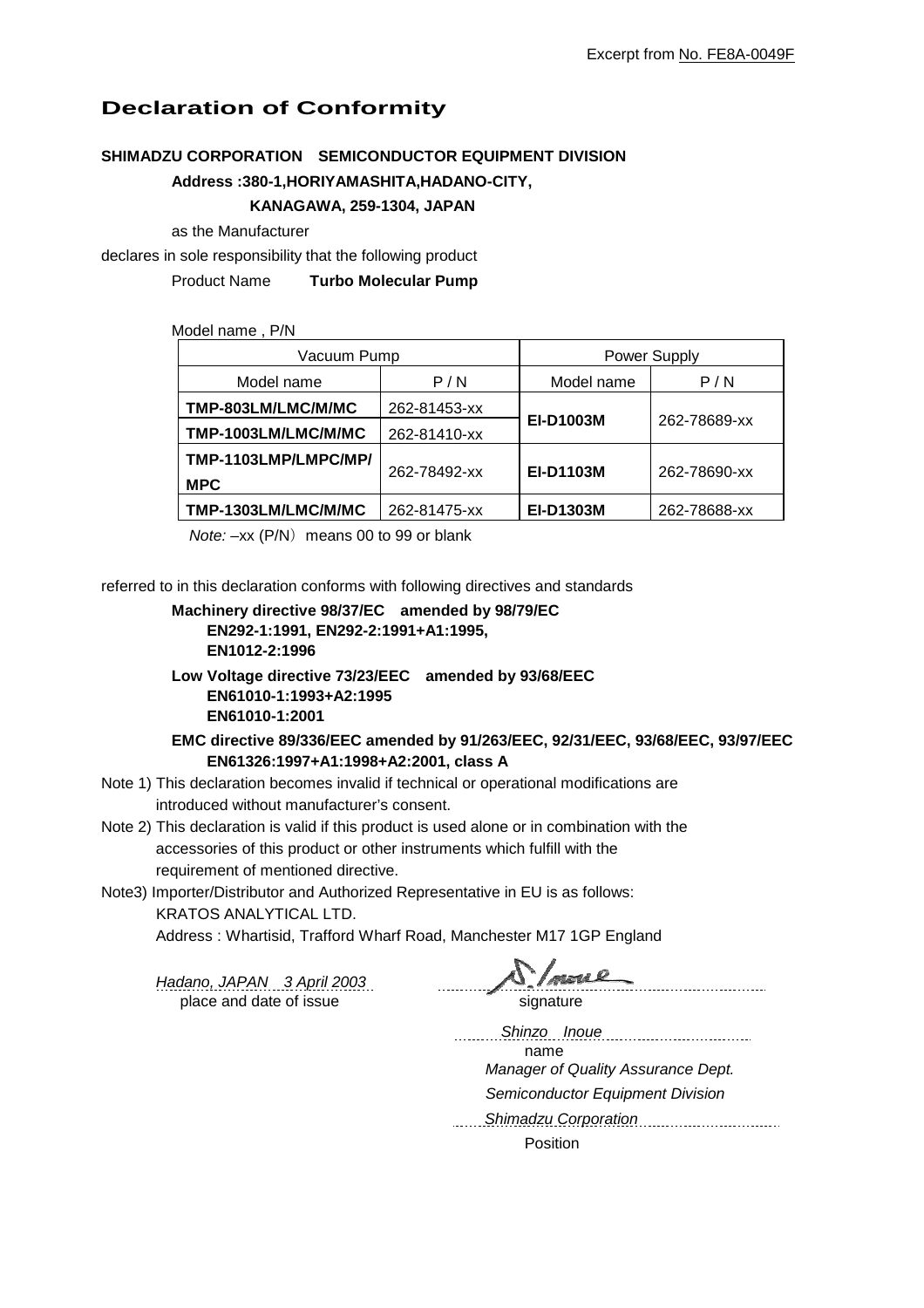Excerpt from No. FE8A-0049F

# Declaration of Conformity

**SHIMADZU CORPORATION　SEMICONDUCTOR EQUIPMENT DIVISION**

**Address :380-1,HORIYAMASHITA,HADANO-CITY,**

**KANAGAWA, 259-1304, JAPAN**

as the Manufacturer

declares in sole responsibility that the following product

Product Name　**Turbo Molecular Pump**

Model name , P/N

| Vacuum Pump | | Power Supply | |
|---|---|---|---|
| Model name | P / N | Model name | P / N |
| **TMP-803LM/LMC/M/MC** | 262-81453-xx | **EI-D1003M** | 262-78689-xx |
| **TMP-1003LM/LMC/M/MC** | 262-81410-xx | | |
| **TMP-1103LMP/LMPC/MP/MPC** | 262-78492-xx | **EI-D1103M** | 262-78690-xx |
| **TMP-1303LM/LMC/M/MC** | 262-81475-xx | **EI-D1303M** | 262-78688-xx |

*Note:* –xx (P/N) means 00 to 99 or blank

referred to in this declaration conforms with following directives and standards

**Machinery directive 98/37/EC　amended by 98/79/EC**
**EN292-1:1991, EN292-2:1991+A1:1995,**
**EN1012-2:1996**

**Low Voltage directive 73/23/EEC　amended by 93/68/EEC**
**EN61010-1:1993+A2:1995**
**EN61010-1:2001**

**EMC directive 89/336/EEC amended by 91/263/EEC, 92/31/EEC, 93/68/EEC, 93/97/EEC**
**EN61326:1997+A1:1998+A2:2001, class A**

Note 1) This declaration becomes invalid if technical or operational modifications are introduced without manufacturer's consent.

Note 2) This declaration is valid if this product is used alone or in combination with the accessories of this product or other instruments which fulfill with the requirement of mentioned directive.

Note3) Importer/Distributor and Authorized Representative in EU is as follows:
KRATOS ANALYTICAL LTD.
Address : Whartisid, Trafford Wharf Road, Manchester M17 1GP England

*Hadano, JAPAN　3 April 2003*
place and date of issue

signature

*Shinzo　Inoue*
name

*Manager of Quality Assurance Dept.*
*Semiconductor Equipment Division*
*Shimadzu Corporation*
Position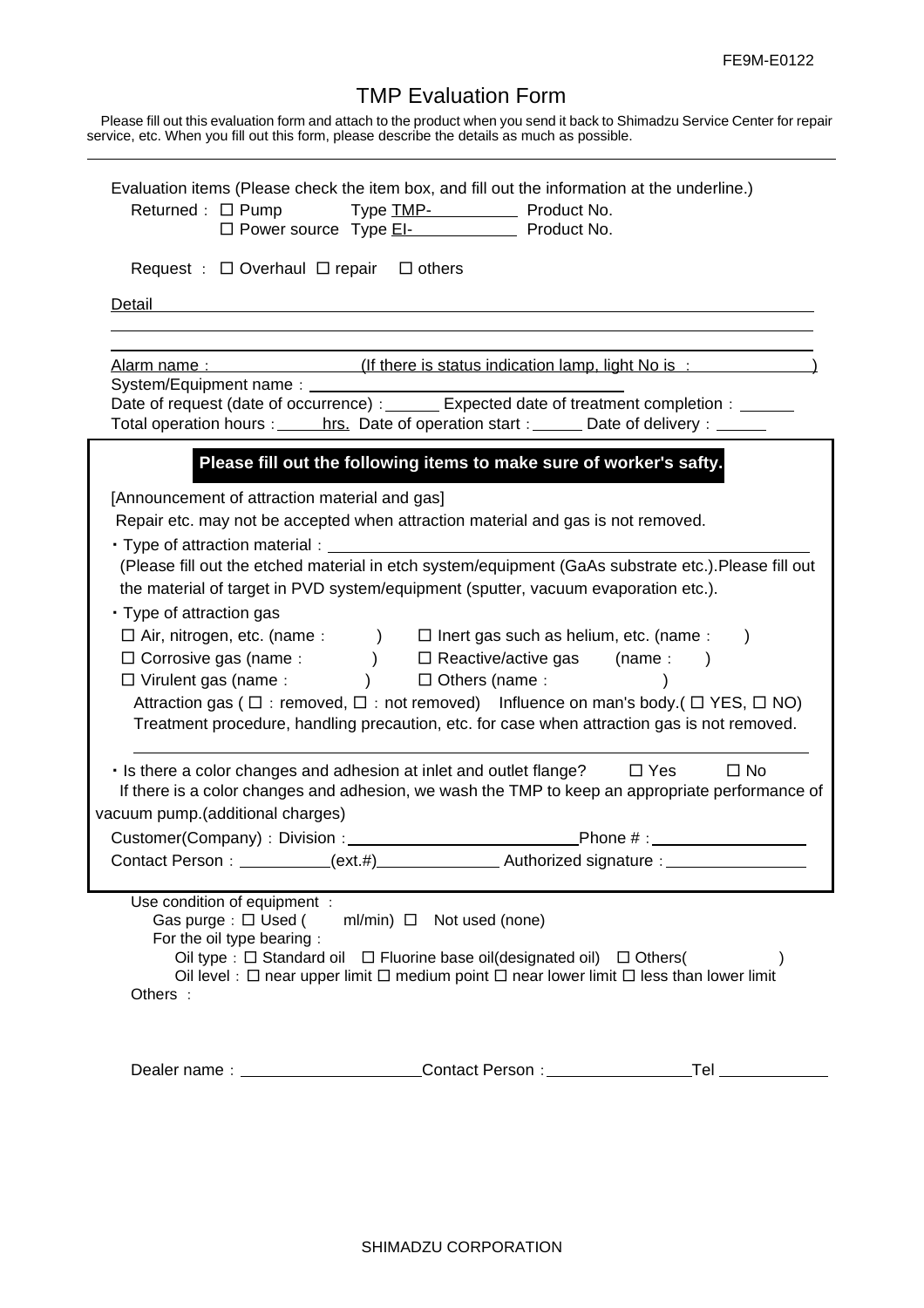FE9M-E0122

# TMP Evaluation Form

Please fill out this evaluation form and attach to the product when you send it back to Shimadzu Service Center for repair service, etc. When you fill out this form, please describe the details as much as possible.

---

Evaluation items (Please check the item box, and fill out the information at the underline.)

Returned： ☐ Pump  Type TMP-__________ Product No.
☐ Power source Type EI-__________ Product No.

Request ： ☐ Overhaul ☐ repair ☐ others

Detail ______________________________________________

______________________________________________

______________________________________________

Alarm name：__________ (If there is status indication lamp, light No is ：__________)

System/Equipment name：______________________

Date of request (date of occurrence)：______ Expected date of treatment completion：______

Total operation hours：_____hrs. Date of operation start：______ Date of delivery：______

**Please fill out the following items to make sure of worker's safty.**

[Announcement of attraction material and gas]

Repair etc. may not be accepted when attraction material and gas is not removed.

・Type of attraction material：______________________

(Please fill out the etched material in etch system/equipment (GaAs substrate etc.).Please fill out the material of target in PVD system/equipment (sputter, vacuum evaporation etc.).

・Type of attraction gas

☐ Air, nitrogen, etc. (name：  )  ☐ Inert gas such as helium, etc. (name：  )
☐ Corrosive gas (name：  )  ☐ Reactive/active gas  (name：  )
☐ Virulent gas (name：  )  ☐ Others (name：  )

Attraction gas ( ☐：removed, ☐：not removed) Influence on man's body.( ☐ YES, ☐ NO)

Treatment procedure, handling precaution, etc. for case when attraction gas is not removed.

______________________________________________

・Is there a color changes and adhesion at inlet and outlet flange?  ☐ Yes  ☐ No

If there is a color changes and adhesion, we wash the TMP to keep an appropriate performance of vacuum pump.(additional charges)

Customer(Company)：Division：______________________Phone #：______________

Contact Person：__________(ext.#)__________ Authorized signature：______________

Use condition of equipment ：

Gas purge：☐ Used (  ml/min) ☐ Not used (none)

For the oil type bearing：

Oil type：☐ Standard oil ☐ Fluorine base oil(designated oil) ☐ Others(  )

Oil level：☐ near upper limit ☐ medium point ☐ near lower limit ☐ less than lower limit

Others ：

Dealer name：__________________Contact Person：______________Tel __________

SHIMADZU CORPORATION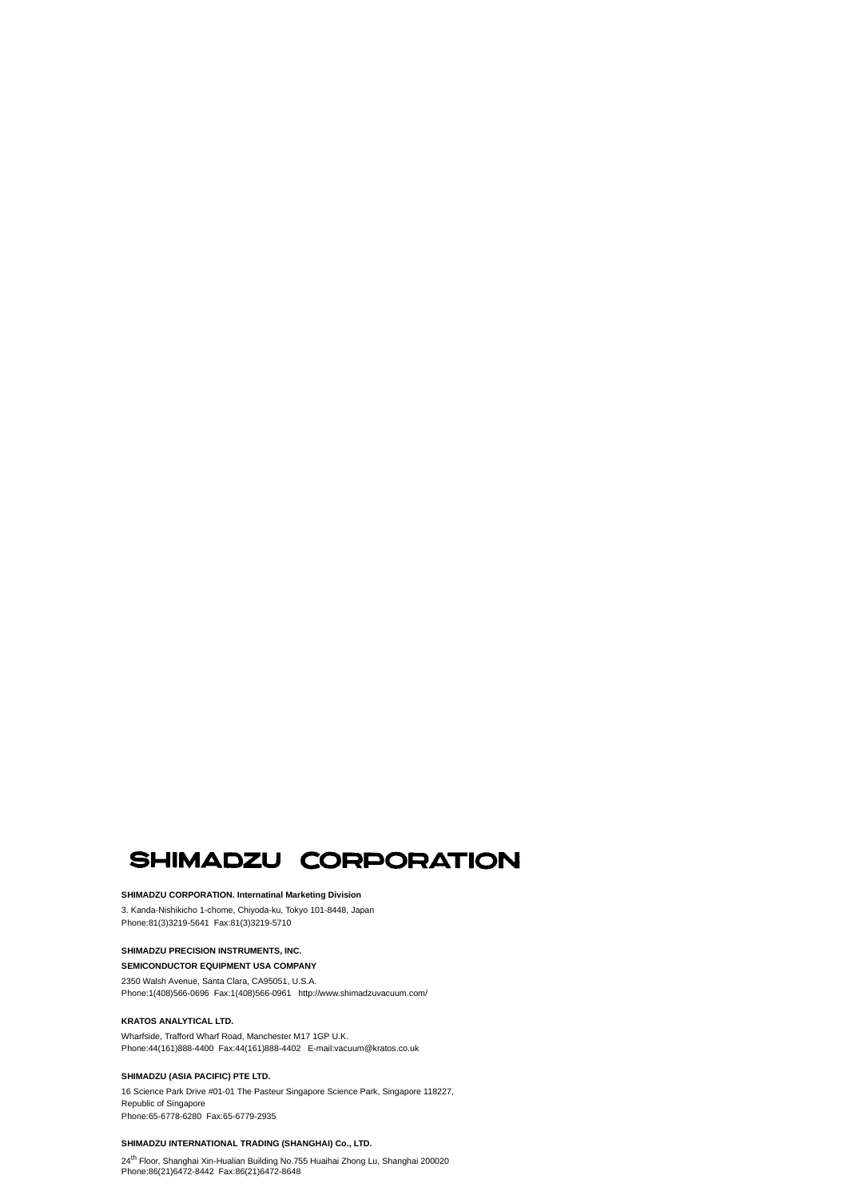# SHIMADZU CORPORATION

**SHIMADZU CORPORATION. Internatinal Marketing Division**

3. Kanda-Nishikicho 1-chome, Chiyoda-ku, Tokyo 101-8448, Japan
Phone:81(3)3219-5641 Fax:81(3)3219-5710

**SHIMADZU PRECISION INSTRUMENTS, INC.**

**SEMICONDUCTOR EQUIPMENT USA COMPANY**

2350 Walsh Avenue, Santa Clara, CA95051, U.S.A.
Phone:1(408)566-0696 Fax:1(408)566-0961 http://www.shimadzuvacuum.com/

**KRATOS ANALYTICAL LTD.**

Wharfside, Trafford Wharf Road, Manchester M17 1GP U.K.
Phone:44(161)888-4400 Fax:44(161)888-4402 E-mail:vacuum@kratos.co.uk

**SHIMADZU (ASIA PACIFIC) PTE LTD.**

16 Science Park Drive #01-01 The Pasteur Singapore Science Park, Singapore 118227,
Republic of Singapore
Phone:65-6778-6280 Fax:65-6779-2935

**SHIMADZU INTERNATIONAL TRADING (SHANGHAI) Co., LTD.**

24th Floor, Shanghai Xin-Hualian Building No.755 Huaihai Zhong Lu, Shanghai 200020
Phone:86(21)6472-8442 Fax:86(21)6472-8648